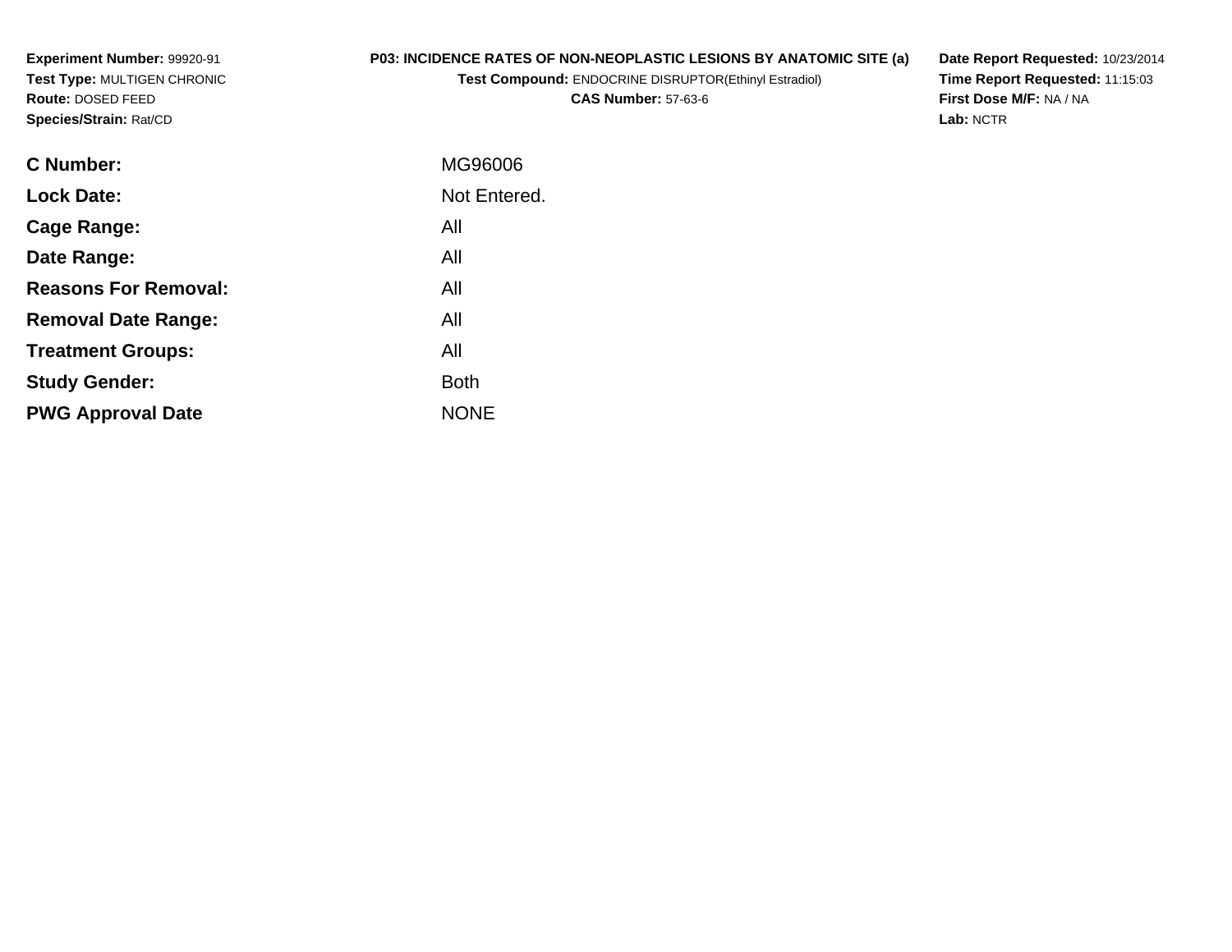**Experiment Number:** 99920-91
**Test Type:** MULTIGEN CHRONIC
**Route:** DOSED FEED
**Species/Strain:** Rat/CD

**P03: INCIDENCE RATES OF NON-NEOPLASTIC LESIONS BY ANATOMIC SITE (a)**
**Test Compound:** ENDOCRINE DISRUPTOR(Ethinyl Estradiol)
**CAS Number:** 57-63-6

**Date Report Requested:** 10/23/2014
**Time Report Requested:** 11:15:03
**First Dose M/F:** NA / NA
**Lab:** NCTR

| | |
|---|---|
| **C Number:** | MG96006 |
| **Lock Date:** | Not Entered. |
| **Cage Range:** | All |
| **Date Range:** | All |
| **Reasons For Removal:** | All |
| **Removal Date Range:** | All |
| **Treatment Groups:** | All |
| **Study Gender:** | Both |
| **PWG Approval Date** | NONE |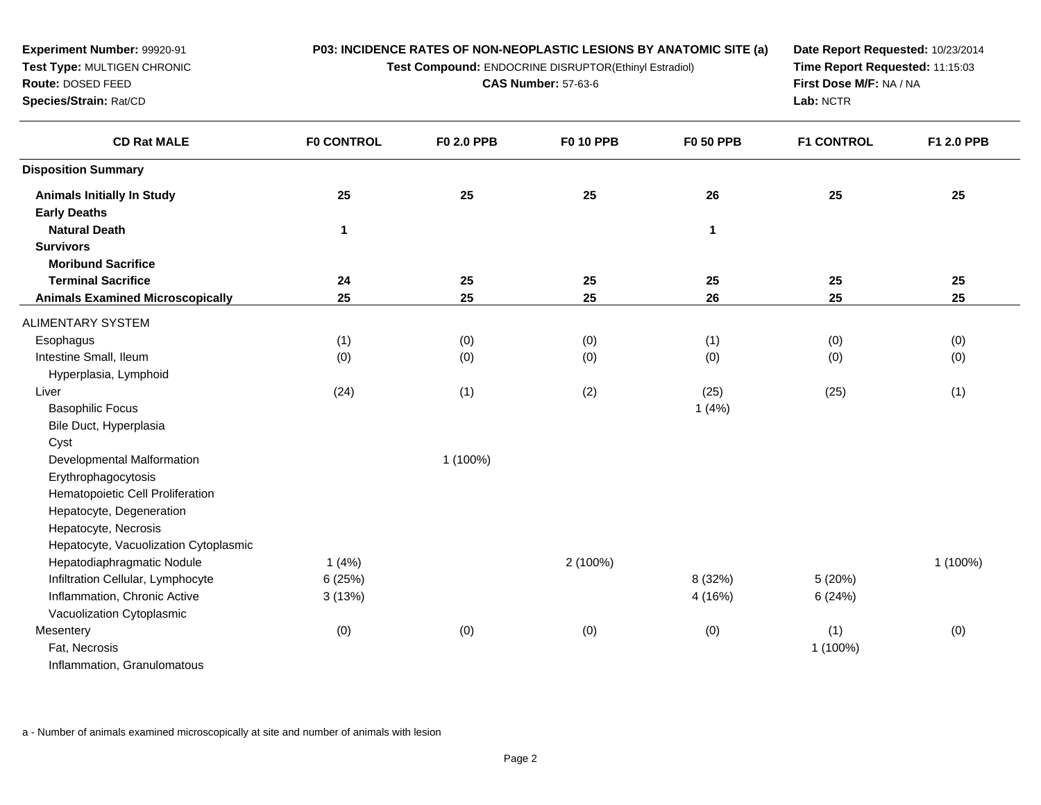**Experiment Number:** 99920-91
**Test Type:** MULTIGEN CHRONIC
**Route:** DOSED FEED
**Species/Strain:** Rat/CD

**P03: INCIDENCE RATES OF NON-NEOPLASTIC LESIONS BY ANATOMIC SITE (a)**
**Test Compound:** ENDOCRINE DISRUPTOR(Ethinyl Estradiol)
**CAS Number:** 57-63-6

**Date Report Requested:** 10/23/2014
**Time Report Requested:** 11:15:03
**First Dose M/F:** NA / NA
**Lab:** NCTR

| CD Rat MALE | F0 CONTROL | F0 2.0 PPB | F0 10 PPB | F0 50 PPB | F1 CONTROL | F1 2.0 PPB |
|---|---|---|---|---|---|---|
| **Disposition Summary** | | | | | | |
| **Animals Initially In Study** | **25** | **25** | **25** | **26** | **25** | **25** |
| **Early Deaths** | | | | | | |
| **Natural Death** | **1** | | | **1** | | |
| **Survivors** | | | | | | |
| **Moribund Sacrifice** | | | | | | |
| **Terminal Sacrifice** | **24** | **25** | **25** | **25** | **25** | **25** |
| **Animals Examined Microscopically** | **25** | **25** | **25** | **26** | **25** | **25** |
| ALIMENTARY SYSTEM | | | | | | |
| Esophagus | (1) | (0) | (0) | (1) | (0) | (0) |
| Intestine Small, Ileum | (0) | (0) | (0) | (0) | (0) | (0) |
| Hyperplasia, Lymphoid | | | | | | |
| Liver | (24) | (1) | (2) | (25) | (25) | (1) |
| Basophilic Focus | | | | 1 (4%) | | |
| Bile Duct, Hyperplasia | | | | | | |
| Cyst | | | | | | |
| Developmental Malformation | | 1 (100%) | | | | |
| Erythrophagocytosis | | | | | | |
| Hematopoietic Cell Proliferation | | | | | | |
| Hepatocyte, Degeneration | | | | | | |
| Hepatocyte, Necrosis | | | | | | |
| Hepatocyte, Vacuolization Cytoplasmic | | | | | | |
| Hepatodiaphragmatic Nodule | 1 (4%) | | 2 (100%) | | | 1 (100%) |
| Infiltration Cellular, Lymphocyte | 6 (25%) | | | 8 (32%) | 5 (20%) | |
| Inflammation, Chronic Active | 3 (13%) | | | 4 (16%) | 6 (24%) | |
| Vacuolization Cytoplasmic | | | | | | |
| Mesentery | (0) | (0) | (0) | (0) | (1) | (0) |
| Fat, Necrosis | | | | | 1 (100%) | |
| Inflammation, Granulomatous | | | | | | |

a - Number of animals examined microscopically at site and number of animals with lesion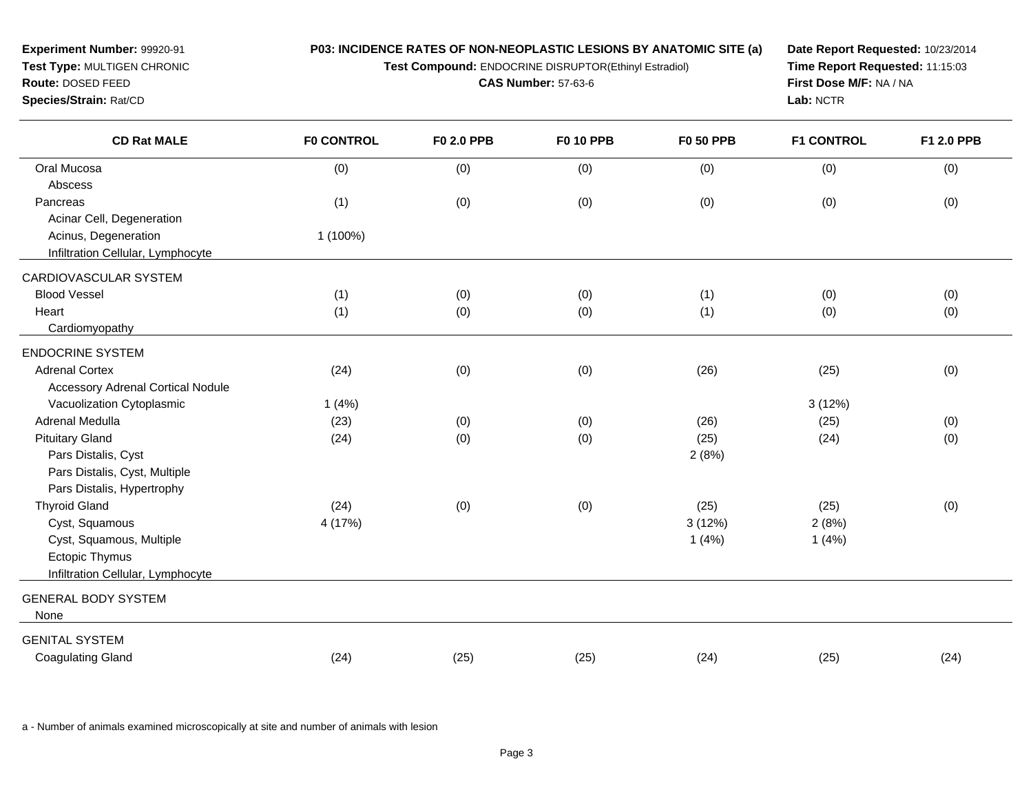**Experiment Number:** 99920-91
**Test Type:** MULTIGEN CHRONIC
**Route:** DOSED FEED
**Species/Strain:** Rat/CD

**P03: INCIDENCE RATES OF NON-NEOPLASTIC LESIONS BY ANATOMIC SITE (a)**
**Test Compound:** ENDOCRINE DISRUPTOR(Ethinyl Estradiol)
**CAS Number:** 57-63-6

**Date Report Requested:** 10/23/2014
**Time Report Requested:** 11:15:03
**First Dose M/F:** NA / NA
**Lab:** NCTR

| CD Rat MALE | F0 CONTROL | F0 2.0 PPB | F0 10 PPB | F0 50 PPB | F1 CONTROL | F1 2.0 PPB |
|---|---|---|---|---|---|---|
| Oral Mucosa | (0) | (0) | (0) | (0) | (0) | (0) |
| Abscess | | | | | | |
| Pancreas | (1) | (0) | (0) | (0) | (0) | (0) |
| Acinar Cell, Degeneration | | | | | | |
| Acinus, Degeneration | 1 (100%) | | | | | |
| Infiltration Cellular, Lymphocyte | | | | | | |
| CARDIOVASCULAR SYSTEM | | | | | | |
| Blood Vessel | (1) | (0) | (0) | (1) | (0) | (0) |
| Heart | (1) | (0) | (0) | (1) | (0) | (0) |
| Cardiomyopathy | | | | | | |
| ENDOCRINE SYSTEM | | | | | | |
| Adrenal Cortex | (24) | (0) | (0) | (26) | (25) | (0) |
| Accessory Adrenal Cortical Nodule | | | | | | |
| Vacuolization Cytoplasmic | 1 (4%) | | | | 3 (12%) | |
| Adrenal Medulla | (23) | (0) | (0) | (26) | (25) | (0) |
| Pituitary Gland | (24) | (0) | (0) | (25) | (24) | (0) |
| Pars Distalis, Cyst | | | | 2 (8%) | | |
| Pars Distalis, Cyst, Multiple | | | | | | |
| Pars Distalis, Hypertrophy | | | | | | |
| Thyroid Gland | (24) | (0) | (0) | (25) | (25) | (0) |
| Cyst, Squamous | 4 (17%) | | | 3 (12%) | 2 (8%) | |
| Cyst, Squamous, Multiple | | | | 1 (4%) | 1 (4%) | |
| Ectopic Thymus | | | | | | |
| Infiltration Cellular, Lymphocyte | | | | | | |
| GENERAL BODY SYSTEM | | | | | | |
| None | | | | | | |
| GENITAL SYSTEM | | | | | | |
| Coagulating Gland | (24) | (25) | (25) | (24) | (25) | (24) |

a - Number of animals examined microscopically at site and number of animals with lesion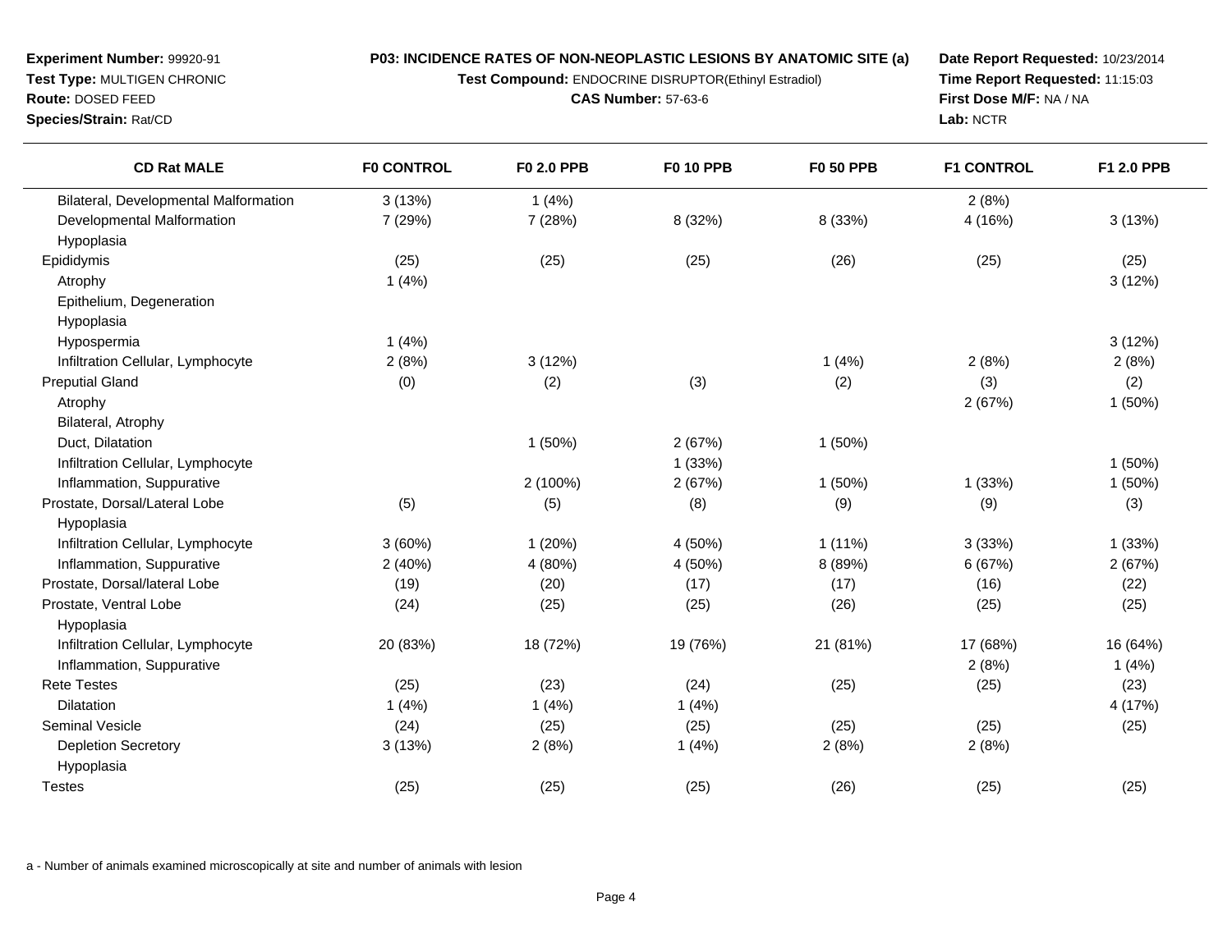**Experiment Number:** 99920-91
**Test Type:** MULTIGEN CHRONIC
**Route:** DOSED FEED
**Species/Strain:** Rat/CD

**P03: INCIDENCE RATES OF NON-NEOPLASTIC LESIONS BY ANATOMIC SITE (a)**
**Test Compound:** ENDOCRINE DISRUPTOR(Ethinyl Estradiol)
**CAS Number:** 57-63-6

**Date Report Requested:** 10/23/2014
**Time Report Requested:** 11:15:03
**First Dose M/F:** NA / NA
**Lab:** NCTR

| CD Rat MALE | F0 CONTROL | F0 2.0 PPB | F0 10 PPB | F0 50 PPB | F1 CONTROL | F1 2.0 PPB |
|---|---|---|---|---|---|---|
| Bilateral, Developmental Malformation | 3 (13%) | 1 (4%) | | | 2 (8%) | |
| Developmental Malformation | 7 (29%) | 7 (28%) | 8 (32%) | 8 (33%) | 4 (16%) | 3 (13%) |
| Hypoplasia | | | | | | |
| Epididymis | (25) | (25) | (25) | (26) | (25) | (25) |
| Atrophy | 1 (4%) | | | | | 3 (12%) |
| Epithelium, Degeneration | | | | | | |
| Hypoplasia | | | | | | |
| Hypospermia | 1 (4%) | | | | | 3 (12%) |
| Infiltration Cellular, Lymphocyte | 2 (8%) | 3 (12%) | | 1 (4%) | 2 (8%) | 2 (8%) |
| Preputial Gland | (0) | (2) | (3) | (2) | (3) | (2) |
| Atrophy | | | | | 2 (67%) | 1 (50%) |
| Bilateral, Atrophy | | | | | | |
| Duct, Dilatation | | 1 (50%) | 2 (67%) | 1 (50%) | | |
| Infiltration Cellular, Lymphocyte | | | 1 (33%) | | | 1 (50%) |
| Inflammation, Suppurative | | 2 (100%) | 2 (67%) | 1 (50%) | 1 (33%) | 1 (50%) |
| Prostate, Dorsal/Lateral Lobe | (5) | (5) | (8) | (9) | (9) | (3) |
| Hypoplasia | | | | | | |
| Infiltration Cellular, Lymphocyte | 3 (60%) | 1 (20%) | 4 (50%) | 1 (11%) | 3 (33%) | 1 (33%) |
| Inflammation, Suppurative | 2 (40%) | 4 (80%) | 4 (50%) | 8 (89%) | 6 (67%) | 2 (67%) |
| Prostate, Dorsal/lateral Lobe | (19) | (20) | (17) | (17) | (16) | (22) |
| Prostate, Ventral Lobe | (24) | (25) | (25) | (26) | (25) | (25) |
| Hypoplasia | | | | | | |
| Infiltration Cellular, Lymphocyte | 20 (83%) | 18 (72%) | 19 (76%) | 21 (81%) | 17 (68%) | 16 (64%) |
| Inflammation, Suppurative | | | | | 2 (8%) | 1 (4%) |
| Rete Testes | (25) | (23) | (24) | (25) | (25) | (23) |
| Dilatation | 1 (4%) | 1 (4%) | 1 (4%) | | | 4 (17%) |
| Seminal Vesicle | (24) | (25) | (25) | (25) | (25) | (25) |
| Depletion Secretory | 3 (13%) | 2 (8%) | 1 (4%) | 2 (8%) | 2 (8%) | |
| Hypoplasia | | | | | | |
| Testes | (25) | (25) | (25) | (26) | (25) | (25) |

a - Number of animals examined microscopically at site and number of animals with lesion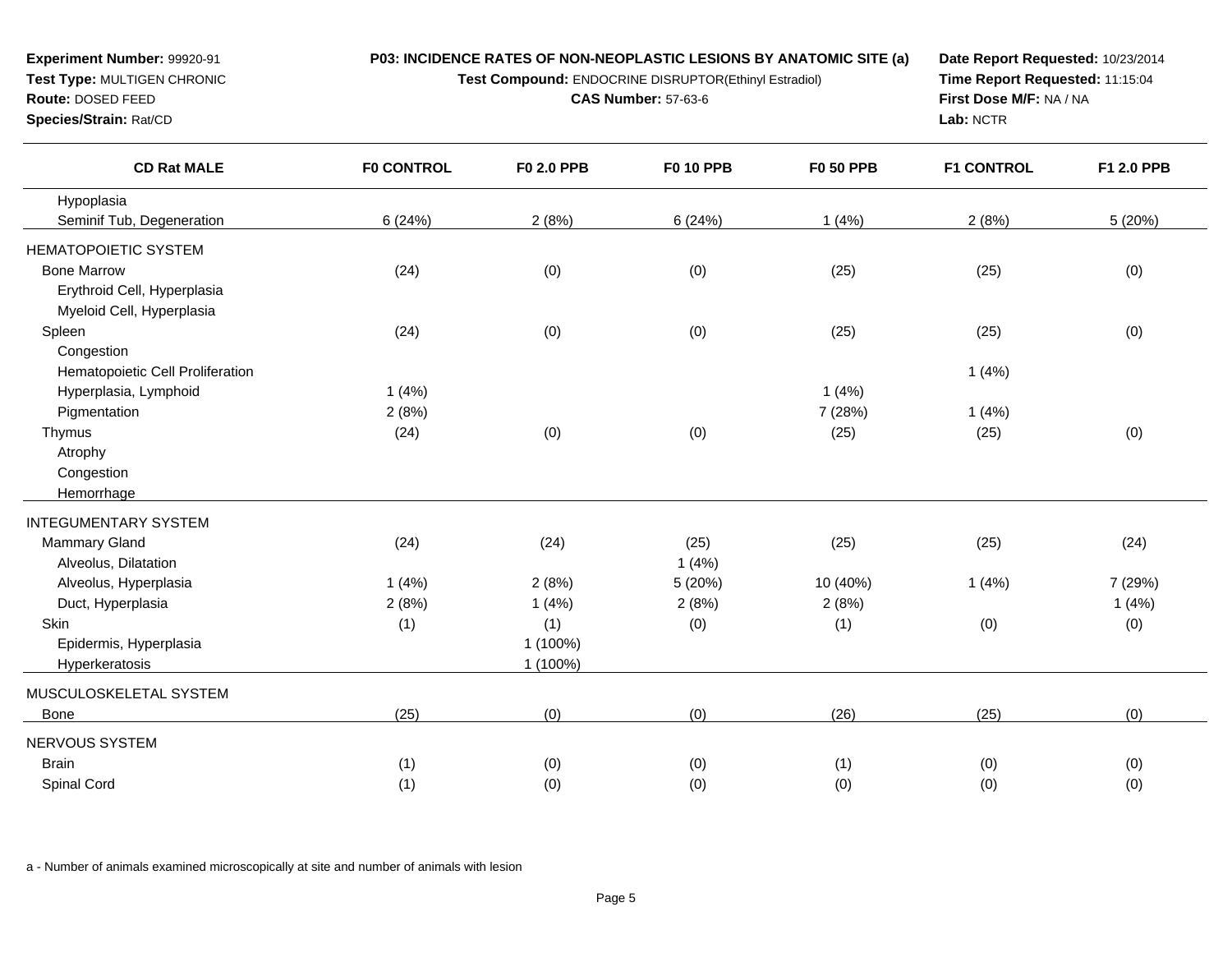**Experiment Number:** 99920-91
**Test Type:** MULTIGEN CHRONIC
**Route:** DOSED FEED
**Species/Strain:** Rat/CD

**P03: INCIDENCE RATES OF NON-NEOPLASTIC LESIONS BY ANATOMIC SITE (a)**
**Test Compound:** ENDOCRINE DISRUPTOR(Ethinyl Estradiol)
**CAS Number:** 57-63-6

**Date Report Requested:** 10/23/2014
**Time Report Requested:** 11:15:04
**First Dose M/F:** NA / NA
**Lab:** NCTR

| CD Rat MALE | F0 CONTROL | F0 2.0 PPB | F0 10 PPB | F0 50 PPB | F1 CONTROL | F1 2.0 PPB |
|---|---|---|---|---|---|---|
| Hypoplasia | | | | | | |
| Seminif Tub, Degeneration | 6 (24%) | 2 (8%) | 6 (24%) | 1 (4%) | 2 (8%) | 5 (20%) |
| HEMATOPOIETIC SYSTEM | | | | | | |
| Bone Marrow | (24) | (0) | (0) | (25) | (25) | (0) |
| Erythroid Cell, Hyperplasia | | | | | | |
| Myeloid Cell, Hyperplasia | | | | | | |
| Spleen | (24) | (0) | (0) | (25) | (25) | (0) |
| Congestion | | | | | | |
| Hematopoietic Cell Proliferation | | | | | 1 (4%) | |
| Hyperplasia, Lymphoid | 1 (4%) | | | 1 (4%) | | |
| Pigmentation | 2 (8%) | | | 7 (28%) | 1 (4%) | |
| Thymus | (24) | (0) | (0) | (25) | (25) | (0) |
| Atrophy | | | | | | |
| Congestion | | | | | | |
| Hemorrhage | | | | | | |
| INTEGUMENTARY SYSTEM | | | | | | |
| Mammary Gland | (24) | (24) | (25) | (25) | (25) | (24) |
| Alveolus, Dilatation | | | 1 (4%) | | | |
| Alveolus, Hyperplasia | 1 (4%) | 2 (8%) | 5 (20%) | 10 (40%) | 1 (4%) | 7 (29%) |
| Duct, Hyperplasia | 2 (8%) | 1 (4%) | 2 (8%) | 2 (8%) | | 1 (4%) |
| Skin | (1) | (1) | (0) | (1) | (0) | (0) |
| Epidermis, Hyperplasia | | 1 (100%) | | | | |
| Hyperkeratosis | | 1 (100%) | | | | |
| MUSCULOSKELETAL SYSTEM | | | | | | |
| Bone | (25) | (0) | (0) | (26) | (25) | (0) |
| NERVOUS SYSTEM | | | | | | |
| Brain | (1) | (0) | (0) | (1) | (0) | (0) |
| Spinal Cord | (1) | (0) | (0) | (0) | (0) | (0) |

a - Number of animals examined microscopically at site and number of animals with lesion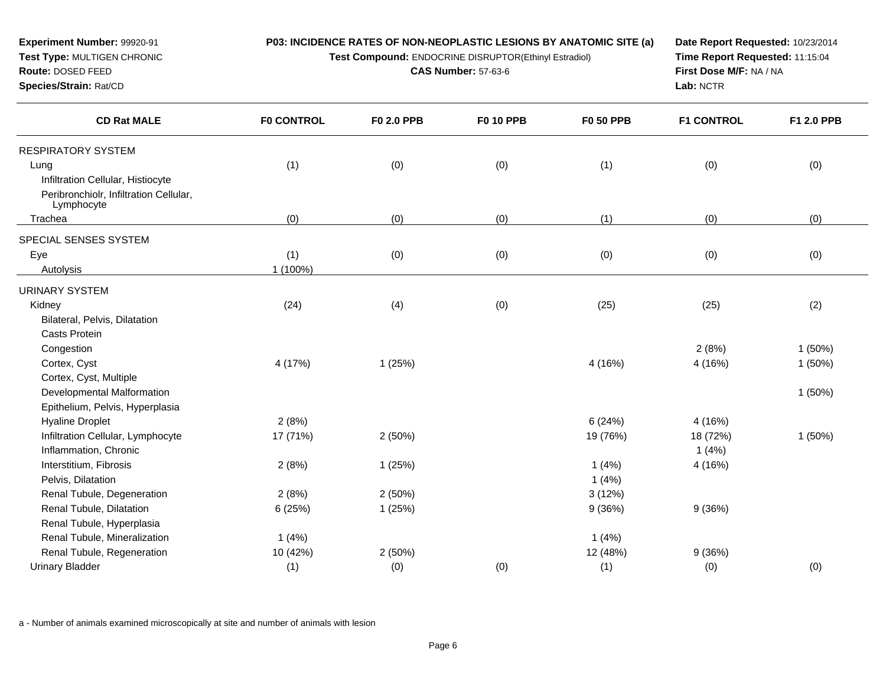**Experiment Number:** 99920-91
**Test Type:** MULTIGEN CHRONIC
**Route:** DOSED FEED
**Species/Strain:** Rat/CD

**P03: INCIDENCE RATES OF NON-NEOPLASTIC LESIONS BY ANATOMIC SITE (a)**
**Test Compound:** ENDOCRINE DISRUPTOR(Ethinyl Estradiol)
**CAS Number:** 57-63-6

**Date Report Requested:** 10/23/2014
**Time Report Requested:** 11:15:04
**First Dose M/F:** NA / NA
**Lab:** NCTR

| CD Rat MALE | F0 CONTROL | F0 2.0 PPB | F0 10 PPB | F0 50 PPB | F1 CONTROL | F1 2.0 PPB |
|---|---|---|---|---|---|---|
| RESPIRATORY SYSTEM | | | | | | |
| Lung | (1) | (0) | (0) | (1) | (0) | (0) |
| Infiltration Cellular, Histiocyte | | | | | | |
| Peribronchiolr, Infiltration Cellular, Lymphocyte | | | | | | |
| Trachea | (0) | (0) | (0) | (1) | (0) | (0) |
| SPECIAL SENSES SYSTEM | | | | | | |
| Eye | (1) | (0) | (0) | (0) | (0) | (0) |
| Autolysis | 1 (100%) | | | | | |
| URINARY SYSTEM | | | | | | |
| Kidney | (24) | (4) | (0) | (25) | (25) | (2) |
| Bilateral, Pelvis, Dilatation | | | | | | |
| Casts Protein | | | | | | |
| Congestion | | | | | 2 (8%) | 1 (50%) |
| Cortex, Cyst | 4 (17%) | 1 (25%) | | 4 (16%) | 4 (16%) | 1 (50%) |
| Cortex, Cyst, Multiple | | | | | | |
| Developmental Malformation | | | | | | 1 (50%) |
| Epithelium, Pelvis, Hyperplasia | | | | | | |
| Hyaline Droplet | 2 (8%) | | | 6 (24%) | 4 (16%) | |
| Infiltration Cellular, Lymphocyte | 17 (71%) | 2 (50%) | | 19 (76%) | 18 (72%) | 1 (50%) |
| Inflammation, Chronic | | | | | 1 (4%) | |
| Interstitium, Fibrosis | 2 (8%) | 1 (25%) | | 1 (4%) | 4 (16%) | |
| Pelvis, Dilatation | | | | 1 (4%) | | |
| Renal Tubule, Degeneration | 2 (8%) | 2 (50%) | | 3 (12%) | | |
| Renal Tubule, Dilatation | 6 (25%) | 1 (25%) | | 9 (36%) | 9 (36%) | |
| Renal Tubule, Hyperplasia | | | | | | |
| Renal Tubule, Mineralization | 1 (4%) | | | 1 (4%) | | |
| Renal Tubule, Regeneration | 10 (42%) | 2 (50%) | | 12 (48%) | 9 (36%) | |
| Urinary Bladder | (1) | (0) | (0) | (1) | (0) | (0) |

a - Number of animals examined microscopically at site and number of animals with lesion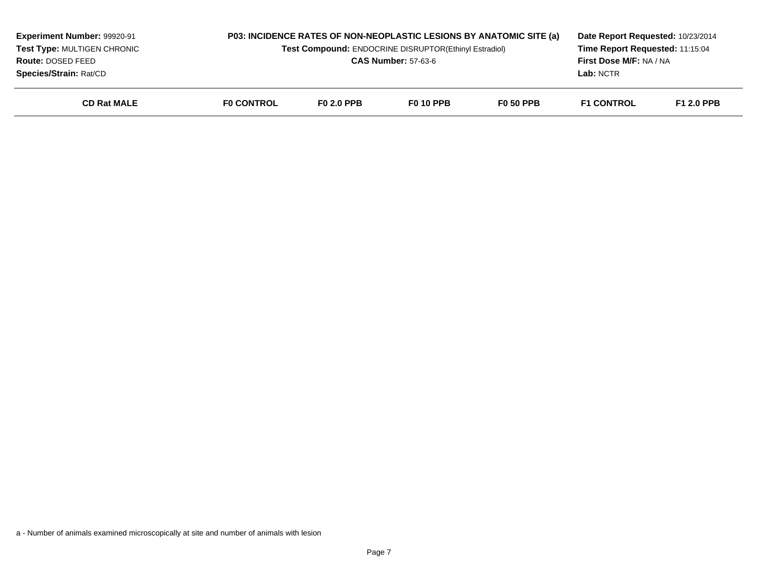| Experiment Number: 99920-91 | P03: INCIDENCE RATES OF NON-NEOPLASTIC LESIONS BY ANATOMIC SITE (a) | Date Report Requested: 10/23/2014 |
|---|---|---|
| Test Type: MULTIGEN CHRONIC | Test Compound: ENDOCRINE DISRUPTOR(Ethinyl Estradiol) | Time Report Requested: 11:15:04 |
| Route: DOSED FEED | CAS Number: 57-63-6 | First Dose M/F: NA / NA |
| Species/Strain: Rat/CD | | Lab: NCTR |

| CD Rat MALE | F0 CONTROL | F0 2.0 PPB | F0 10 PPB | F0 50 PPB | F1 CONTROL | F1 2.0 PPB |
|---|---|---|---|---|---|---|

a - Number of animals examined microscopically at site and number of animals with lesion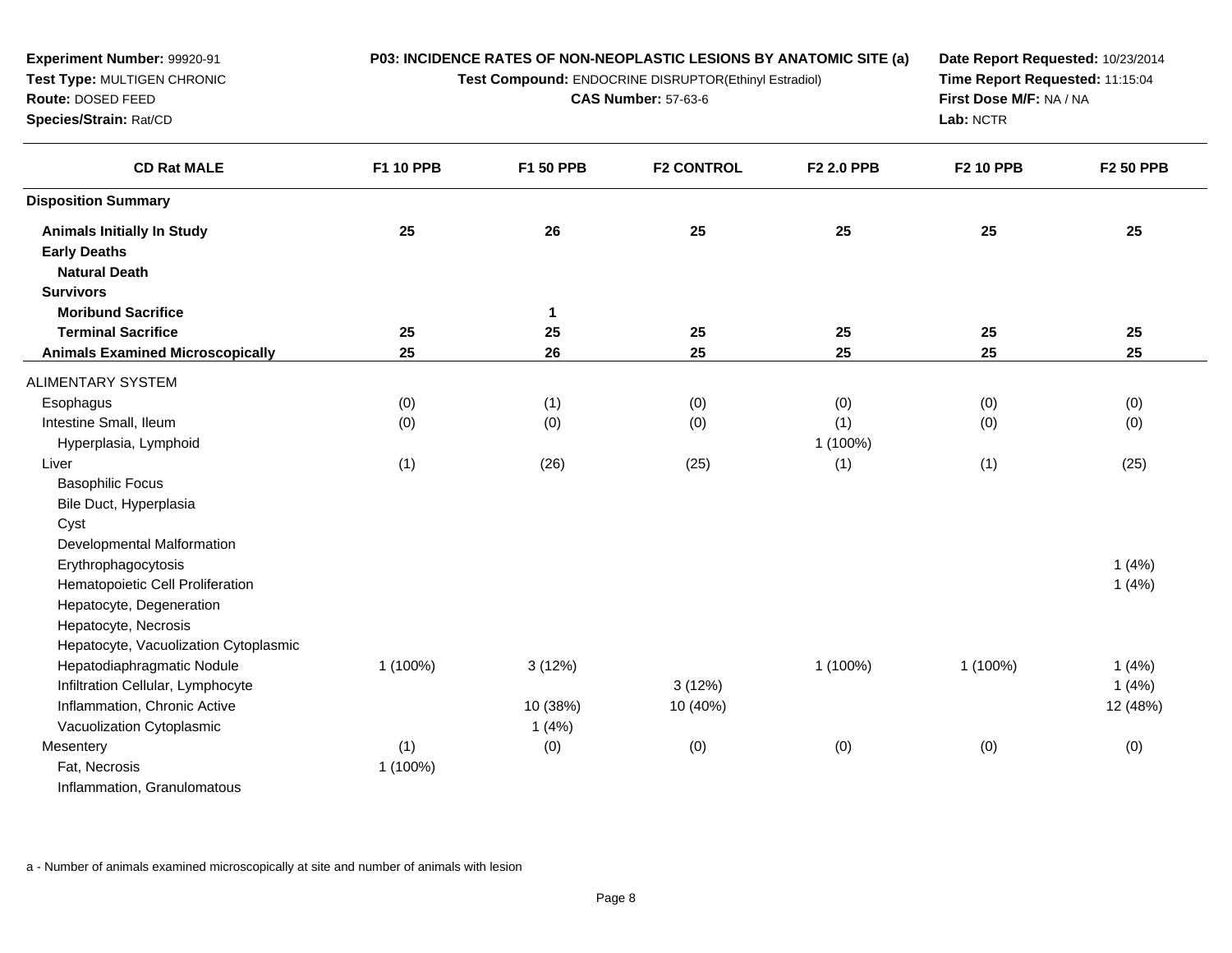**Experiment Number:** 99920-91
**Test Type:** MULTIGEN CHRONIC
**Route:** DOSED FEED
**Species/Strain:** Rat/CD

**P03: INCIDENCE RATES OF NON-NEOPLASTIC LESIONS BY ANATOMIC SITE (a)**
**Test Compound:** ENDOCRINE DISRUPTOR(Ethinyl Estradiol)
**CAS Number:** 57-63-6

**Date Report Requested:** 10/23/2014
**Time Report Requested:** 11:15:04
**First Dose M/F:** NA / NA
**Lab:** NCTR

| CD Rat MALE | F1 10 PPB | F1 50 PPB | F2 CONTROL | F2 2.0 PPB | F2 10 PPB | F2 50 PPB |
|---|---|---|---|---|---|---|
| **Disposition Summary** | | | | | | |
| **Animals Initially In Study** | **25** | **26** | **25** | **25** | **25** | **25** |
| **Early Deaths** | | | | | | |
| **Natural Death** | | | | | | |
| **Survivors** | | | | | | |
| **Moribund Sacrifice** | | **1** | | | | |
| **Terminal Sacrifice** | **25** | **25** | **25** | **25** | **25** | **25** |
| **Animals Examined Microscopically** | **25** | **26** | **25** | **25** | **25** | **25** |
| ALIMENTARY SYSTEM | | | | | | |
| Esophagus | (0) | (1) | (0) | (0) | (0) | (0) |
| Intestine Small, Ileum | (0) | (0) | (0) | (1) | (0) | (0) |
| Hyperplasia, Lymphoid | | | | 1 (100%) | | |
| Liver | (1) | (26) | (25) | (1) | (1) | (25) |
| Basophilic Focus | | | | | | |
| Bile Duct, Hyperplasia | | | | | | |
| Cyst | | | | | | |
| Developmental Malformation | | | | | | |
| Erythrophagocytosis | | | | | | 1 (4%) |
| Hematopoietic Cell Proliferation | | | | | | 1 (4%) |
| Hepatocyte, Degeneration | | | | | | |
| Hepatocyte, Necrosis | | | | | | |
| Hepatocyte, Vacuolization Cytoplasmic | | | | | | |
| Hepatodiaphragmatic Nodule | 1 (100%) | 3 (12%) | | 1 (100%) | 1 (100%) | 1 (4%) |
| Infiltration Cellular, Lymphocyte | | | 3 (12%) | | | 1 (4%) |
| Inflammation, Chronic Active | | 10 (38%) | 10 (40%) | | | 12 (48%) |
| Vacuolization Cytoplasmic | | 1 (4%) | | | | |
| Mesentery | (1) | (0) | (0) | (0) | (0) | (0) |
| Fat, Necrosis | 1 (100%) | | | | | |
| Inflammation, Granulomatous | | | | | | |

a - Number of animals examined microscopically at site and number of animals with lesion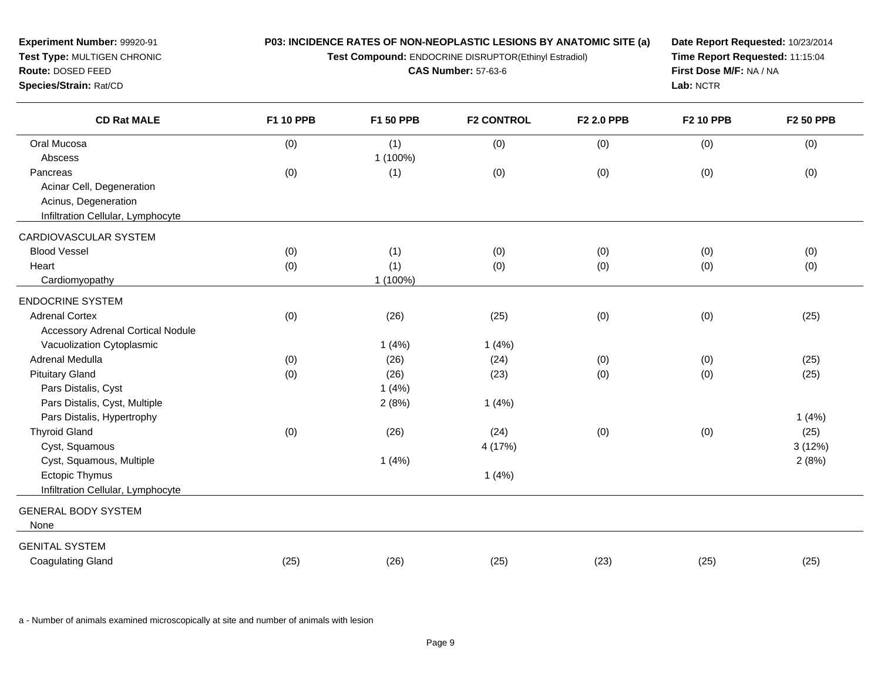**Experiment Number:** 99920-91
**Test Type:** MULTIGEN CHRONIC
**Route:** DOSED FEED
**Species/Strain:** Rat/CD

**P03: INCIDENCE RATES OF NON-NEOPLASTIC LESIONS BY ANATOMIC SITE (a)**
**Test Compound:** ENDOCRINE DISRUPTOR(Ethinyl Estradiol)
**CAS Number:** 57-63-6

**Date Report Requested:** 10/23/2014
**Time Report Requested:** 11:15:04
**First Dose M/F:** NA / NA
**Lab:** NCTR

| CD Rat MALE | F1 10 PPB | F1 50 PPB | F2 CONTROL | F2 2.0 PPB | F2 10 PPB | F2 50 PPB |
|---|---|---|---|---|---|---|
| Oral Mucosa | (0) | (1) | (0) | (0) | (0) | (0) |
| Abscess | | 1 (100%) | | | | |
| Pancreas | (0) | (1) | (0) | (0) | (0) | (0) |
| Acinar Cell, Degeneration | | | | | | |
| Acinus, Degeneration | | | | | | |
| Infiltration Cellular, Lymphocyte | | | | | | |
| CARDIOVASCULAR SYSTEM | | | | | | |
| Blood Vessel | (0) | (1) | (0) | (0) | (0) | (0) |
| Heart | (0) | (1) | (0) | (0) | (0) | (0) |
| Cardiomyopathy | | 1 (100%) | | | | |
| ENDOCRINE SYSTEM | | | | | | |
| Adrenal Cortex | (0) | (26) | (25) | (0) | (0) | (25) |
| Accessory Adrenal Cortical Nodule | | | | | | |
| Vacuolization Cytoplasmic | | 1 (4%) | 1 (4%) | | | |
| Adrenal Medulla | (0) | (26) | (24) | (0) | (0) | (25) |
| Pituitary Gland | (0) | (26) | (23) | (0) | (0) | (25) |
| Pars Distalis, Cyst | | 1 (4%) | | | | |
| Pars Distalis, Cyst, Multiple | | 2 (8%) | 1 (4%) | | | |
| Pars Distalis, Hypertrophy | | | | | | 1 (4%) |
| Thyroid Gland | (0) | (26) | (24) | (0) | (0) | (25) |
| Cyst, Squamous | | | 4 (17%) | | | 3 (12%) |
| Cyst, Squamous, Multiple | | 1 (4%) | | | | 2 (8%) |
| Ectopic Thymus | | | 1 (4%) | | | |
| Infiltration Cellular, Lymphocyte | | | | | | |
| GENERAL BODY SYSTEM | | | | | | |
| None | | | | | | |
| GENITAL SYSTEM | | | | | | |
| Coagulating Gland | (25) | (26) | (25) | (23) | (25) | (25) |

a - Number of animals examined microscopically at site and number of animals with lesion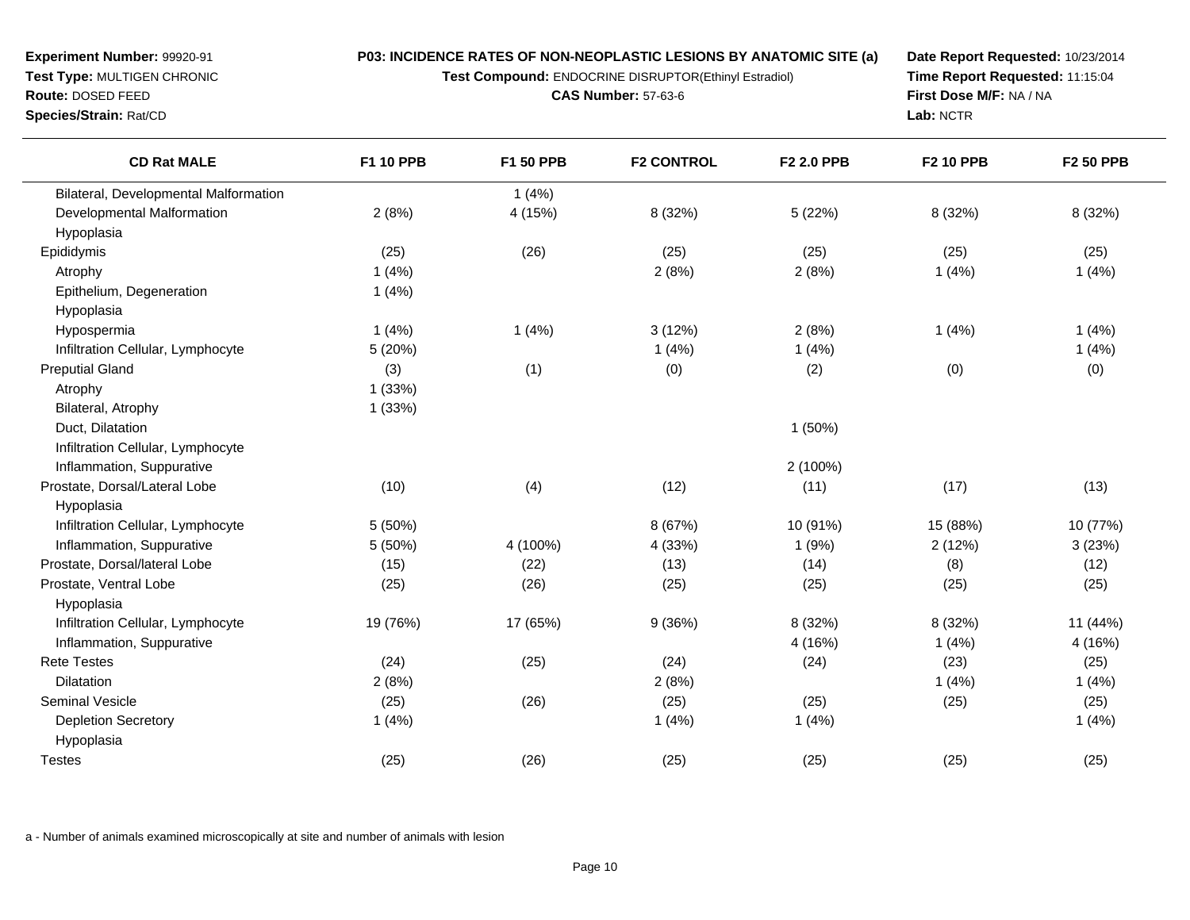**Experiment Number:** 99920-91
**Test Type:** MULTIGEN CHRONIC
**Route:** DOSED FEED
**Species/Strain:** Rat/CD

**P03: INCIDENCE RATES OF NON-NEOPLASTIC LESIONS BY ANATOMIC SITE (a)**
**Test Compound:** ENDOCRINE DISRUPTOR(Ethinyl Estradiol)
**CAS Number:** 57-63-6

**Date Report Requested:** 10/23/2014
**Time Report Requested:** 11:15:04
**First Dose M/F:** NA / NA
**Lab:** NCTR

| CD Rat MALE | F1 10 PPB | F1 50 PPB | F2 CONTROL | F2 2.0 PPB | F2 10 PPB | F2 50 PPB |
|---|---|---|---|---|---|---|
| Bilateral, Developmental Malformation | | 1 (4%) | | | | |
| Developmental Malformation | 2 (8%) | 4 (15%) | 8 (32%) | 5 (22%) | 8 (32%) | 8 (32%) |
| Hypoplasia | | | | | | |
| Epididymis | (25) | (26) | (25) | (25) | (25) | (25) |
| Atrophy | 1 (4%) | | 2 (8%) | 2 (8%) | 1 (4%) | 1 (4%) |
| Epithelium, Degeneration | 1 (4%) | | | | | |
| Hypoplasia | | | | | | |
| Hypospermia | 1 (4%) | 1 (4%) | 3 (12%) | 2 (8%) | 1 (4%) | 1 (4%) |
| Infiltration Cellular, Lymphocyte | 5 (20%) | | 1 (4%) | 1 (4%) | | 1 (4%) |
| Preputial Gland | (3) | (1) | (0) | (2) | (0) | (0) |
| Atrophy | 1 (33%) | | | | | |
| Bilateral, Atrophy | 1 (33%) | | | | | |
| Duct, Dilatation | | | | 1 (50%) | | |
| Infiltration Cellular, Lymphocyte | | | | | | |
| Inflammation, Suppurative | | | | 2 (100%) | | |
| Prostate, Dorsal/Lateral Lobe | (10) | (4) | (12) | (11) | (17) | (13) |
| Hypoplasia | | | | | | |
| Infiltration Cellular, Lymphocyte | 5 (50%) | | 8 (67%) | 10 (91%) | 15 (88%) | 10 (77%) |
| Inflammation, Suppurative | 5 (50%) | 4 (100%) | 4 (33%) | 1 (9%) | 2 (12%) | 3 (23%) |
| Prostate, Dorsal/lateral Lobe | (15) | (22) | (13) | (14) | (8) | (12) |
| Prostate, Ventral Lobe | (25) | (26) | (25) | (25) | (25) | (25) |
| Hypoplasia | | | | | | |
| Infiltration Cellular, Lymphocyte | 19 (76%) | 17 (65%) | 9 (36%) | 8 (32%) | 8 (32%) | 11 (44%) |
| Inflammation, Suppurative | | | | 4 (16%) | 1 (4%) | 4 (16%) |
| Rete Testes | (24) | (25) | (24) | (24) | (23) | (25) |
| Dilatation | 2 (8%) | | 2 (8%) | | 1 (4%) | 1 (4%) |
| Seminal Vesicle | (25) | (26) | (25) | (25) | (25) | (25) |
| Depletion Secretory | 1 (4%) | | 1 (4%) | 1 (4%) | | 1 (4%) |
| Hypoplasia | | | | | | |
| Testes | (25) | (26) | (25) | (25) | (25) | (25) |

a - Number of animals examined microscopically at site and number of animals with lesion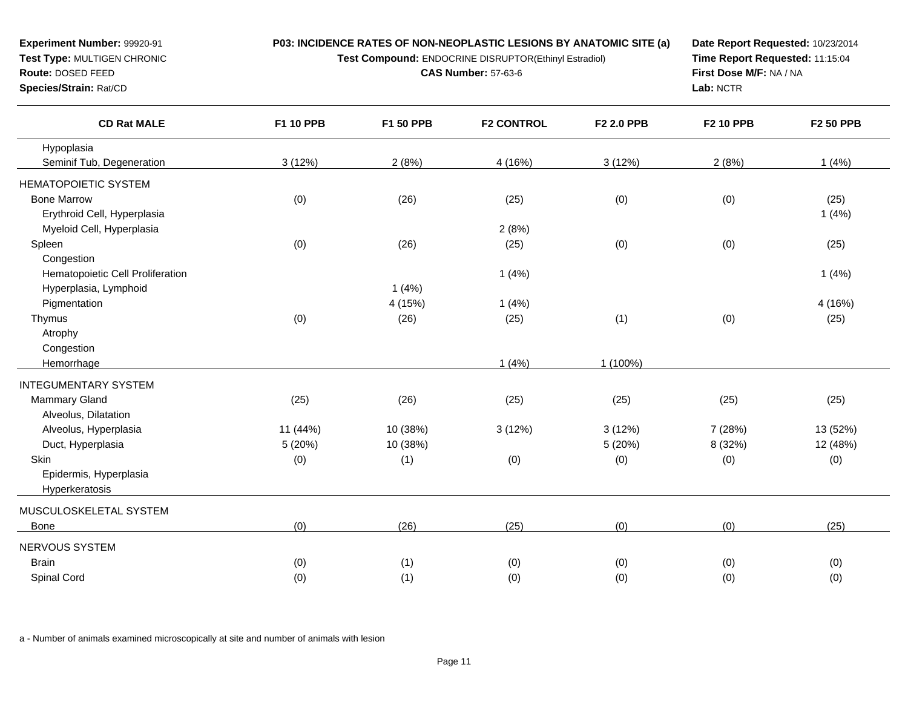**Experiment Number:** 99920-91
**Test Type:** MULTIGEN CHRONIC
**Route:** DOSED FEED
**Species/Strain:** Rat/CD

**P03: INCIDENCE RATES OF NON-NEOPLASTIC LESIONS BY ANATOMIC SITE (a)**
**Test Compound:** ENDOCRINE DISRUPTOR(Ethinyl Estradiol)
**CAS Number:** 57-63-6

**Date Report Requested:** 10/23/2014
**Time Report Requested:** 11:15:04
**First Dose M/F:** NA / NA
**Lab:** NCTR

| CD Rat MALE | F1 10 PPB | F1 50 PPB | F2 CONTROL | F2 2.0 PPB | F2 10 PPB | F2 50 PPB |
|---|---|---|---|---|---|---|
| Hypoplasia | | | | | | |
| Seminif Tub, Degeneration | 3 (12%) | 2 (8%) | 4 (16%) | 3 (12%) | 2 (8%) | 1 (4%) |
| HEMATOPOIETIC SYSTEM | | | | | | |
| Bone Marrow | (0) | (26) | (25) | (0) | (0) | (25) |
| Erythroid Cell, Hyperplasia | | | | | | 1 (4%) |
| Myeloid Cell, Hyperplasia | | | 2 (8%) | | | |
| Spleen | (0) | (26) | (25) | (0) | (0) | (25) |
| Congestion | | | | | | |
| Hematopoietic Cell Proliferation | | | 1 (4%) | | | 1 (4%) |
| Hyperplasia, Lymphoid | | 1 (4%) | | | | |
| Pigmentation | | 4 (15%) | 1 (4%) | | | 4 (16%) |
| Thymus | (0) | (26) | (25) | (1) | (0) | (25) |
| Atrophy | | | | | | |
| Congestion | | | | | | |
| Hemorrhage | | | 1 (4%) | 1 (100%) | | |
| INTEGUMENTARY SYSTEM | | | | | | |
| Mammary Gland | (25) | (26) | (25) | (25) | (25) | (25) |
| Alveolus, Dilatation | | | | | | |
| Alveolus, Hyperplasia | 11 (44%) | 10 (38%) | 3 (12%) | 3 (12%) | 7 (28%) | 13 (52%) |
| Duct, Hyperplasia | 5 (20%) | 10 (38%) | | 5 (20%) | 8 (32%) | 12 (48%) |
| Skin | (0) | (1) | (0) | (0) | (0) | (0) |
| Epidermis, Hyperplasia | | | | | | |
| Hyperkeratosis | | | | | | |
| MUSCULOSKELETAL SYSTEM | | | | | | |
| Bone | (0) | (26) | (25) | (0) | (0) | (25) |
| NERVOUS SYSTEM | | | | | | |
| Brain | (0) | (1) | (0) | (0) | (0) | (0) |
| Spinal Cord | (0) | (1) | (0) | (0) | (0) | (0) |

a - Number of animals examined microscopically at site and number of animals with lesion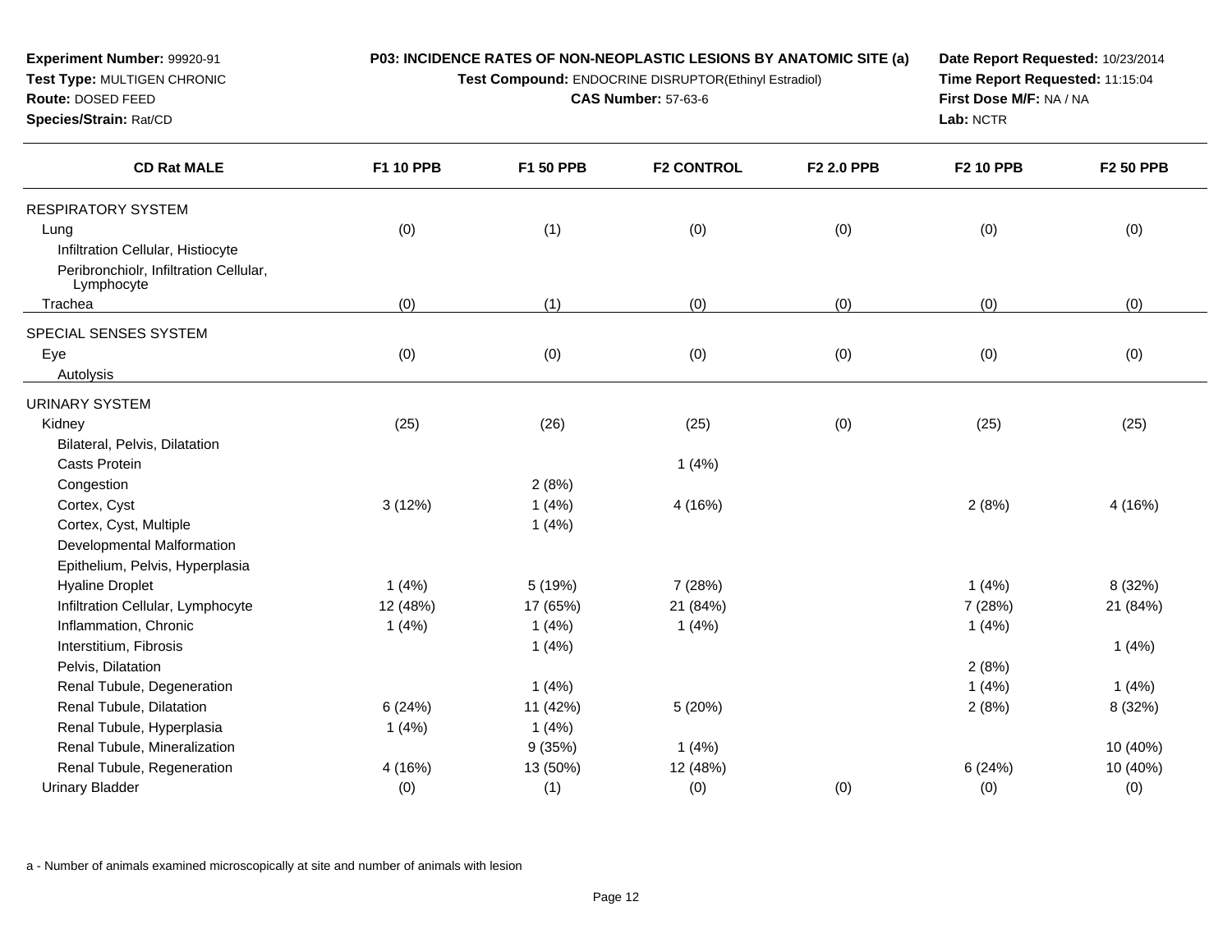**Experiment Number:** 99920-91
**Test Type:** MULTIGEN CHRONIC
**Route:** DOSED FEED
**Species/Strain:** Rat/CD

**P03: INCIDENCE RATES OF NON-NEOPLASTIC LESIONS BY ANATOMIC SITE (a)**
**Test Compound:** ENDOCRINE DISRUPTOR(Ethinyl Estradiol)
**CAS Number:** 57-63-6

**Date Report Requested:** 10/23/2014
**Time Report Requested:** 11:15:04
**First Dose M/F:** NA / NA
**Lab:** NCTR

| CD Rat MALE | F1 10 PPB | F1 50 PPB | F2 CONTROL | F2 2.0 PPB | F2 10 PPB | F2 50 PPB |
|---|---|---|---|---|---|---|
| RESPIRATORY SYSTEM | | | | | | |
| Lung | (0) | (1) | (0) | (0) | (0) | (0) |
| Infiltration Cellular, Histiocyte | | | | | | |
| Peribronchiolr, Infiltration Cellular, Lymphocyte | | | | | | |
| Trachea | (0) | (1) | (0) | (0) | (0) | (0) |
| SPECIAL SENSES SYSTEM | | | | | | |
| Eye | (0) | (0) | (0) | (0) | (0) | (0) |
| Autolysis | | | | | | |
| URINARY SYSTEM | | | | | | |
| Kidney | (25) | (26) | (25) | (0) | (25) | (25) |
| Bilateral, Pelvis, Dilatation | | | | | | |
| Casts Protein | | | 1 (4%) | | | |
| Congestion | | 2 (8%) | | | | |
| Cortex, Cyst | 3 (12%) | 1 (4%) | 4 (16%) | | 2 (8%) | 4 (16%) |
| Cortex, Cyst, Multiple | | 1 (4%) | | | | |
| Developmental Malformation | | | | | | |
| Epithelium, Pelvis, Hyperplasia | | | | | | |
| Hyaline Droplet | 1 (4%) | 5 (19%) | 7 (28%) | | 1 (4%) | 8 (32%) |
| Infiltration Cellular, Lymphocyte | 12 (48%) | 17 (65%) | 21 (84%) | | 7 (28%) | 21 (84%) |
| Inflammation, Chronic | 1 (4%) | 1 (4%) | 1 (4%) | | 1 (4%) | |
| Interstitium, Fibrosis | | 1 (4%) | | | | 1 (4%) |
| Pelvis, Dilatation | | | | | 2 (8%) | |
| Renal Tubule, Degeneration | | 1 (4%) | | | 1 (4%) | 1 (4%) |
| Renal Tubule, Dilatation | 6 (24%) | 11 (42%) | 5 (20%) | | 2 (8%) | 8 (32%) |
| Renal Tubule, Hyperplasia | 1 (4%) | 1 (4%) | | | | |
| Renal Tubule, Mineralization | | 9 (35%) | 1 (4%) | | | 10 (40%) |
| Renal Tubule, Regeneration | 4 (16%) | 13 (50%) | 12 (48%) | | 6 (24%) | 10 (40%) |
| Urinary Bladder | (0) | (1) | (0) | (0) | (0) | (0) |

a - Number of animals examined microscopically at site and number of animals with lesion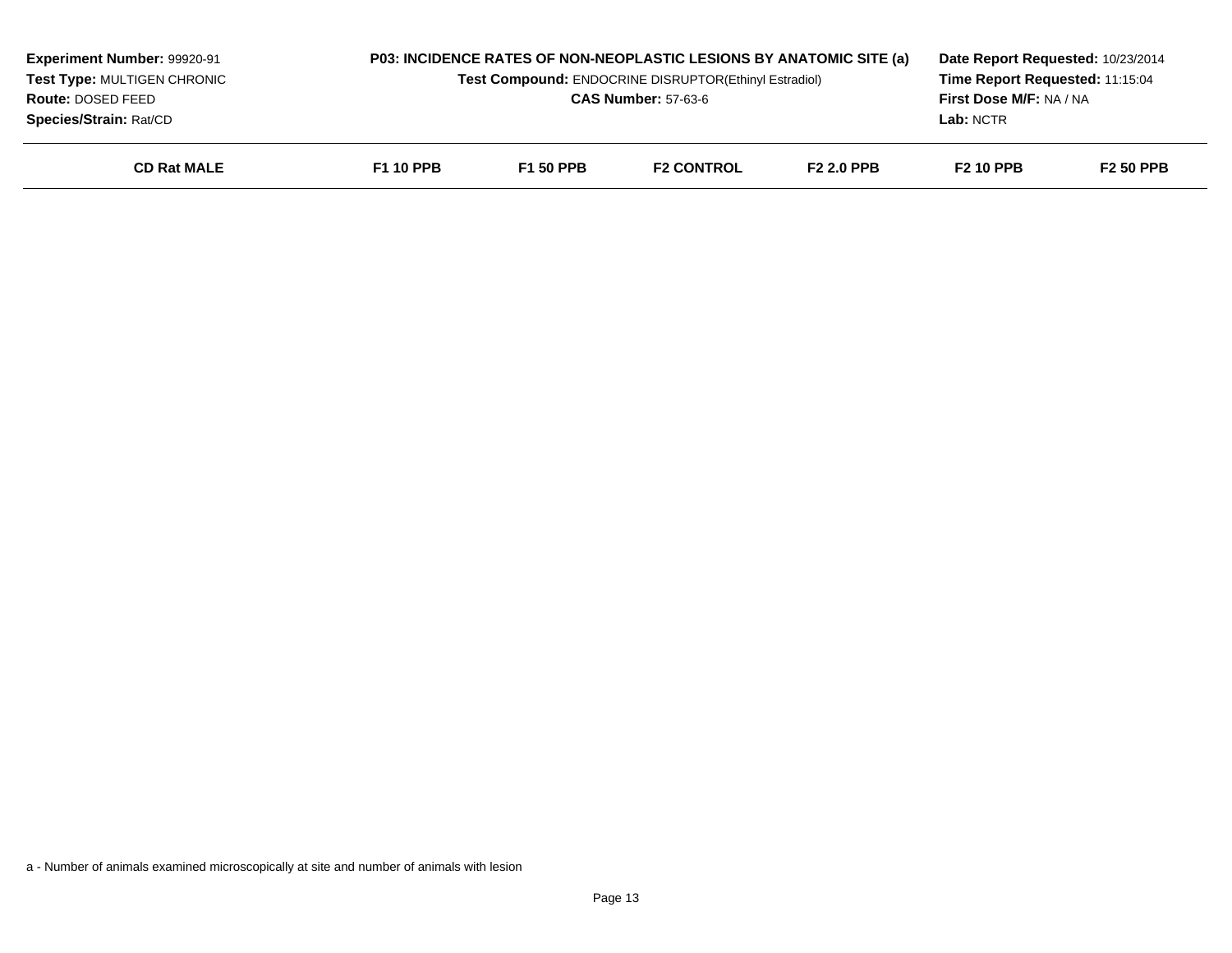**Experiment Number:** 99920-91
**Test Type:** MULTIGEN CHRONIC
**Route:** DOSED FEED
**Species/Strain:** Rat/CD

**P03: INCIDENCE RATES OF NON-NEOPLASTIC LESIONS BY ANATOMIC SITE (a)**
**Test Compound:** ENDOCRINE DISRUPTOR(Ethinyl Estradiol)
**CAS Number:** 57-63-6

**Date Report Requested:** 10/23/2014
**Time Report Requested:** 11:15:04
**First Dose M/F:** NA / NA
**Lab:** NCTR

| CD Rat MALE | F1 10 PPB | F1 50 PPB | F2 CONTROL | F2 2.0 PPB | F2 10 PPB | F2 50 PPB |
|---|---|---|---|---|---|---|

a - Number of animals examined microscopically at site and number of animals with lesion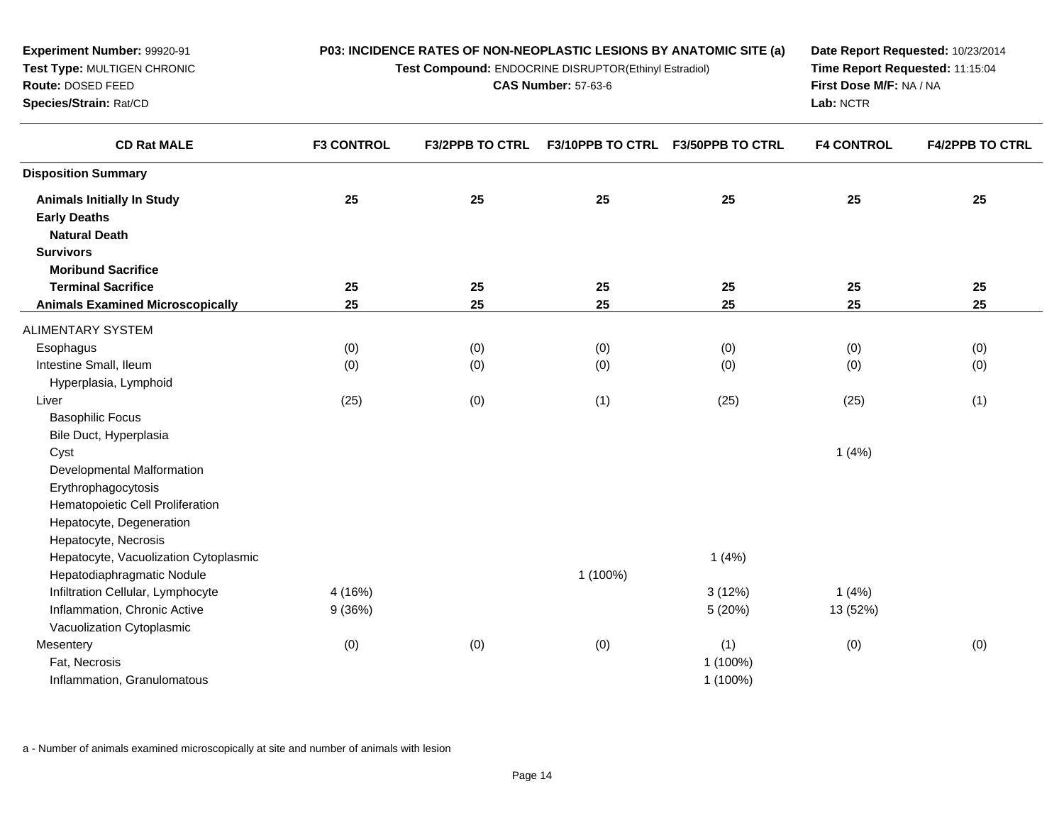**Experiment Number:** 99920-91
**Test Type:** MULTIGEN CHRONIC
**Route:** DOSED FEED
**Species/Strain:** Rat/CD

**P03: INCIDENCE RATES OF NON-NEOPLASTIC LESIONS BY ANATOMIC SITE (a)**
**Test Compound:** ENDOCRINE DISRUPTOR(Ethinyl Estradiol)
**CAS Number:** 57-63-6

**Date Report Requested:** 10/23/2014
**Time Report Requested:** 11:15:04
**First Dose M/F:** NA / NA
**Lab:** NCTR

| CD Rat MALE | F3 CONTROL | F3/2PPB TO CTRL | F3/10PPB TO CTRL | F3/50PPB TO CTRL | F4 CONTROL | F4/2PPB TO CTRL |
|---|---|---|---|---|---|---|
| **Disposition Summary** | | | | | | |
| **Animals Initially In Study** | **25** | **25** | **25** | **25** | **25** | **25** |
| **Early Deaths** | | | | | | |
| **Natural Death** | | | | | | |
| **Survivors** | | | | | | |
| **Moribund Sacrifice** | | | | | | |
| **Terminal Sacrifice** | **25** | **25** | **25** | **25** | **25** | **25** |
| **Animals Examined Microscopically** | **25** | **25** | **25** | **25** | **25** | **25** |
| ALIMENTARY SYSTEM | | | | | | |
| Esophagus | (0) | (0) | (0) | (0) | (0) | (0) |
| Intestine Small, Ileum | (0) | (0) | (0) | (0) | (0) | (0) |
| Hyperplasia, Lymphoid | | | | | | |
| Liver | (25) | (0) | (1) | (25) | (25) | (1) |
| Basophilic Focus | | | | | | |
| Bile Duct, Hyperplasia | | | | | | |
| Cyst | | | | | 1 (4%) | |
| Developmental Malformation | | | | | | |
| Erythrophagocytosis | | | | | | |
| Hematopoietic Cell Proliferation | | | | | | |
| Hepatocyte, Degeneration | | | | | | |
| Hepatocyte, Necrosis | | | | | | |
| Hepatocyte, Vacuolization Cytoplasmic | | | | 1 (4%) | | |
| Hepatodiaphragmatic Nodule | | | 1 (100%) | | | |
| Infiltration Cellular, Lymphocyte | 4 (16%) | | | 3 (12%) | 1 (4%) | |
| Inflammation, Chronic Active | 9 (36%) | | | 5 (20%) | 13 (52%) | |
| Vacuolization Cytoplasmic | | | | | | |
| Mesentery | (0) | (0) | (0) | (1) | (0) | (0) |
| Fat, Necrosis | | | | 1 (100%) | | |
| Inflammation, Granulomatous | | | | 1 (100%) | | |

a - Number of animals examined microscopically at site and number of animals with lesion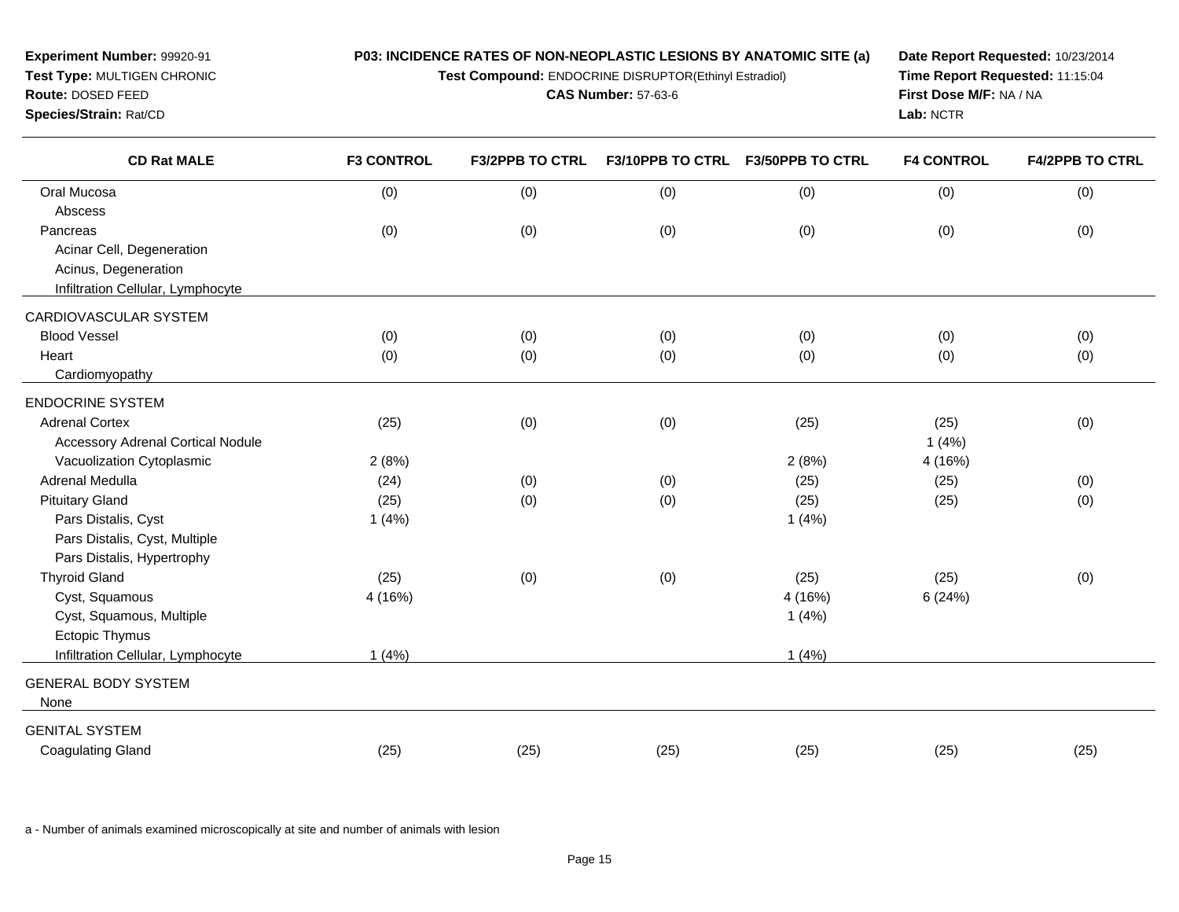**Experiment Number:** 99920-91
**Test Type:** MULTIGEN CHRONIC
**Route:** DOSED FEED
**Species/Strain:** Rat/CD

**P03: INCIDENCE RATES OF NON-NEOPLASTIC LESIONS BY ANATOMIC SITE (a)**
**Test Compound:** ENDOCRINE DISRUPTOR(Ethinyl Estradiol)
**CAS Number:** 57-63-6

**Date Report Requested:** 10/23/2014
**Time Report Requested:** 11:15:04
**First Dose M/F:** NA / NA
**Lab:** NCTR

| CD Rat MALE | F3 CONTROL | F3/2PPB TO CTRL | F3/10PPB TO CTRL | F3/50PPB TO CTRL | F4 CONTROL | F4/2PPB TO CTRL |
|---|---|---|---|---|---|---|
| Oral Mucosa | (0) | (0) | (0) | (0) | (0) | (0) |
| Abscess | | | | | | |
| Pancreas | (0) | (0) | (0) | (0) | (0) | (0) |
| Acinar Cell, Degeneration | | | | | | |
| Acinus, Degeneration | | | | | | |
| Infiltration Cellular, Lymphocyte | | | | | | |
| CARDIOVASCULAR SYSTEM | | | | | | |
| Blood Vessel | (0) | (0) | (0) | (0) | (0) | (0) |
| Heart | (0) | (0) | (0) | (0) | (0) | (0) |
| Cardiomyopathy | | | | | | |
| ENDOCRINE SYSTEM | | | | | | |
| Adrenal Cortex | (25) | (0) | (0) | (25) | (25) | (0) |
| Accessory Adrenal Cortical Nodule | | | | | 1 (4%) | |
| Vacuolization Cytoplasmic | 2 (8%) | | | 2 (8%) | 4 (16%) | |
| Adrenal Medulla | (24) | (0) | (0) | (25) | (25) | (0) |
| Pituitary Gland | (25) | (0) | (0) | (25) | (25) | (0) |
| Pars Distalis, Cyst | 1 (4%) | | | 1 (4%) | | |
| Pars Distalis, Cyst, Multiple | | | | | | |
| Pars Distalis, Hypertrophy | | | | | | |
| Thyroid Gland | (25) | (0) | (0) | (25) | (25) | (0) |
| Cyst, Squamous | 4 (16%) | | | 4 (16%) | 6 (24%) | |
| Cyst, Squamous, Multiple | | | | 1 (4%) | | |
| Ectopic Thymus | | | | | | |
| Infiltration Cellular, Lymphocyte | 1 (4%) | | | 1 (4%) | | |
| GENERAL BODY SYSTEM | | | | | | |
| None | | | | | | |
| GENITAL SYSTEM | | | | | | |
| Coagulating Gland | (25) | (25) | (25) | (25) | (25) | (25) |

a - Number of animals examined microscopically at site and number of animals with lesion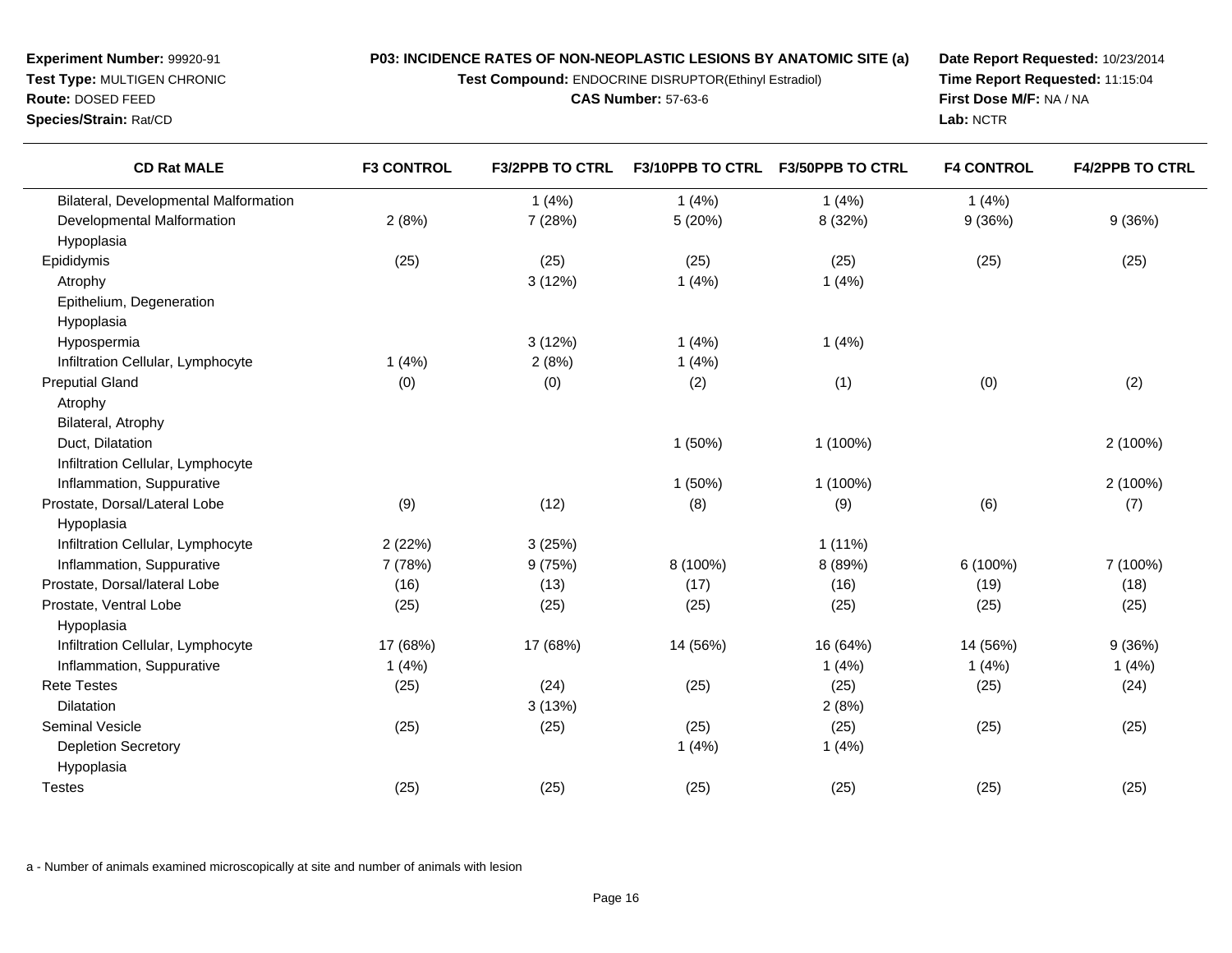**Experiment Number:** 99920-91
**Test Type:** MULTIGEN CHRONIC
**Route:** DOSED FEED
**Species/Strain:** Rat/CD

**P03: INCIDENCE RATES OF NON-NEOPLASTIC LESIONS BY ANATOMIC SITE (a)**
**Test Compound:** ENDOCRINE DISRUPTOR(Ethinyl Estradiol)
**CAS Number:** 57-63-6

**Date Report Requested:** 10/23/2014
**Time Report Requested:** 11:15:04
**First Dose M/F:** NA / NA
**Lab:** NCTR

| CD Rat MALE | F3 CONTROL | F3/2PPB TO CTRL | F3/10PPB TO CTRL | F3/50PPB TO CTRL | F4 CONTROL | F4/2PPB TO CTRL |
|---|---|---|---|---|---|---|
| Bilateral, Developmental Malformation | | 1 (4%) | 1 (4%) | 1 (4%) | 1 (4%) | |
| Developmental Malformation | 2 (8%) | 7 (28%) | 5 (20%) | 8 (32%) | 9 (36%) | 9 (36%) |
| Hypoplasia | | | | | | |
| Epididymis | (25) | (25) | (25) | (25) | (25) | (25) |
| Atrophy | | 3 (12%) | 1 (4%) | 1 (4%) | | |
| Epithelium, Degeneration | | | | | | |
| Hypoplasia | | | | | | |
| Hypospermia | | 3 (12%) | 1 (4%) | 1 (4%) | | |
| Infiltration Cellular, Lymphocyte | 1 (4%) | 2 (8%) | 1 (4%) | | | |
| Preputial Gland | (0) | (0) | (2) | (1) | (0) | (2) |
| Atrophy | | | | | | |
| Bilateral, Atrophy | | | | | | |
| Duct, Dilatation | | | 1 (50%) | 1 (100%) | | 2 (100%) |
| Infiltration Cellular, Lymphocyte | | | | | | |
| Inflammation, Suppurative | | | 1 (50%) | 1 (100%) | | 2 (100%) |
| Prostate, Dorsal/Lateral Lobe | (9) | (12) | (8) | (9) | (6) | (7) |
| Hypoplasia | | | | | | |
| Infiltration Cellular, Lymphocyte | 2 (22%) | 3 (25%) | | 1 (11%) | | |
| Inflammation, Suppurative | 7 (78%) | 9 (75%) | 8 (100%) | 8 (89%) | 6 (100%) | 7 (100%) |
| Prostate, Dorsal/lateral Lobe | (16) | (13) | (17) | (16) | (19) | (18) |
| Prostate, Ventral Lobe | (25) | (25) | (25) | (25) | (25) | (25) |
| Hypoplasia | | | | | | |
| Infiltration Cellular, Lymphocyte | 17 (68%) | 17 (68%) | 14 (56%) | 16 (64%) | 14 (56%) | 9 (36%) |
| Inflammation, Suppurative | 1 (4%) | | | 1 (4%) | 1 (4%) | 1 (4%) |
| Rete Testes | (25) | (24) | (25) | (25) | (25) | (24) |
| Dilatation | | 3 (13%) | | 2 (8%) | | |
| Seminal Vesicle | (25) | (25) | (25) | (25) | (25) | (25) |
| Depletion Secretory | | | 1 (4%) | 1 (4%) | | |
| Hypoplasia | | | | | | |
| Testes | (25) | (25) | (25) | (25) | (25) | (25) |

a - Number of animals examined microscopically at site and number of animals with lesion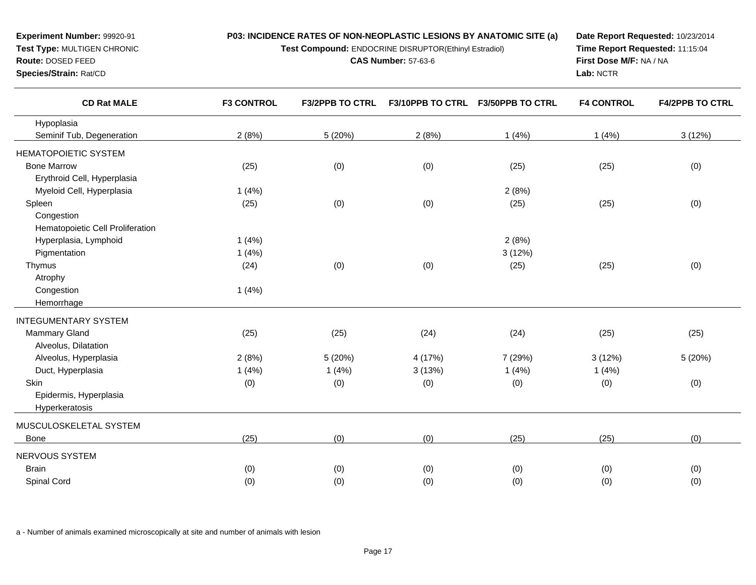**Experiment Number:** 99920-91
**Test Type:** MULTIGEN CHRONIC
**Route:** DOSED FEED
**Species/Strain:** Rat/CD

**P03: INCIDENCE RATES OF NON-NEOPLASTIC LESIONS BY ANATOMIC SITE (a)**
**Test Compound:** ENDOCRINE DISRUPTOR(Ethinyl Estradiol)
**CAS Number:** 57-63-6

**Date Report Requested:** 10/23/2014
**Time Report Requested:** 11:15:04
**First Dose M/F:** NA / NA
**Lab:** NCTR

| CD Rat MALE | F3 CONTROL | F3/2PPB TO CTRL | F3/10PPB TO CTRL | F3/50PPB TO CTRL | F4 CONTROL | F4/2PPB TO CTRL |
|---|---|---|---|---|---|---|
| Hypoplasia | | | | | | |
| Seminif Tub, Degeneration | 2 (8%) | 5 (20%) | 2 (8%) | 1 (4%) | 1 (4%) | 3 (12%) |
| HEMATOPOIETIC SYSTEM | | | | | | |
| Bone Marrow | (25) | (0) | (0) | (25) | (25) | (0) |
| Erythroid Cell, Hyperplasia | | | | | | |
| Myeloid Cell, Hyperplasia | 1 (4%) | | | 2 (8%) | | |
| Spleen | (25) | (0) | (0) | (25) | (25) | (0) |
| Congestion | | | | | | |
| Hematopoietic Cell Proliferation | | | | | | |
| Hyperplasia, Lymphoid | 1 (4%) | | | 2 (8%) | | |
| Pigmentation | 1 (4%) | | | 3 (12%) | | |
| Thymus | (24) | (0) | (0) | (25) | (25) | (0) |
| Atrophy | | | | | | |
| Congestion | 1 (4%) | | | | | |
| Hemorrhage | | | | | | |
| INTEGUMENTARY SYSTEM | | | | | | |
| Mammary Gland | (25) | (25) | (24) | (24) | (25) | (25) |
| Alveolus, Dilatation | | | | | | |
| Alveolus, Hyperplasia | 2 (8%) | 5 (20%) | 4 (17%) | 7 (29%) | 3 (12%) | 5 (20%) |
| Duct, Hyperplasia | 1 (4%) | 1 (4%) | 3 (13%) | 1 (4%) | 1 (4%) | |
| Skin | (0) | (0) | (0) | (0) | (0) | (0) |
| Epidermis, Hyperplasia | | | | | | |
| Hyperkeratosis | | | | | | |
| MUSCULOSKELETAL SYSTEM | | | | | | |
| Bone | (25) | (0) | (0) | (25) | (25) | (0) |
| NERVOUS SYSTEM | | | | | | |
| Brain | (0) | (0) | (0) | (0) | (0) | (0) |
| Spinal Cord | (0) | (0) | (0) | (0) | (0) | (0) |

a - Number of animals examined microscopically at site and number of animals with lesion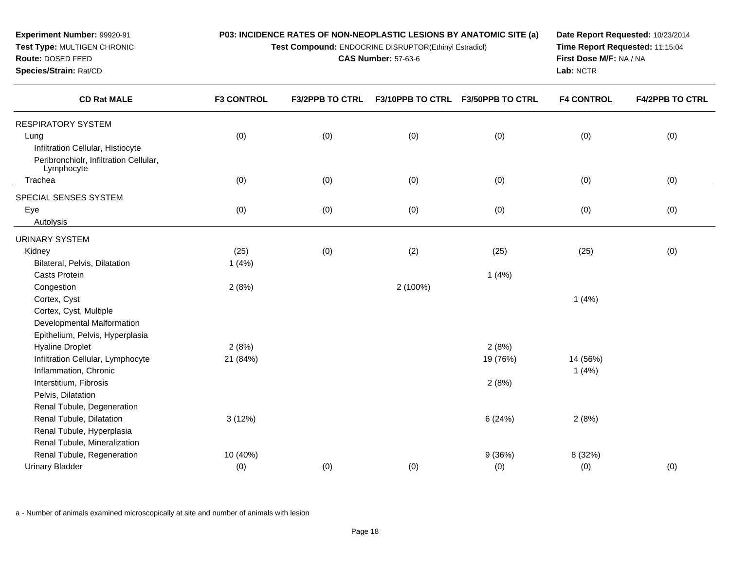**Experiment Number:** 99920-91
**Test Type:** MULTIGEN CHRONIC
**Route:** DOSED FEED
**Species/Strain:** Rat/CD

**P03: INCIDENCE RATES OF NON-NEOPLASTIC LESIONS BY ANATOMIC SITE (a)**
**Test Compound:** ENDOCRINE DISRUPTOR(Ethinyl Estradiol)
**CAS Number:** 57-63-6

**Date Report Requested:** 10/23/2014
**Time Report Requested:** 11:15:04
**First Dose M/F:** NA / NA
**Lab:** NCTR

| CD Rat MALE | F3 CONTROL | F3/2PPB TO CTRL | F3/10PPB TO CTRL | F3/50PPB TO CTRL | F4 CONTROL | F4/2PPB TO CTRL |
|---|---|---|---|---|---|---|
| RESPIRATORY SYSTEM | | | | | | |
| Lung | (0) | (0) | (0) | (0) | (0) | (0) |
| Infiltration Cellular, Histiocyte | | | | | | |
| Peribronchiolr, Infiltration Cellular, Lymphocyte | | | | | | |
| Trachea | (0) | (0) | (0) | (0) | (0) | (0) |
| SPECIAL SENSES SYSTEM | | | | | | |
| Eye | (0) | (0) | (0) | (0) | (0) | (0) |
| Autolysis | | | | | | |
| URINARY SYSTEM | | | | | | |
| Kidney | (25) | (0) | (2) | (25) | (25) | (0) |
| Bilateral, Pelvis, Dilatation | 1 (4%) | | | | | |
| Casts Protein | | | | 1 (4%) | | |
| Congestion | 2 (8%) | | 2 (100%) | | | |
| Cortex, Cyst | | | | | 1 (4%) | |
| Cortex, Cyst, Multiple | | | | | | |
| Developmental Malformation | | | | | | |
| Epithelium, Pelvis, Hyperplasia | | | | | | |
| Hyaline Droplet | 2 (8%) | | | 2 (8%) | | |
| Infiltration Cellular, Lymphocyte | 21 (84%) | | | 19 (76%) | 14 (56%) | |
| Inflammation, Chronic | | | | | 1 (4%) | |
| Interstitium, Fibrosis | | | | 2 (8%) | | |
| Pelvis, Dilatation | | | | | | |
| Renal Tubule, Degeneration | | | | | | |
| Renal Tubule, Dilatation | 3 (12%) | | | 6 (24%) | 2 (8%) | |
| Renal Tubule, Hyperplasia | | | | | | |
| Renal Tubule, Mineralization | | | | | | |
| Renal Tubule, Regeneration | 10 (40%) | | | 9 (36%) | 8 (32%) | |
| Urinary Bladder | (0) | (0) | (0) | (0) | (0) | (0) |

a - Number of animals examined microscopically at site and number of animals with lesion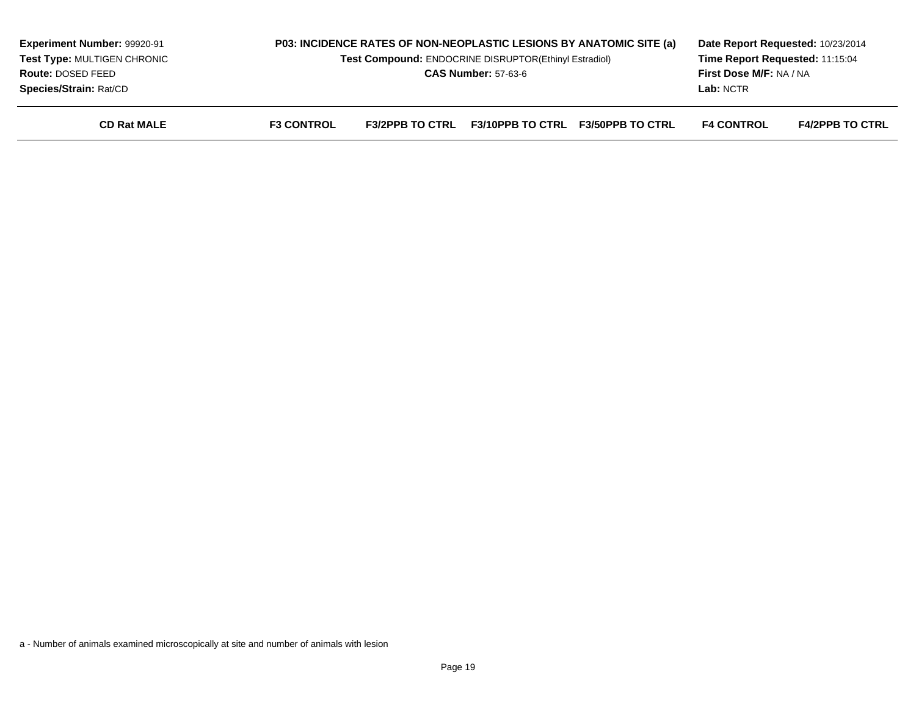**Experiment Number:** 99920-91
**Test Type:** MULTIGEN CHRONIC
**Route:** DOSED FEED
**Species/Strain:** Rat/CD

**P03: INCIDENCE RATES OF NON-NEOPLASTIC LESIONS BY ANATOMIC SITE (a)**
**Test Compound:** ENDOCRINE DISRUPTOR(Ethinyl Estradiol)
**CAS Number:** 57-63-6

**Date Report Requested:** 10/23/2014
**Time Report Requested:** 11:15:04
**First Dose M/F:** NA / NA
**Lab:** NCTR

| CD Rat MALE | F3 CONTROL | F3/2PPB TO CTRL | F3/10PPB TO CTRL | F3/50PPB TO CTRL | F4 CONTROL | F4/2PPB TO CTRL |
|---|---|---|---|---|---|---|

a - Number of animals examined microscopically at site and number of animals with lesion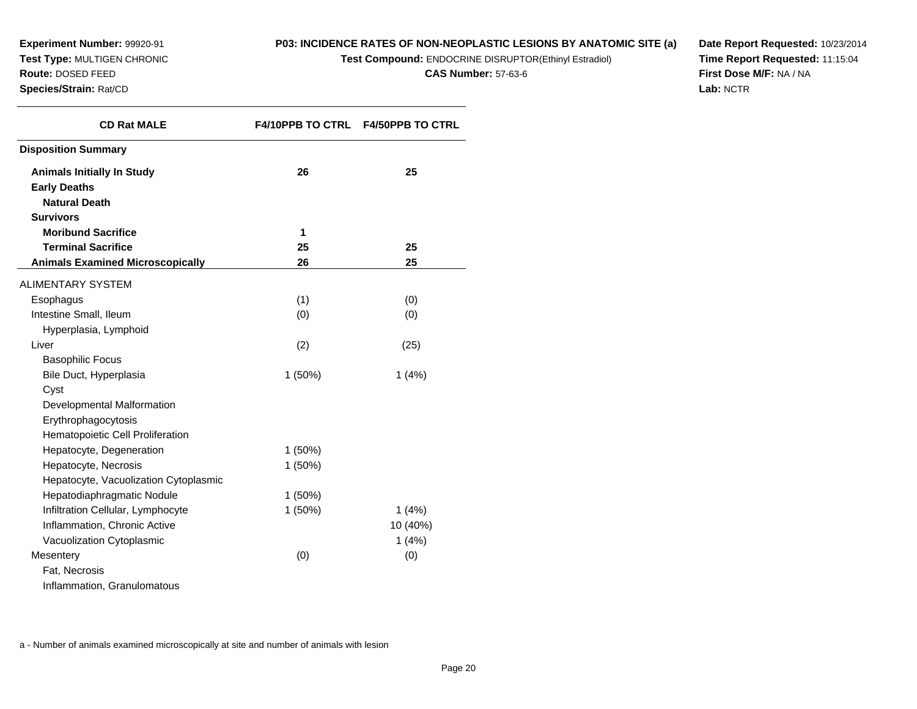**Experiment Number:** 99920-91
**Test Type:** MULTIGEN CHRONIC
**Route:** DOSED FEED
**Species/Strain:** Rat/CD

**P03: INCIDENCE RATES OF NON-NEOPLASTIC LESIONS BY ANATOMIC SITE (a)**
**Test Compound:** ENDOCRINE DISRUPTOR(Ethinyl Estradiol)
**CAS Number:** 57-63-6

**Date Report Requested:** 10/23/2014
**Time Report Requested:** 11:15:04
**First Dose M/F:** NA / NA
**Lab:** NCTR

| CD Rat MALE | F4/10PPB TO CTRL | F4/50PPB TO CTRL |
|---|---|---|
| **Disposition Summary** | | |
| **Animals Initially In Study** | **26** | **25** |
| **Early Deaths** | | |
| **Natural Death** | | |
| **Survivors** | | |
| **Moribund Sacrifice** | **1** | |
| **Terminal Sacrifice** | **25** | **25** |
| **Animals Examined Microscopically** | **26** | **25** |
| ALIMENTARY SYSTEM | | |
| Esophagus | (1) | (0) |
| Intestine Small, Ileum | (0) | (0) |
| Hyperplasia, Lymphoid | | |
| Liver | (2) | (25) |
| Basophilic Focus | | |
| Bile Duct, Hyperplasia | 1 (50%) | 1 (4%) |
| Cyst | | |
| Developmental Malformation | | |
| Erythrophagocytosis | | |
| Hematopoietic Cell Proliferation | | |
| Hepatocyte, Degeneration | 1 (50%) | |
| Hepatocyte, Necrosis | 1 (50%) | |
| Hepatocyte, Vacuolization Cytoplasmic | | |
| Hepatodiaphragmatic Nodule | 1 (50%) | |
| Infiltration Cellular, Lymphocyte | 1 (50%) | 1 (4%) |
| Inflammation, Chronic Active | | 10 (40%) |
| Vacuolization Cytoplasmic | | 1 (4%) |
| Mesentery | (0) | (0) |
| Fat, Necrosis | | |
| Inflammation, Granulomatous | | |

a - Number of animals examined microscopically at site and number of animals with lesion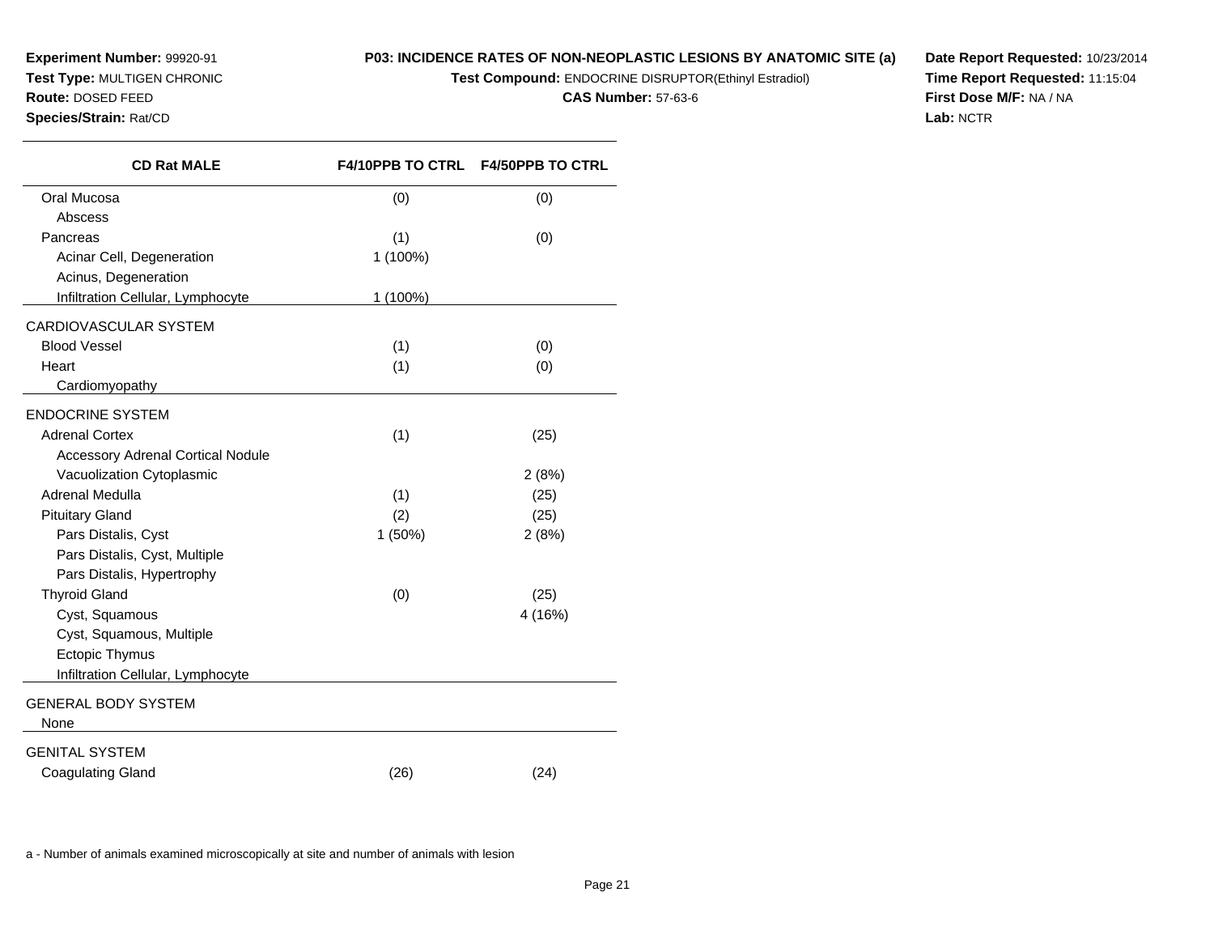**Experiment Number:** 99920-91
**Test Type:** MULTIGEN CHRONIC
**Route:** DOSED FEED
**Species/Strain:** Rat/CD

**P03: INCIDENCE RATES OF NON-NEOPLASTIC LESIONS BY ANATOMIC SITE (a)**
**Test Compound:** ENDOCRINE DISRUPTOR(Ethinyl Estradiol)
**CAS Number:** 57-63-6

**Date Report Requested:** 10/23/2014
**Time Report Requested:** 11:15:04
**First Dose M/F:** NA / NA
**Lab:** NCTR

| CD Rat MALE | F4/10PPB TO CTRL | F4/50PPB TO CTRL |
|---|---|---|
| Oral Mucosa | (0) | (0) |
| Abscess | | |
| Pancreas | (1) | (0) |
| Acinar Cell, Degeneration | 1 (100%) | |
| Acinus, Degeneration | | |
| Infiltration Cellular, Lymphocyte | 1 (100%) | |
| CARDIOVASCULAR SYSTEM | | |
| Blood Vessel | (1) | (0) |
| Heart | (1) | (0) |
| Cardiomyopathy | | |
| ENDOCRINE SYSTEM | | |
| Adrenal Cortex | (1) | (25) |
| Accessory Adrenal Cortical Nodule | | |
| Vacuolization Cytoplasmic | | 2 (8%) |
| Adrenal Medulla | (1) | (25) |
| Pituitary Gland | (2) | (25) |
| Pars Distalis, Cyst | 1 (50%) | 2 (8%) |
| Pars Distalis, Cyst, Multiple | | |
| Pars Distalis, Hypertrophy | | |
| Thyroid Gland | (0) | (25) |
| Cyst, Squamous | | 4 (16%) |
| Cyst, Squamous, Multiple | | |
| Ectopic Thymus | | |
| Infiltration Cellular, Lymphocyte | | |
| GENERAL BODY SYSTEM | | |
| None | | |
| GENITAL SYSTEM | | |
| Coagulating Gland | (26) | (24) |

a - Number of animals examined microscopically at site and number of animals with lesion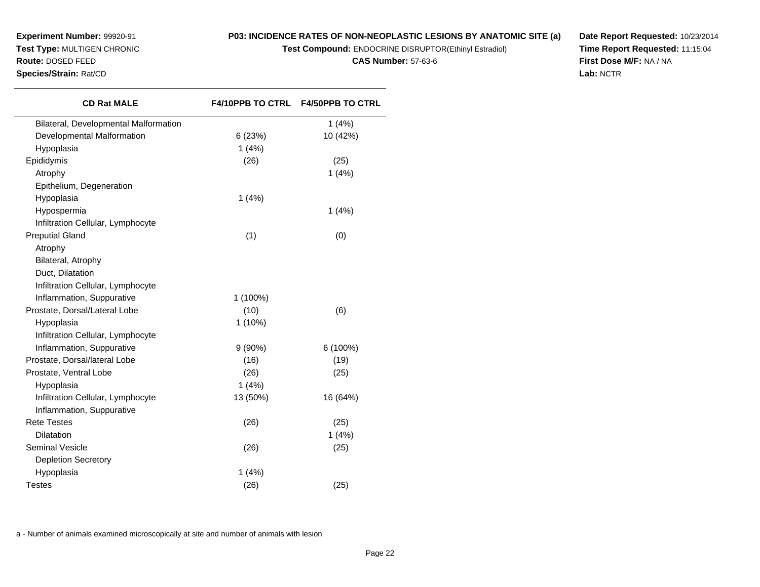**Experiment Number:** 99920-91
**Test Type:** MULTIGEN CHRONIC
**Route:** DOSED FEED
**Species/Strain:** Rat/CD

**P03: INCIDENCE RATES OF NON-NEOPLASTIC LESIONS BY ANATOMIC SITE (a)**
**Test Compound:** ENDOCRINE DISRUPTOR(Ethinyl Estradiol)
**CAS Number:** 57-63-6

**Date Report Requested:** 10/23/2014
**Time Report Requested:** 11:15:04
**First Dose M/F:** NA / NA
**Lab:** NCTR

| CD Rat MALE | F4/10PPB TO CTRL | F4/50PPB TO CTRL |
|---|---|---|
| Bilateral, Developmental Malformation | | 1 (4%) |
| Developmental Malformation | 6 (23%) | 10 (42%) |
| Hypoplasia | 1 (4%) | |
| Epididymis | (26) | (25) |
| Atrophy | | 1 (4%) |
| Epithelium, Degeneration | | |
| Hypoplasia | 1 (4%) | |
| Hypospermia | | 1 (4%) |
| Infiltration Cellular, Lymphocyte | | |
| Preputial Gland | (1) | (0) |
| Atrophy | | |
| Bilateral, Atrophy | | |
| Duct, Dilatation | | |
| Infiltration Cellular, Lymphocyte | | |
| Inflammation, Suppurative | 1 (100%) | |
| Prostate, Dorsal/Lateral Lobe | (10) | (6) |
| Hypoplasia | 1 (10%) | |
| Infiltration Cellular, Lymphocyte | | |
| Inflammation, Suppurative | 9 (90%) | 6 (100%) |
| Prostate, Dorsal/lateral Lobe | (16) | (19) |
| Prostate, Ventral Lobe | (26) | (25) |
| Hypoplasia | 1 (4%) | |
| Infiltration Cellular, Lymphocyte | 13 (50%) | 16 (64%) |
| Inflammation, Suppurative | | |
| Rete Testes | (26) | (25) |
| Dilatation | | 1 (4%) |
| Seminal Vesicle | (26) | (25) |
| Depletion Secretory | | |
| Hypoplasia | 1 (4%) | |
| Testes | (26) | (25) |

a - Number of animals examined microscopically at site and number of animals with lesion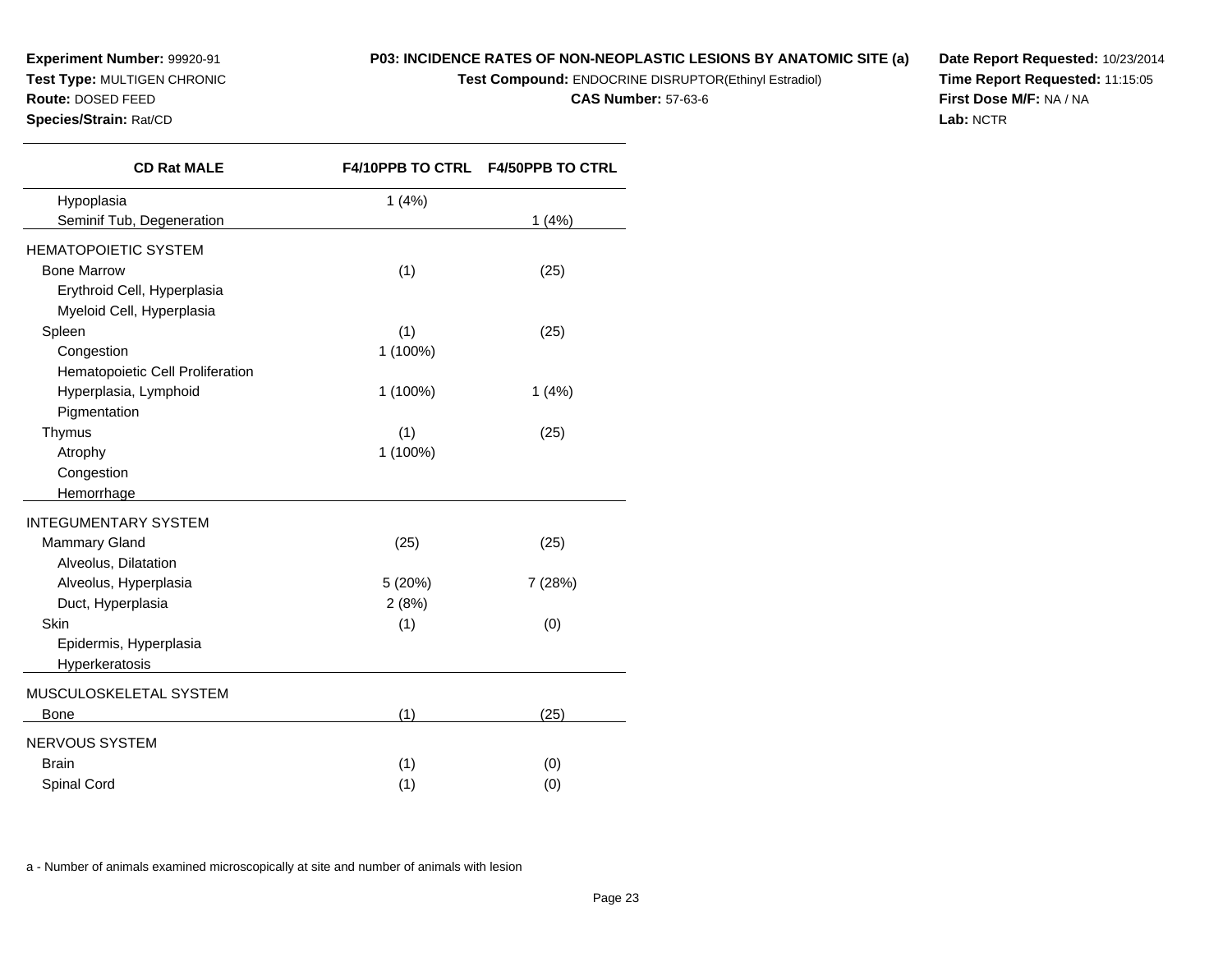**Experiment Number:** 99920-91
**Test Type:** MULTIGEN CHRONIC
**Route:** DOSED FEED
**Species/Strain:** Rat/CD

**P03: INCIDENCE RATES OF NON-NEOPLASTIC LESIONS BY ANATOMIC SITE (a)**
**Test Compound:** ENDOCRINE DISRUPTOR(Ethinyl Estradiol)
**CAS Number:** 57-63-6

**Date Report Requested:** 10/23/2014
**Time Report Requested:** 11:15:05
**First Dose M/F:** NA / NA
**Lab:** NCTR

| CD Rat MALE | F4/10PPB TO CTRL | F4/50PPB TO CTRL |
|---|---|---|
| Hypoplasia | 1 (4%) | |
| Seminif Tub, Degeneration | | 1 (4%) |
| HEMATOPOIETIC SYSTEM | | |
| Bone Marrow | (1) | (25) |
| Erythroid Cell, Hyperplasia | | |
| Myeloid Cell, Hyperplasia | | |
| Spleen | (1) | (25) |
| Congestion | 1 (100%) | |
| Hematopoietic Cell Proliferation | | |
| Hyperplasia, Lymphoid | 1 (100%) | 1 (4%) |
| Pigmentation | | |
| Thymus | (1) | (25) |
| Atrophy | 1 (100%) | |
| Congestion | | |
| Hemorrhage | | |
| INTEGUMENTARY SYSTEM | | |
| Mammary Gland | (25) | (25) |
| Alveolus, Dilatation | | |
| Alveolus, Hyperplasia | 5 (20%) | 7 (28%) |
| Duct, Hyperplasia | 2 (8%) | |
| Skin | (1) | (0) |
| Epidermis, Hyperplasia | | |
| Hyperkeratosis | | |
| MUSCULOSKELETAL SYSTEM | | |
| Bone | (1) | (25) |
| NERVOUS SYSTEM | | |
| Brain | (1) | (0) |
| Spinal Cord | (1) | (0) |

a - Number of animals examined microscopically at site and number of animals with lesion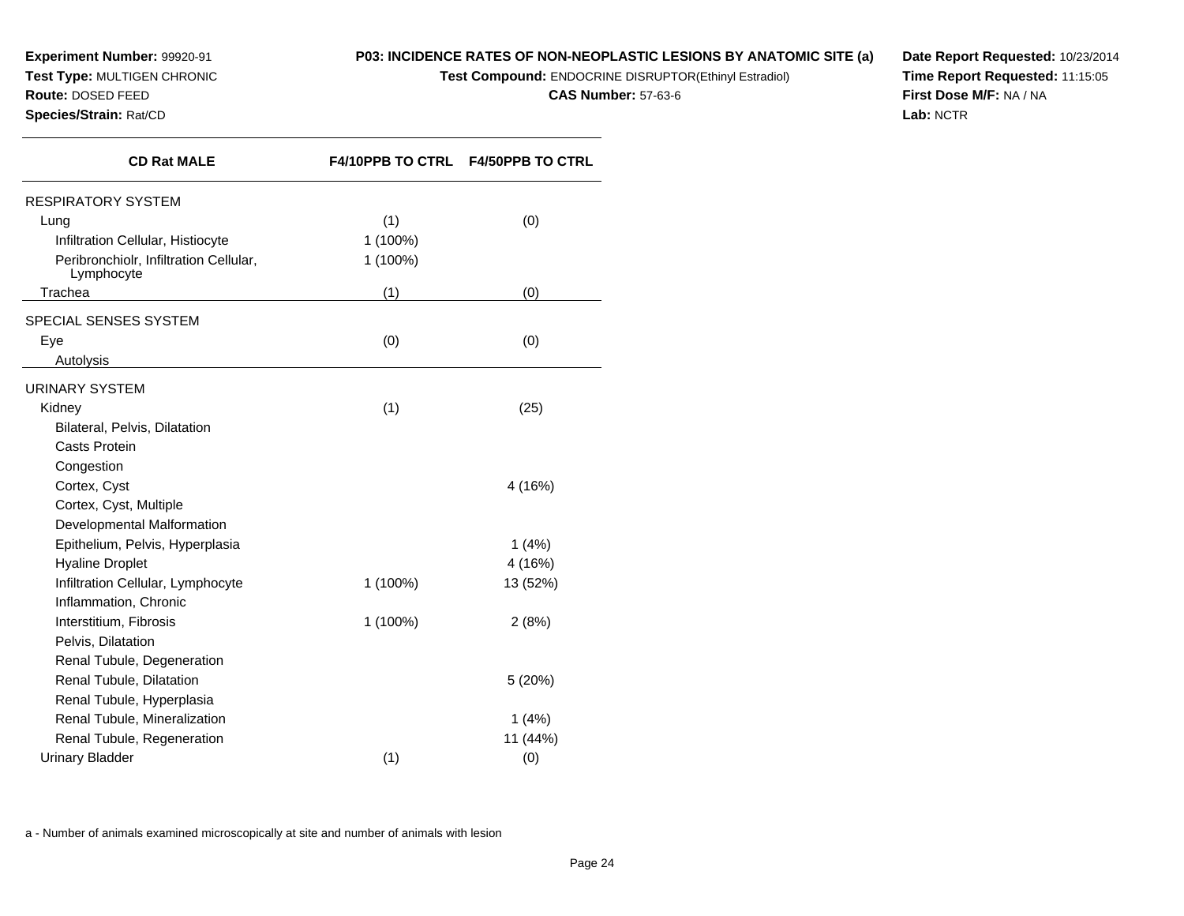**Experiment Number:** 99920-91
**Test Type:** MULTIGEN CHRONIC
**Route:** DOSED FEED
**Species/Strain:** Rat/CD

**P03: INCIDENCE RATES OF NON-NEOPLASTIC LESIONS BY ANATOMIC SITE (a)**
**Test Compound:** ENDOCRINE DISRUPTOR(Ethinyl Estradiol)
**CAS Number:** 57-63-6

**Date Report Requested:** 10/23/2014
**Time Report Requested:** 11:15:05
**First Dose M/F:** NA / NA
**Lab:** NCTR

| CD Rat MALE | F4/10PPB TO CTRL | F4/50PPB TO CTRL |
|---|---|---|
| RESPIRATORY SYSTEM | | |
| Lung | (1) | (0) |
| Infiltration Cellular, Histiocyte | 1 (100%) | |
| Peribronchiolr, Infiltration Cellular, Lymphocyte | 1 (100%) | |
| Trachea | (1) | (0) |
| SPECIAL SENSES SYSTEM | | |
| Eye | (0) | (0) |
| Autolysis | | |
| URINARY SYSTEM | | |
| Kidney | (1) | (25) |
| Bilateral, Pelvis, Dilatation | | |
| Casts Protein | | |
| Congestion | | |
| Cortex, Cyst | | 4 (16%) |
| Cortex, Cyst, Multiple | | |
| Developmental Malformation | | |
| Epithelium, Pelvis, Hyperplasia | | 1 (4%) |
| Hyaline Droplet | | 4 (16%) |
| Infiltration Cellular, Lymphocyte | 1 (100%) | 13 (52%) |
| Inflammation, Chronic | | |
| Interstitium, Fibrosis | 1 (100%) | 2 (8%) |
| Pelvis, Dilatation | | |
| Renal Tubule, Degeneration | | |
| Renal Tubule, Dilatation | | 5 (20%) |
| Renal Tubule, Hyperplasia | | |
| Renal Tubule, Mineralization | | 1 (4%) |
| Renal Tubule, Regeneration | | 11 (44%) |
| Urinary Bladder | (1) | (0) |

a - Number of animals examined microscopically at site and number of animals with lesion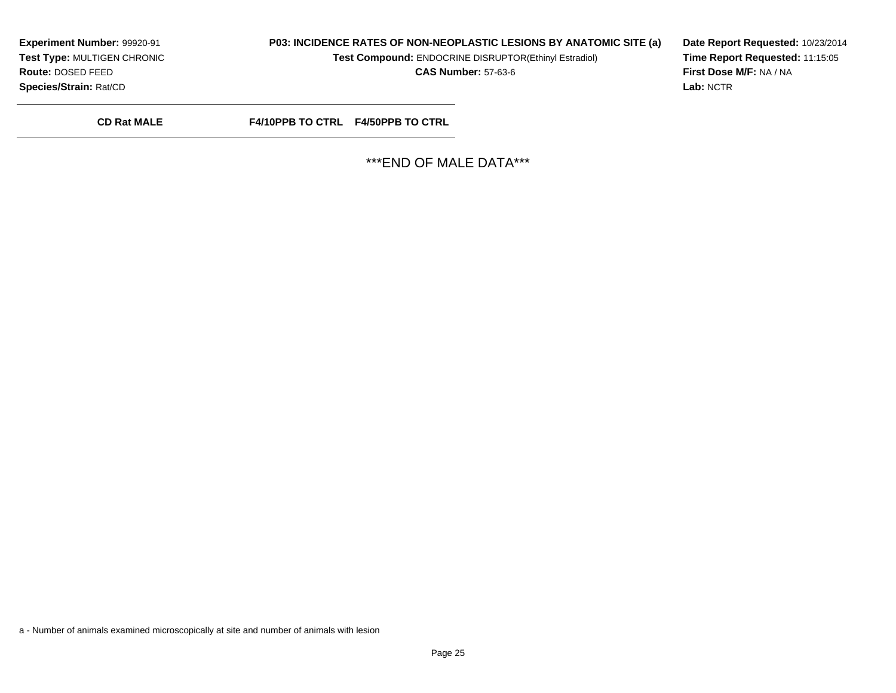**Experiment Number:** 99920-91
**Test Type:** MULTIGEN CHRONIC
**Route:** DOSED FEED
**Species/Strain:** Rat/CD

**P03: INCIDENCE RATES OF NON-NEOPLASTIC LESIONS BY ANATOMIC SITE (a)**
**Test Compound:** ENDOCRINE DISRUPTOR(Ethinyl Estradiol)
**CAS Number:** 57-63-6

**Date Report Requested:** 10/23/2014
**Time Report Requested:** 11:15:05
**First Dose M/F:** NA / NA
**Lab:** NCTR

| CD Rat MALE | F4/10PPB TO CTRL | F4/50PPB TO CTRL |
|---|---|---|

***END OF MALE DATA***

a - Number of animals examined microscopically at site and number of animals with lesion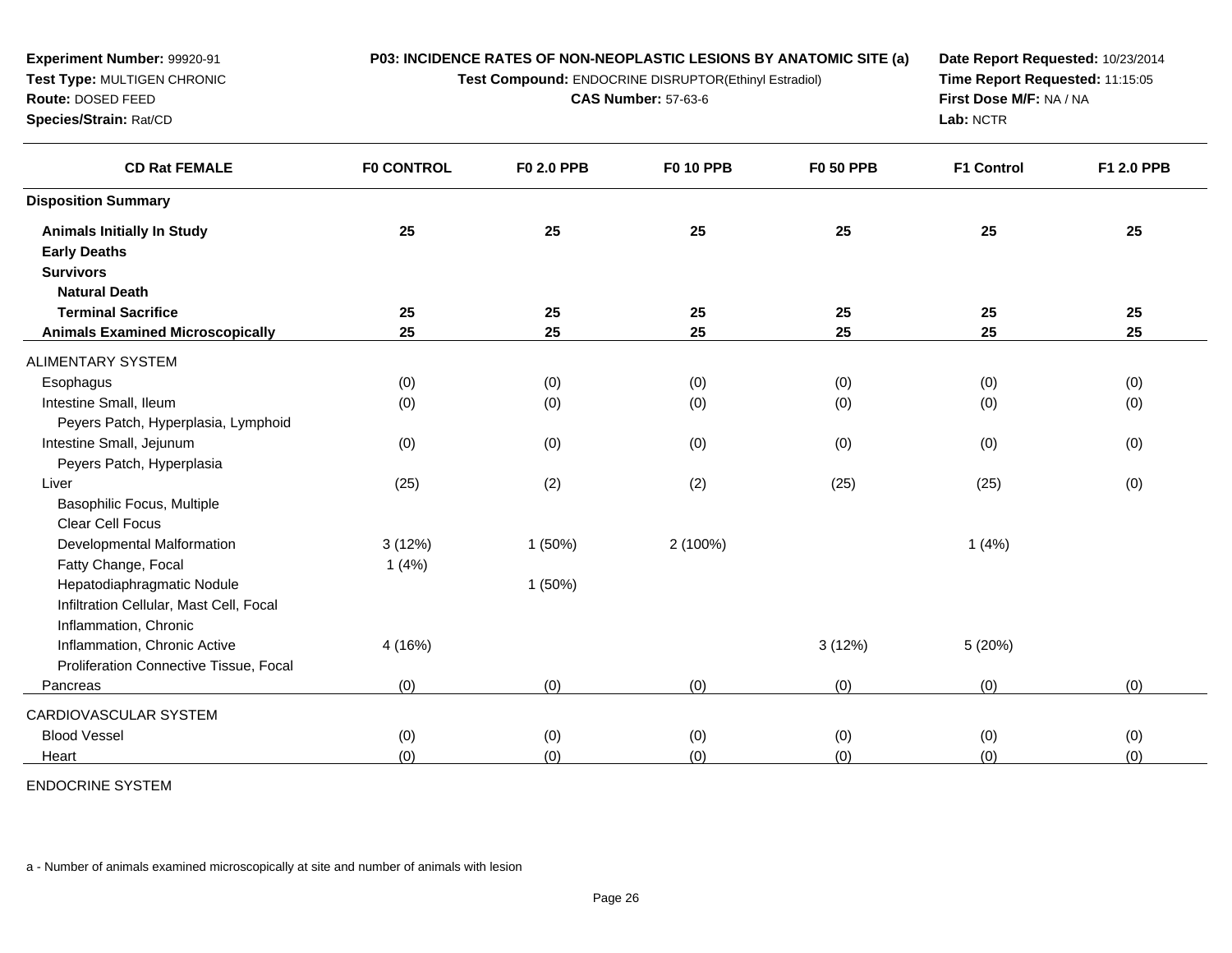**Experiment Number:** 99920-91
**Test Type:** MULTIGEN CHRONIC
**Route:** DOSED FEED
**Species/Strain:** Rat/CD

**P03: INCIDENCE RATES OF NON-NEOPLASTIC LESIONS BY ANATOMIC SITE (a)**
**Test Compound:** ENDOCRINE DISRUPTOR(Ethinyl Estradiol)
**CAS Number:** 57-63-6

**Date Report Requested:** 10/23/2014
**Time Report Requested:** 11:15:05
**First Dose M/F:** NA / NA
**Lab:** NCTR

| CD Rat FEMALE | F0 CONTROL | F0 2.0 PPB | F0 10 PPB | F0 50 PPB | F1 Control | F1 2.0 PPB |
|---|---|---|---|---|---|---|
| **Disposition Summary** | | | | | | |
| **Animals Initially In Study** | **25** | **25** | **25** | **25** | **25** | **25** |
| **Early Deaths** | | | | | | |
| **Survivors** | | | | | | |
| **Natural Death** | | | | | | |
| **Terminal Sacrifice** | **25** | **25** | **25** | **25** | **25** | **25** |
| **Animals Examined Microscopically** | **25** | **25** | **25** | **25** | **25** | **25** |
| ALIMENTARY SYSTEM | | | | | | |
| Esophagus | (0) | (0) | (0) | (0) | (0) | (0) |
| Intestine Small, Ileum | (0) | (0) | (0) | (0) | (0) | (0) |
| Peyers Patch, Hyperplasia, Lymphoid | | | | | | |
| Intestine Small, Jejunum | (0) | (0) | (0) | (0) | (0) | (0) |
| Peyers Patch, Hyperplasia | | | | | | |
| Liver | (25) | (2) | (2) | (25) | (25) | (0) |
| Basophilic Focus, Multiple | | | | | | |
| Clear Cell Focus | | | | | | |
| Developmental Malformation | 3 (12%) | 1 (50%) | 2 (100%) | | 1 (4%) | |
| Fatty Change, Focal | 1 (4%) | | | | | |
| Hepatodiaphragmatic Nodule | | 1 (50%) | | | | |
| Infiltration Cellular, Mast Cell, Focal | | | | | | |
| Inflammation, Chronic | | | | | | |
| Inflammation, Chronic Active | 4 (16%) | | | 3 (12%) | 5 (20%) | |
| Proliferation Connective Tissue, Focal | | | | | | |
| Pancreas | (0) | (0) | (0) | (0) | (0) | (0) |
| CARDIOVASCULAR SYSTEM | | | | | | |
| Blood Vessel | (0) | (0) | (0) | (0) | (0) | (0) |
| Heart | (0) | (0) | (0) | (0) | (0) | (0) |
| ENDOCRINE SYSTEM | | | | | | |

a - Number of animals examined microscopically at site and number of animals with lesion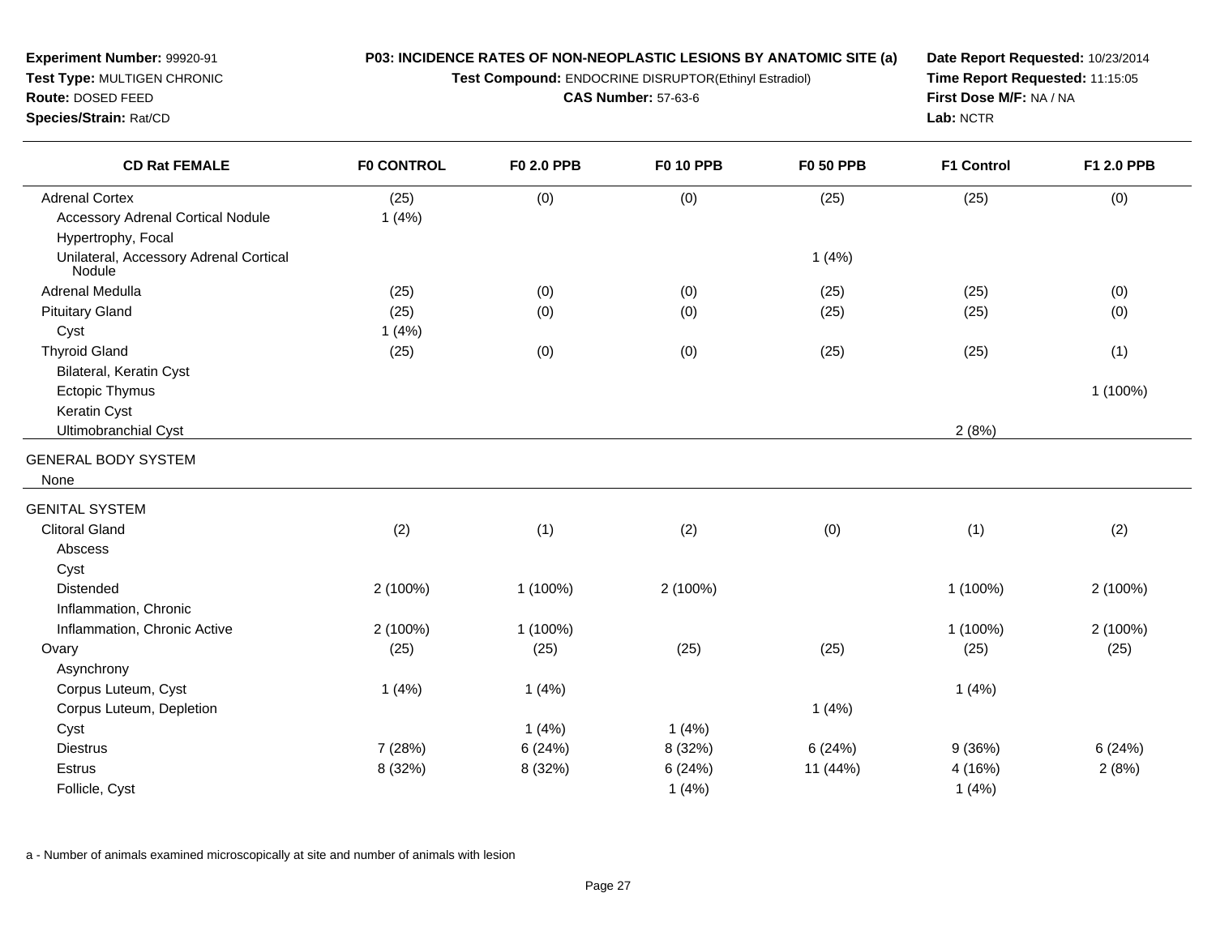**Experiment Number:** 99920-91
**Test Type:** MULTIGEN CHRONIC
**Route:** DOSED FEED
**Species/Strain:** Rat/CD

**P03: INCIDENCE RATES OF NON-NEOPLASTIC LESIONS BY ANATOMIC SITE (a)**
**Test Compound:** ENDOCRINE DISRUPTOR(Ethinyl Estradiol)
**CAS Number:** 57-63-6

**Date Report Requested:** 10/23/2014
**Time Report Requested:** 11:15:05
**First Dose M/F:** NA / NA
**Lab:** NCTR

| CD Rat FEMALE | F0 CONTROL | F0 2.0 PPB | F0 10 PPB | F0 50 PPB | F1 Control | F1 2.0 PPB |
|---|---|---|---|---|---|---|
| Adrenal Cortex | (25) | (0) | (0) | (25) | (25) | (0) |
| Accessory Adrenal Cortical Nodule | 1 (4%) | | | | | |
| Hypertrophy, Focal | | | | | | |
| Unilateral, Accessory Adrenal Cortical Nodule | | | | 1 (4%) | | |
| Adrenal Medulla | (25) | (0) | (0) | (25) | (25) | (0) |
| Pituitary Gland | (25) | (0) | (0) | (25) | (25) | (0) |
| Cyst | 1 (4%) | | | | | |
| Thyroid Gland | (25) | (0) | (0) | (25) | (25) | (1) |
| Bilateral, Keratin Cyst | | | | | | |
| Ectopic Thymus | | | | | | 1 (100%) |
| Keratin Cyst | | | | | | |
| Ultimobranchial Cyst | | | | | 2 (8%) | |
| GENERAL BODY SYSTEM | | | | | | |
| None | | | | | | |
| GENITAL SYSTEM | | | | | | |
| Clitoral Gland | (2) | (1) | (2) | (0) | (1) | (2) |
| Abscess | | | | | | |
| Cyst | | | | | | |
| Distended | 2 (100%) | 1 (100%) | 2 (100%) | | 1 (100%) | 2 (100%) |
| Inflammation, Chronic | | | | | | |
| Inflammation, Chronic Active | 2 (100%) | 1 (100%) | | | 1 (100%) | 2 (100%) |
| Ovary | (25) | (25) | (25) | (25) | (25) | (25) |
| Asynchrony | | | | | | |
| Corpus Luteum, Cyst | 1 (4%) | 1 (4%) | | | 1 (4%) | |
| Corpus Luteum, Depletion | | | | 1 (4%) | | |
| Cyst | | 1 (4%) | 1 (4%) | | | |
| Diestrus | 7 (28%) | 6 (24%) | 8 (32%) | 6 (24%) | 9 (36%) | 6 (24%) |
| Estrus | 8 (32%) | 8 (32%) | 6 (24%) | 11 (44%) | 4 (16%) | 2 (8%) |
| Follicle, Cyst | | | 1 (4%) | | 1 (4%) | |

a - Number of animals examined microscopically at site and number of animals with lesion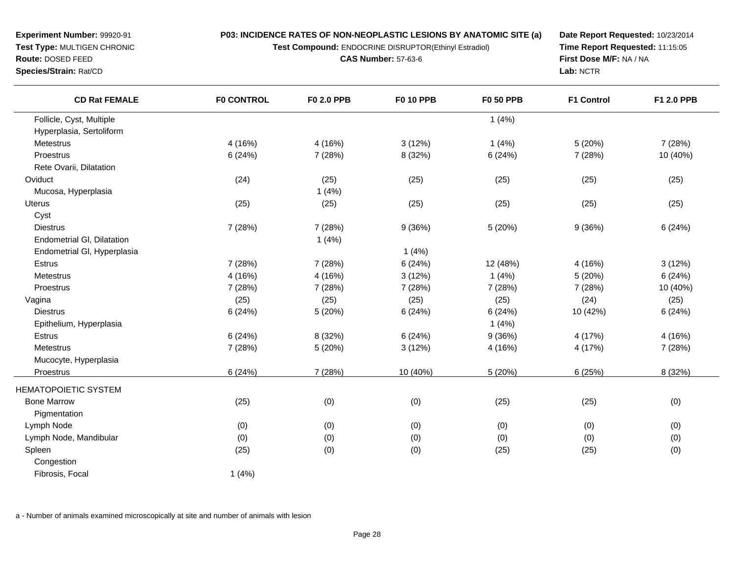**Experiment Number:** 99920-91
**Test Type:** MULTIGEN CHRONIC
**Route:** DOSED FEED
**Species/Strain:** Rat/CD

**P03: INCIDENCE RATES OF NON-NEOPLASTIC LESIONS BY ANATOMIC SITE (a)**
**Test Compound:** ENDOCRINE DISRUPTOR(Ethinyl Estradiol)
**CAS Number:** 57-63-6

**Date Report Requested:** 10/23/2014
**Time Report Requested:** 11:15:05
**First Dose M/F:** NA / NA
**Lab:** NCTR

| CD Rat FEMALE | F0 CONTROL | F0 2.0 PPB | F0 10 PPB | F0 50 PPB | F1 Control | F1 2.0 PPB |
|---|---|---|---|---|---|---|
| Follicle, Cyst, Multiple | | | | 1 (4%) | | |
| Hyperplasia, Sertoliform | | | | | | |
| Metestrus | 4 (16%) | 4 (16%) | 3 (12%) | 1 (4%) | 5 (20%) | 7 (28%) |
| Proestrus | 6 (24%) | 7 (28%) | 8 (32%) | 6 (24%) | 7 (28%) | 10 (40%) |
| Rete Ovarii, Dilatation | | | | | | |
| Oviduct | (24) | (25) | (25) | (25) | (25) | (25) |
| Mucosa, Hyperplasia | | 1 (4%) | | | | |
| Uterus | (25) | (25) | (25) | (25) | (25) | (25) |
| Cyst | | | | | | |
| Diestrus | 7 (28%) | 7 (28%) | 9 (36%) | 5 (20%) | 9 (36%) | 6 (24%) |
| Endometrial Gl, Dilatation | | 1 (4%) | | | | |
| Endometrial Gl, Hyperplasia | | | 1 (4%) | | | |
| Estrus | 7 (28%) | 7 (28%) | 6 (24%) | 12 (48%) | 4 (16%) | 3 (12%) |
| Metestrus | 4 (16%) | 4 (16%) | 3 (12%) | 1 (4%) | 5 (20%) | 6 (24%) |
| Proestrus | 7 (28%) | 7 (28%) | 7 (28%) | 7 (28%) | 7 (28%) | 10 (40%) |
| Vagina | (25) | (25) | (25) | (25) | (24) | (25) |
| Diestrus | 6 (24%) | 5 (20%) | 6 (24%) | 6 (24%) | 10 (42%) | 6 (24%) |
| Epithelium, Hyperplasia | | | | 1 (4%) | | |
| Estrus | 6 (24%) | 8 (32%) | 6 (24%) | 9 (36%) | 4 (17%) | 4 (16%) |
| Metestrus | 7 (28%) | 5 (20%) | 3 (12%) | 4 (16%) | 4 (17%) | 7 (28%) |
| Mucocyte, Hyperplasia | | | | | | |
| Proestrus | 6 (24%) | 7 (28%) | 10 (40%) | 5 (20%) | 6 (25%) | 8 (32%) |
| HEMATOPOIETIC SYSTEM | | | | | | |
| Bone Marrow | (25) | (0) | (0) | (25) | (25) | (0) |
| Pigmentation | | | | | | |
| Lymph Node | (0) | (0) | (0) | (0) | (0) | (0) |
| Lymph Node, Mandibular | (0) | (0) | (0) | (0) | (0) | (0) |
| Spleen | (25) | (0) | (0) | (25) | (25) | (0) |
| Congestion | | | | | | |
| Fibrosis, Focal | 1 (4%) | | | | | |

a - Number of animals examined microscopically at site and number of animals with lesion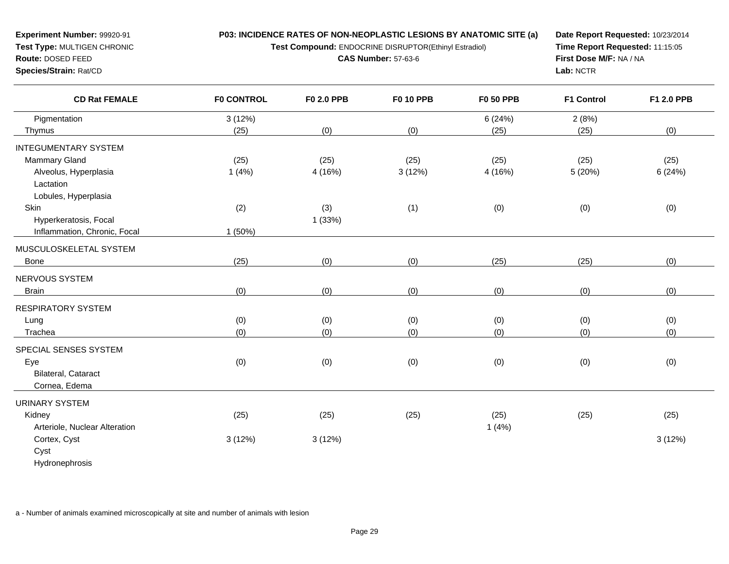**Experiment Number:** 99920-91
**Test Type:** MULTIGEN CHRONIC
**Route:** DOSED FEED
**Species/Strain:** Rat/CD

**P03: INCIDENCE RATES OF NON-NEOPLASTIC LESIONS BY ANATOMIC SITE (a)**
**Test Compound:** ENDOCRINE DISRUPTOR(Ethinyl Estradiol)
**CAS Number:** 57-63-6

**Date Report Requested:** 10/23/2014
**Time Report Requested:** 11:15:05
**First Dose M/F:** NA / NA
**Lab:** NCTR

| CD Rat FEMALE | F0 CONTROL | F0 2.0 PPB | F0 10 PPB | F0 50 PPB | F1 Control | F1 2.0 PPB |
|---|---|---|---|---|---|---|
| Pigmentation | 3 (12%) | | | 6 (24%) | 2 (8%) | |
| Thymus | (25) | (0) | (0) | (25) | (25) | (0) |
| INTEGUMENTARY SYSTEM | | | | | | |
| Mammary Gland | (25) | (25) | (25) | (25) | (25) | (25) |
| Alveolus, Hyperplasia | 1 (4%) | 4 (16%) | 3 (12%) | 4 (16%) | 5 (20%) | 6 (24%) |
| Lactation | | | | | | |
| Lobules, Hyperplasia | | | | | | |
| Skin | (2) | (3) | (1) | (0) | (0) | (0) |
| Hyperkeratosis, Focal | | 1 (33%) | | | | |
| Inflammation, Chronic, Focal | 1 (50%) | | | | | |
| MUSCULOSKELETAL SYSTEM | | | | | | |
| Bone | (25) | (0) | (0) | (25) | (25) | (0) |
| NERVOUS SYSTEM | | | | | | |
| Brain | (0) | (0) | (0) | (0) | (0) | (0) |
| RESPIRATORY SYSTEM | | | | | | |
| Lung | (0) | (0) | (0) | (0) | (0) | (0) |
| Trachea | (0) | (0) | (0) | (0) | (0) | (0) |
| SPECIAL SENSES SYSTEM | | | | | | |
| Eye | (0) | (0) | (0) | (0) | (0) | (0) |
| Bilateral, Cataract | | | | | | |
| Cornea, Edema | | | | | | |
| URINARY SYSTEM | | | | | | |
| Kidney | (25) | (25) | (25) | (25) | (25) | (25) |
| Arteriole, Nuclear Alteration | | | | 1 (4%) | | |
| Cortex, Cyst | 3 (12%) | 3 (12%) | | | | 3 (12%) |
| Cyst | | | | | | |
| Hydronephrosis | | | | | | |

a - Number of animals examined microscopically at site and number of animals with lesion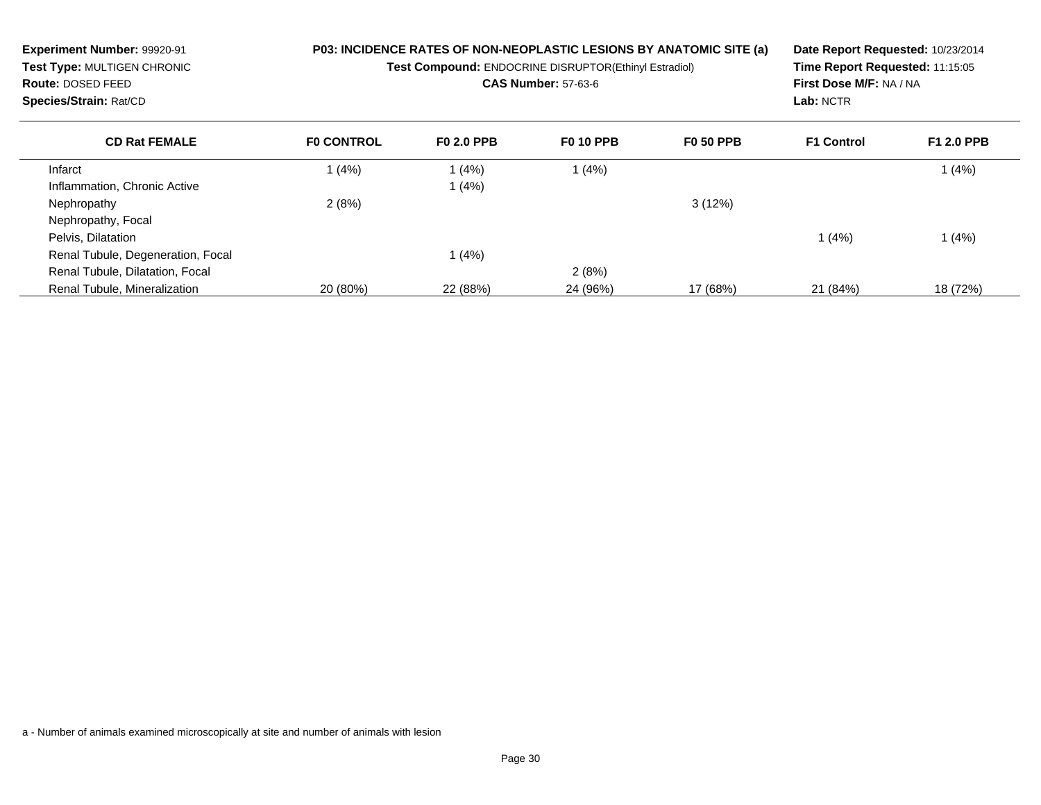**Experiment Number:** 99920-91
**Test Type:** MULTIGEN CHRONIC
**Route:** DOSED FEED
**Species/Strain:** Rat/CD

**P03: INCIDENCE RATES OF NON-NEOPLASTIC LESIONS BY ANATOMIC SITE (a)**
**Test Compound:** ENDOCRINE DISRUPTOR(Ethinyl Estradiol)
**CAS Number:** 57-63-6

**Date Report Requested:** 10/23/2014
**Time Report Requested:** 11:15:05
**First Dose M/F:** NA / NA
**Lab:** NCTR

| CD Rat FEMALE | F0 CONTROL | F0 2.0 PPB | F0 10 PPB | F0 50 PPB | F1 Control | F1 2.0 PPB |
|---|---|---|---|---|---|---|
| Infarct | 1 (4%) | 1 (4%) | 1 (4%) | | | 1 (4%) |
| Inflammation, Chronic Active | | 1 (4%) | | | | |
| Nephropathy | 2 (8%) | | | 3 (12%) | | |
| Nephropathy, Focal | | | | | | |
| Pelvis, Dilatation | | | | | 1 (4%) | 1 (4%) |
| Renal Tubule, Degeneration, Focal | | 1 (4%) | | | | |
| Renal Tubule, Dilatation, Focal | | | 2 (8%) | | | |
| Renal Tubule, Mineralization | 20 (80%) | 22 (88%) | 24 (96%) | 17 (68%) | 21 (84%) | 18 (72%) |

a - Number of animals examined microscopically at site and number of animals with lesion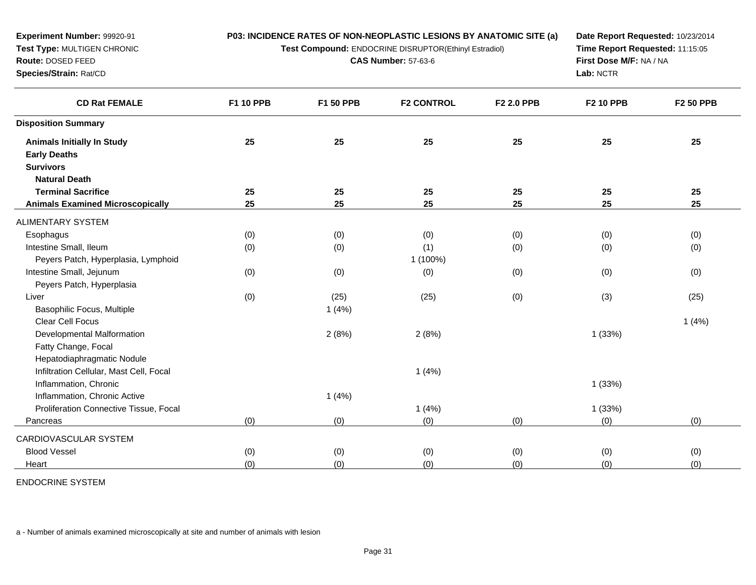**Experiment Number:** 99920-91
**Test Type:** MULTIGEN CHRONIC
**Route:** DOSED FEED
**Species/Strain:** Rat/CD

**P03: INCIDENCE RATES OF NON-NEOPLASTIC LESIONS BY ANATOMIC SITE (a)**
**Test Compound:** ENDOCRINE DISRUPTOR(Ethinyl Estradiol)
**CAS Number:** 57-63-6

**Date Report Requested:** 10/23/2014
**Time Report Requested:** 11:15:05
**First Dose M/F:** NA / NA
**Lab:** NCTR

| CD Rat FEMALE | F1 10 PPB | F1 50 PPB | F2 CONTROL | F2 2.0 PPB | F2 10 PPB | F2 50 PPB |
|---|---|---|---|---|---|---|
| **Disposition Summary** | | | | | | |
| **Animals Initially In Study** | **25** | **25** | **25** | **25** | **25** | **25** |
| **Early Deaths** | | | | | | |
| **Survivors** | | | | | | |
| **Natural Death** | | | | | | |
| **Terminal Sacrifice** | **25** | **25** | **25** | **25** | **25** | **25** |
| **Animals Examined Microscopically** | **25** | **25** | **25** | **25** | **25** | **25** |
| ALIMENTARY SYSTEM | | | | | | |
| Esophagus | (0) | (0) | (0) | (0) | (0) | (0) |
| Intestine Small, Ileum | (0) | (0) | (1) | (0) | (0) | (0) |
| Peyers Patch, Hyperplasia, Lymphoid | | | 1 (100%) | | | |
| Intestine Small, Jejunum | (0) | (0) | (0) | (0) | (0) | (0) |
| Peyers Patch, Hyperplasia | | | | | | |
| Liver | (0) | (25) | (25) | (0) | (3) | (25) |
| Basophilic Focus, Multiple | | 1 (4%) | | | | |
| Clear Cell Focus | | | | | | 1 (4%) |
| Developmental Malformation | | 2 (8%) | 2 (8%) | | 1 (33%) | |
| Fatty Change, Focal | | | | | | |
| Hepatodiaphragmatic Nodule | | | | | | |
| Infiltration Cellular, Mast Cell, Focal | | | 1 (4%) | | | |
| Inflammation, Chronic | | | | | 1 (33%) | |
| Inflammation, Chronic Active | | 1 (4%) | | | | |
| Proliferation Connective Tissue, Focal | | | 1 (4%) | | 1 (33%) | |
| Pancreas | (0) | (0) | (0) | (0) | (0) | (0) |
| CARDIOVASCULAR SYSTEM | | | | | | |
| Blood Vessel | (0) | (0) | (0) | (0) | (0) | (0) |
| Heart | (0) | (0) | (0) | (0) | (0) | (0) |
| ENDOCRINE SYSTEM | | | | | | |

a - Number of animals examined microscopically at site and number of animals with lesion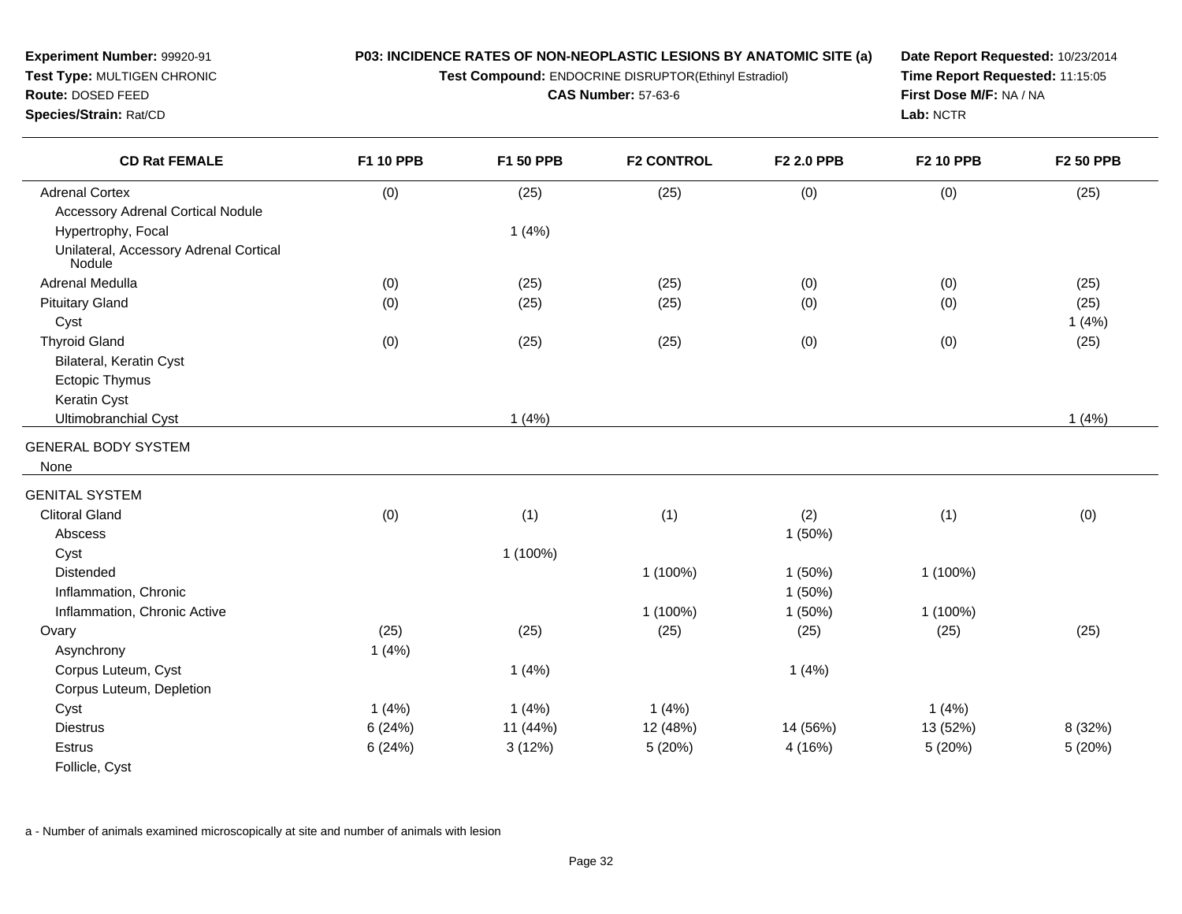**Experiment Number:** 99920-91
**Test Type:** MULTIGEN CHRONIC
**Route:** DOSED FEED
**Species/Strain:** Rat/CD

**P03: INCIDENCE RATES OF NON-NEOPLASTIC LESIONS BY ANATOMIC SITE (a)**
**Test Compound:** ENDOCRINE DISRUPTOR(Ethinyl Estradiol)
**CAS Number:** 57-63-6

**Date Report Requested:** 10/23/2014
**Time Report Requested:** 11:15:05
**First Dose M/F:** NA / NA
**Lab:** NCTR

| CD Rat FEMALE | F1 10 PPB | F1 50 PPB | F2 CONTROL | F2 2.0 PPB | F2 10 PPB | F2 50 PPB |
|---|---|---|---|---|---|---|
| Adrenal Cortex | (0) | (25) | (25) | (0) | (0) | (25) |
| Accessory Adrenal Cortical Nodule | | | | | | |
| Hypertrophy, Focal | | 1 (4%) | | | | |
| Unilateral, Accessory Adrenal Cortical Nodule | | | | | | |
| Adrenal Medulla | (0) | (25) | (25) | (0) | (0) | (25) |
| Pituitary Gland | (0) | (25) | (25) | (0) | (0) | (25) |
| Cyst | | | | | | 1 (4%) |
| Thyroid Gland | (0) | (25) | (25) | (0) | (0) | (25) |
| Bilateral, Keratin Cyst | | | | | | |
| Ectopic Thymus | | | | | | |
| Keratin Cyst | | | | | | |
| Ultimobranchial Cyst | | 1 (4%) | | | | 1 (4%) |
| GENERAL BODY SYSTEM | | | | | | |
| None | | | | | | |
| GENITAL SYSTEM | | | | | | |
| Clitoral Gland | (0) | (1) | (1) | (2) | (1) | (0) |
| Abscess | | | | 1 (50%) | | |
| Cyst | | 1 (100%) | | | | |
| Distended | | | 1 (100%) | 1 (50%) | 1 (100%) | |
| Inflammation, Chronic | | | | 1 (50%) | | |
| Inflammation, Chronic Active | | | 1 (100%) | 1 (50%) | 1 (100%) | |
| Ovary | (25) | (25) | (25) | (25) | (25) | (25) |
| Asynchrony | 1 (4%) | | | | | |
| Corpus Luteum, Cyst | | 1 (4%) | | 1 (4%) | | |
| Corpus Luteum, Depletion | | | | | | |
| Cyst | 1 (4%) | 1 (4%) | 1 (4%) | | 1 (4%) | |
| Diestrus | 6 (24%) | 11 (44%) | 12 (48%) | 14 (56%) | 13 (52%) | 8 (32%) |
| Estrus | 6 (24%) | 3 (12%) | 5 (20%) | 4 (16%) | 5 (20%) | 5 (20%) |
| Follicle, Cyst | | | | | | |

a - Number of animals examined microscopically at site and number of animals with lesion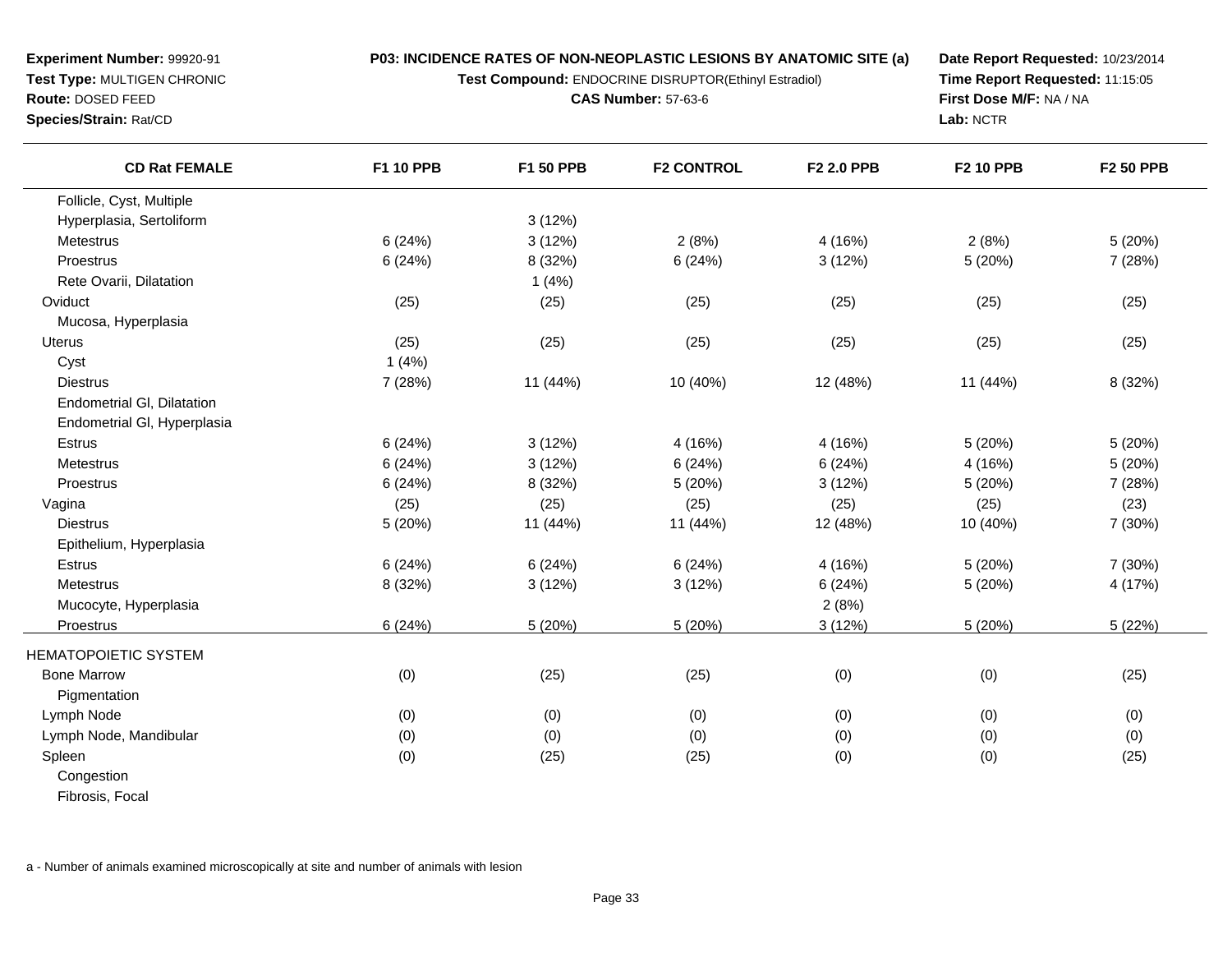**Experiment Number:** 99920-91
**Test Type:** MULTIGEN CHRONIC
**Route:** DOSED FEED
**Species/Strain:** Rat/CD

**P03: INCIDENCE RATES OF NON-NEOPLASTIC LESIONS BY ANATOMIC SITE (a)**
**Test Compound:** ENDOCRINE DISRUPTOR(Ethinyl Estradiol)
**CAS Number:** 57-63-6

**Date Report Requested:** 10/23/2014
**Time Report Requested:** 11:15:05
**First Dose M/F:** NA / NA
**Lab:** NCTR

| CD Rat FEMALE | F1 10 PPB | F1 50 PPB | F2 CONTROL | F2 2.0 PPB | F2 10 PPB | F2 50 PPB |
|---|---|---|---|---|---|---|
| Follicle, Cyst, Multiple | | | | | | |
| Hyperplasia, Sertoliform | | 3 (12%) | | | | |
| Metestrus | 6 (24%) | 3 (12%) | 2 (8%) | 4 (16%) | 2 (8%) | 5 (20%) |
| Proestrus | 6 (24%) | 8 (32%) | 6 (24%) | 3 (12%) | 5 (20%) | 7 (28%) |
| Rete Ovarii, Dilatation | | 1 (4%) | | | | |
| Oviduct | (25) | (25) | (25) | (25) | (25) | (25) |
| Mucosa, Hyperplasia | | | | | | |
| Uterus | (25) | (25) | (25) | (25) | (25) | (25) |
| Cyst | 1 (4%) | | | | | |
| Diestrus | 7 (28%) | 11 (44%) | 10 (40%) | 12 (48%) | 11 (44%) | 8 (32%) |
| Endometrial Gl, Dilatation | | | | | | |
| Endometrial Gl, Hyperplasia | | | | | | |
| Estrus | 6 (24%) | 3 (12%) | 4 (16%) | 4 (16%) | 5 (20%) | 5 (20%) |
| Metestrus | 6 (24%) | 3 (12%) | 6 (24%) | 6 (24%) | 4 (16%) | 5 (20%) |
| Proestrus | 6 (24%) | 8 (32%) | 5 (20%) | 3 (12%) | 5 (20%) | 7 (28%) |
| Vagina | (25) | (25) | (25) | (25) | (25) | (23) |
| Diestrus | 5 (20%) | 11 (44%) | 11 (44%) | 12 (48%) | 10 (40%) | 7 (30%) |
| Epithelium, Hyperplasia | | | | | | |
| Estrus | 6 (24%) | 6 (24%) | 6 (24%) | 4 (16%) | 5 (20%) | 7 (30%) |
| Metestrus | 8 (32%) | 3 (12%) | 3 (12%) | 6 (24%) | 5 (20%) | 4 (17%) |
| Mucocyte, Hyperplasia | | | | 2 (8%) | | |
| Proestrus | 6 (24%) | 5 (20%) | 5 (20%) | 3 (12%) | 5 (20%) | 5 (22%) |
| HEMATOPOIETIC SYSTEM | | | | | | |
| Bone Marrow | (0) | (25) | (25) | (0) | (0) | (25) |
| Pigmentation | | | | | | |
| Lymph Node | (0) | (0) | (0) | (0) | (0) | (0) |
| Lymph Node, Mandibular | (0) | (0) | (0) | (0) | (0) | (0) |
| Spleen | (0) | (25) | (25) | (0) | (0) | (25) |
| Congestion | | | | | | |
| Fibrosis, Focal | | | | | | |

a - Number of animals examined microscopically at site and number of animals with lesion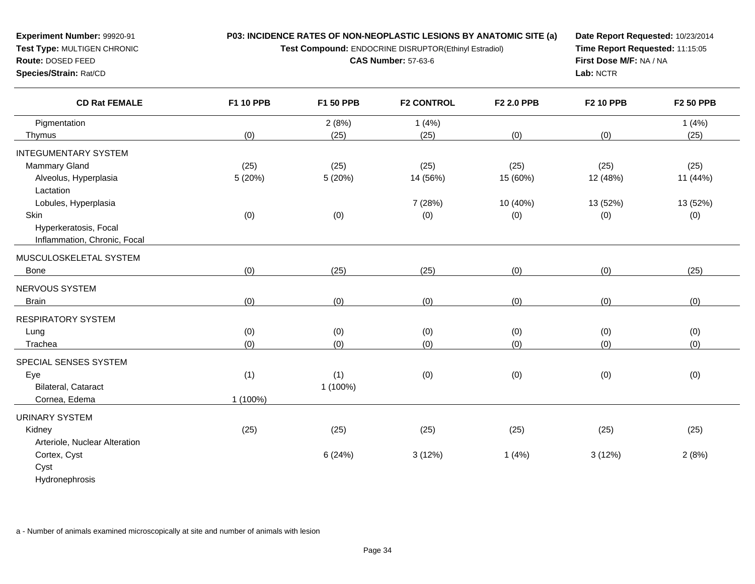**Experiment Number:** 99920-91
**Test Type:** MULTIGEN CHRONIC
**Route:** DOSED FEED
**Species/Strain:** Rat/CD

**P03: INCIDENCE RATES OF NON-NEOPLASTIC LESIONS BY ANATOMIC SITE (a)**
**Test Compound:** ENDOCRINE DISRUPTOR(Ethinyl Estradiol)
**CAS Number:** 57-63-6

**Date Report Requested:** 10/23/2014
**Time Report Requested:** 11:15:05
**First Dose M/F:** NA / NA
**Lab:** NCTR

| CD Rat FEMALE | F1 10 PPB | F1 50 PPB | F2 CONTROL | F2 2.0 PPB | F2 10 PPB | F2 50 PPB |
|---|---|---|---|---|---|---|
| Pigmentation | | 2 (8%) | 1 (4%) | | | 1 (4%) |
| Thymus | (0) | (25) | (25) | (0) | (0) | (25) |
| INTEGUMENTARY SYSTEM | | | | | | |
| Mammary Gland | (25) | (25) | (25) | (25) | (25) | (25) |
| Alveolus, Hyperplasia | 5 (20%) | 5 (20%) | 14 (56%) | 15 (60%) | 12 (48%) | 11 (44%) |
| Lactation | | | | | | |
| Lobules, Hyperplasia | | | 7 (28%) | 10 (40%) | 13 (52%) | 13 (52%) |
| Skin | (0) | (0) | (0) | (0) | (0) | (0) |
| Hyperkeratosis, Focal | | | | | | |
| Inflammation, Chronic, Focal | | | | | | |
| MUSCULOSKELETAL SYSTEM | | | | | | |
| Bone | (0) | (25) | (25) | (0) | (0) | (25) |
| NERVOUS SYSTEM | | | | | | |
| Brain | (0) | (0) | (0) | (0) | (0) | (0) |
| RESPIRATORY SYSTEM | | | | | | |
| Lung | (0) | (0) | (0) | (0) | (0) | (0) |
| Trachea | (0) | (0) | (0) | (0) | (0) | (0) |
| SPECIAL SENSES SYSTEM | | | | | | |
| Eye | (1) | (1) | (0) | (0) | (0) | (0) |
| Bilateral, Cataract | | 1 (100%) | | | | |
| Cornea, Edema | 1 (100%) | | | | | |
| URINARY SYSTEM | | | | | | |
| Kidney | (25) | (25) | (25) | (25) | (25) | (25) |
| Arteriole, Nuclear Alteration | | | | | | |
| Cortex, Cyst | | 6 (24%) | 3 (12%) | 1 (4%) | 3 (12%) | 2 (8%) |
| Cyst | | | | | | |
| Hydronephrosis | | | | | | |

a - Number of animals examined microscopically at site and number of animals with lesion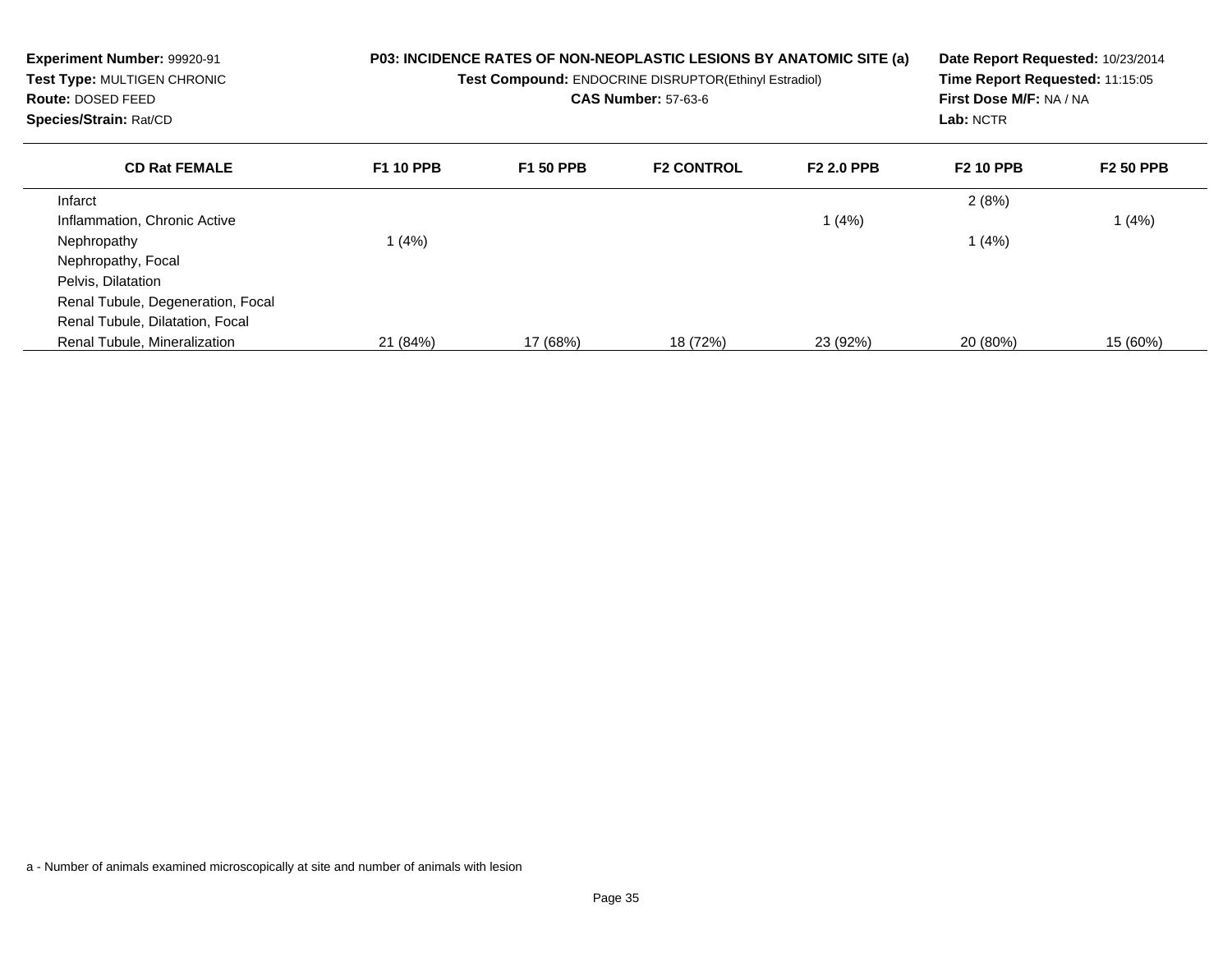**Experiment Number:** 99920-91
**Test Type:** MULTIGEN CHRONIC
**Route:** DOSED FEED
**Species/Strain:** Rat/CD

**P03: INCIDENCE RATES OF NON-NEOPLASTIC LESIONS BY ANATOMIC SITE (a)**
**Test Compound:** ENDOCRINE DISRUPTOR(Ethinyl Estradiol)
**CAS Number:** 57-63-6

**Date Report Requested:** 10/23/2014
**Time Report Requested:** 11:15:05
**First Dose M/F:** NA / NA
**Lab:** NCTR

| CD Rat FEMALE | F1 10 PPB | F1 50 PPB | F2 CONTROL | F2 2.0 PPB | F2 10 PPB | F2 50 PPB |
|---|---|---|---|---|---|---|
| Infarct | | | | | 2 (8%) | |
| Inflammation, Chronic Active | | | | 1 (4%) | | 1 (4%) |
| Nephropathy | 1 (4%) | | | | 1 (4%) | |
| Nephropathy, Focal | | | | | | |
| Pelvis, Dilatation | | | | | | |
| Renal Tubule, Degeneration, Focal | | | | | | |
| Renal Tubule, Dilatation, Focal | | | | | | |
| Renal Tubule, Mineralization | 21 (84%) | 17 (68%) | 18 (72%) | 23 (92%) | 20 (80%) | 15 (60%) |

a - Number of animals examined microscopically at site and number of animals with lesion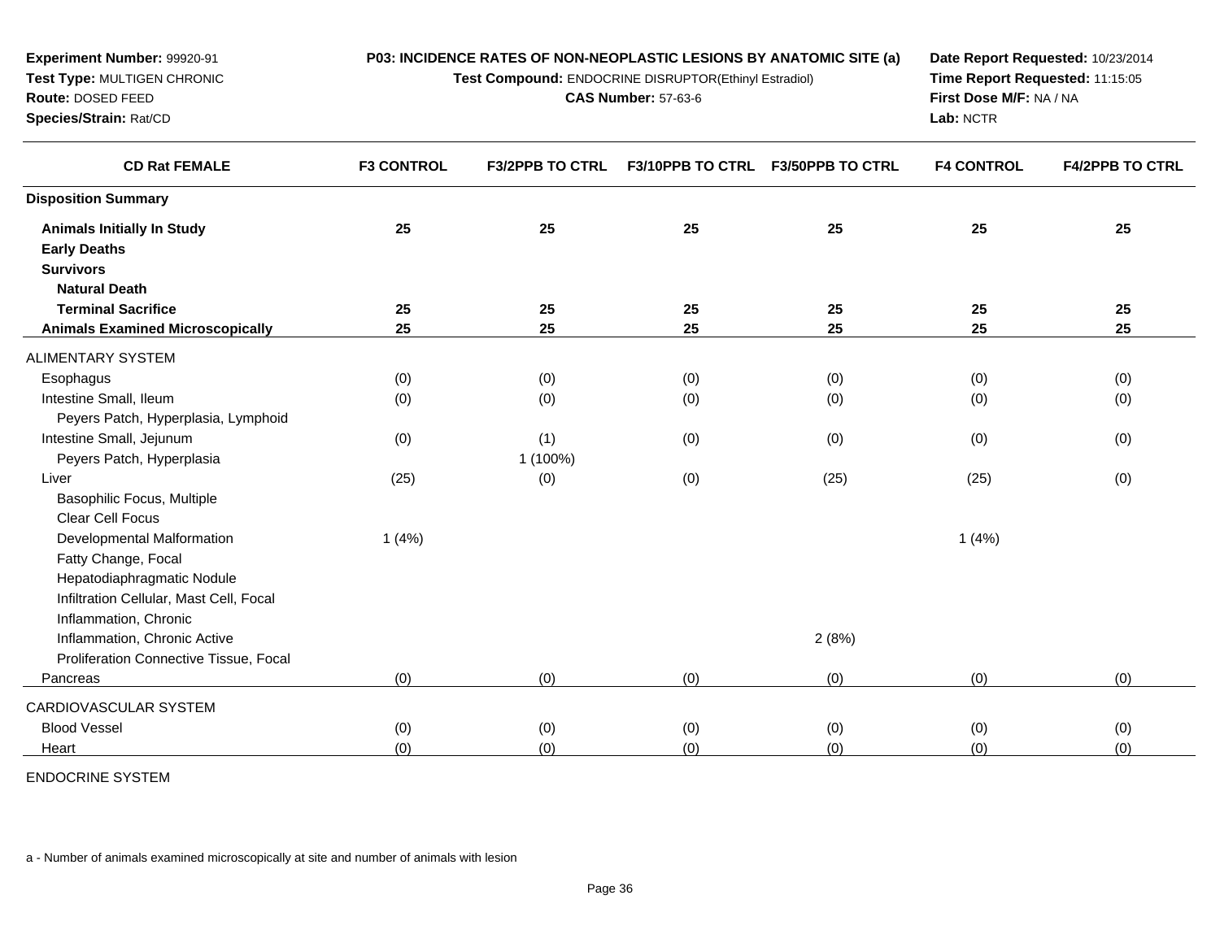**Experiment Number:** 99920-91
**Test Type:** MULTIGEN CHRONIC
**Route:** DOSED FEED
**Species/Strain:** Rat/CD

**P03: INCIDENCE RATES OF NON-NEOPLASTIC LESIONS BY ANATOMIC SITE (a)**
**Test Compound:** ENDOCRINE DISRUPTOR(Ethinyl Estradiol)
**CAS Number:** 57-63-6

**Date Report Requested:** 10/23/2014
**Time Report Requested:** 11:15:05
**First Dose M/F:** NA / NA
**Lab:** NCTR

| CD Rat FEMALE | F3 CONTROL | F3/2PPB TO CTRL | F3/10PPB TO CTRL | F3/50PPB TO CTRL | F4 CONTROL | F4/2PPB TO CTRL |
|---|---|---|---|---|---|---|
| **Disposition Summary** | | | | | | |
| **Animals Initially In Study** | **25** | **25** | **25** | **25** | **25** | **25** |
| **Early Deaths** | | | | | | |
| **Survivors** | | | | | | |
| **Natural Death** | | | | | | |
| **Terminal Sacrifice** | **25** | **25** | **25** | **25** | **25** | **25** |
| **Animals Examined Microscopically** | **25** | **25** | **25** | **25** | **25** | **25** |
| ALIMENTARY SYSTEM | | | | | | |
| Esophagus | (0) | (0) | (0) | (0) | (0) | (0) |
| Intestine Small, Ileum | (0) | (0) | (0) | (0) | (0) | (0) |
| Peyers Patch, Hyperplasia, Lymphoid | | | | | | |
| Intestine Small, Jejunum | (0) | (1) | (0) | (0) | (0) | (0) |
| Peyers Patch, Hyperplasia | | 1 (100%) | | | | |
| Liver | (25) | (0) | (0) | (25) | (25) | (0) |
| Basophilic Focus, Multiple | | | | | | |
| Clear Cell Focus | | | | | | |
| Developmental Malformation | 1 (4%) | | | | 1 (4%) | |
| Fatty Change, Focal | | | | | | |
| Hepatodiaphragmatic Nodule | | | | | | |
| Infiltration Cellular, Mast Cell, Focal | | | | | | |
| Inflammation, Chronic | | | | | | |
| Inflammation, Chronic Active | | | | 2 (8%) | | |
| Proliferation Connective Tissue, Focal | | | | | | |
| Pancreas | (0) | (0) | (0) | (0) | (0) | (0) |
| CARDIOVASCULAR SYSTEM | | | | | | |
| Blood Vessel | (0) | (0) | (0) | (0) | (0) | (0) |
| Heart | (0) | (0) | (0) | (0) | (0) | (0) |
| ENDOCRINE SYSTEM | | | | | | |

a - Number of animals examined microscopically at site and number of animals with lesion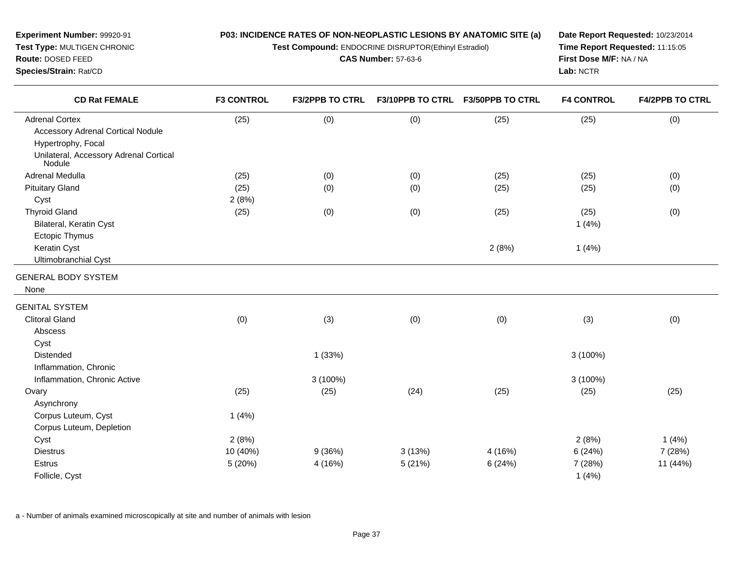**Experiment Number:** 99920-91
**Test Type:** MULTIGEN CHRONIC
**Route:** DOSED FEED
**Species/Strain:** Rat/CD

**P03: INCIDENCE RATES OF NON-NEOPLASTIC LESIONS BY ANATOMIC SITE (a)**
**Test Compound:** ENDOCRINE DISRUPTOR(Ethinyl Estradiol)
**CAS Number:** 57-63-6

**Date Report Requested:** 10/23/2014
**Time Report Requested:** 11:15:05
**First Dose M/F:** NA / NA
**Lab:** NCTR

| CD Rat FEMALE | F3 CONTROL | F3/2PPB TO CTRL | F3/10PPB TO CTRL | F3/50PPB TO CTRL | F4 CONTROL | F4/2PPB TO CTRL |
|---|---|---|---|---|---|---|
| Adrenal Cortex | (25) | (0) | (0) | (25) | (25) | (0) |
| Accessory Adrenal Cortical Nodule | | | | | | |
| Hypertrophy, Focal | | | | | | |
| Unilateral, Accessory Adrenal Cortical Nodule | | | | | | |
| Adrenal Medulla | (25) | (0) | (0) | (25) | (25) | (0) |
| Pituitary Gland | (25) | (0) | (0) | (25) | (25) | (0) |
| Cyst | 2 (8%) | | | | | |
| Thyroid Gland | (25) | (0) | (0) | (25) | (25) | (0) |
| Bilateral, Keratin Cyst | | | | | 1 (4%) | |
| Ectopic Thymus | | | | | | |
| Keratin Cyst | | | | 2 (8%) | 1 (4%) | |
| Ultimobranchial Cyst | | | | | | |
| GENERAL BODY SYSTEM | | | | | | |
| None | | | | | | |
| GENITAL SYSTEM | | | | | | |
| Clitoral Gland | (0) | (3) | (0) | (0) | (3) | (0) |
| Abscess | | | | | | |
| Cyst | | | | | | |
| Distended | | 1 (33%) | | | 3 (100%) | |
| Inflammation, Chronic | | | | | | |
| Inflammation, Chronic Active | | 3 (100%) | | | 3 (100%) | |
| Ovary | (25) | (25) | (24) | (25) | (25) | (25) |
| Asynchrony | | | | | | |
| Corpus Luteum, Cyst | 1 (4%) | | | | | |
| Corpus Luteum, Depletion | | | | | | |
| Cyst | 2 (8%) | | | | 2 (8%) | 1 (4%) |
| Diestrus | 10 (40%) | 9 (36%) | 3 (13%) | 4 (16%) | 6 (24%) | 7 (28%) |
| Estrus | 5 (20%) | 4 (16%) | 5 (21%) | 6 (24%) | 7 (28%) | 11 (44%) |
| Follicle, Cyst | | | | | 1 (4%) | |

a - Number of animals examined microscopically at site and number of animals with lesion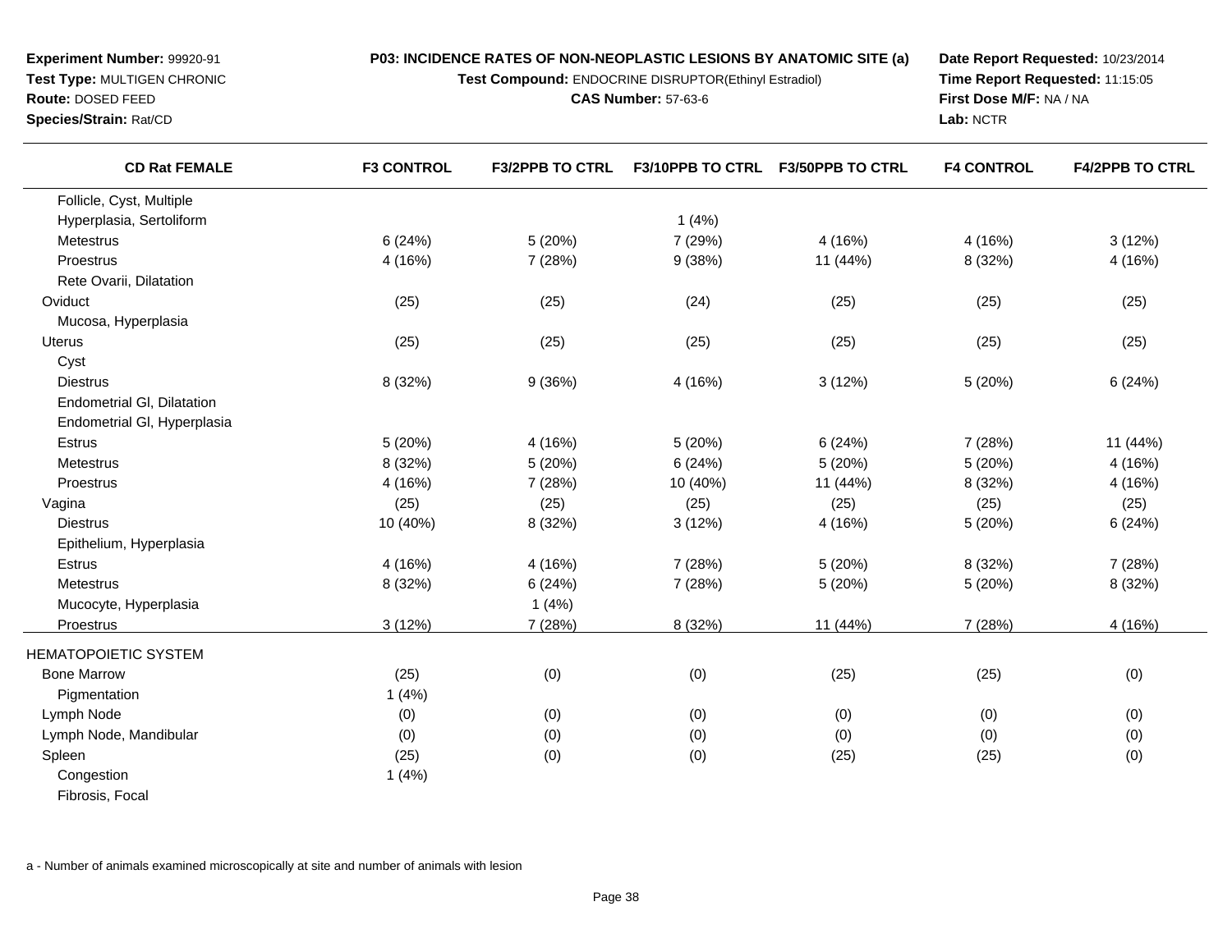**Experiment Number:** 99920-91
**Test Type:** MULTIGEN CHRONIC
**Route:** DOSED FEED
**Species/Strain:** Rat/CD

**P03: INCIDENCE RATES OF NON-NEOPLASTIC LESIONS BY ANATOMIC SITE (a)**
**Test Compound:** ENDOCRINE DISRUPTOR(Ethinyl Estradiol)
**CAS Number:** 57-63-6

**Date Report Requested:** 10/23/2014
**Time Report Requested:** 11:15:05
**First Dose M/F:** NA / NA
**Lab:** NCTR

| CD Rat FEMALE | F3 CONTROL | F3/2PPB TO CTRL | F3/10PPB TO CTRL | F3/50PPB TO CTRL | F4 CONTROL | F4/2PPB TO CTRL |
|---|---|---|---|---|---|---|
| Follicle, Cyst, Multiple | | | | | | |
| Hyperplasia, Sertoliform | | | 1 (4%) | | | |
| Metestrus | 6 (24%) | 5 (20%) | 7 (29%) | 4 (16%) | 4 (16%) | 3 (12%) |
| Proestrus | 4 (16%) | 7 (28%) | 9 (38%) | 11 (44%) | 8 (32%) | 4 (16%) |
| Rete Ovarii, Dilatation | | | | | | |
| Oviduct | (25) | (25) | (24) | (25) | (25) | (25) |
| Mucosa, Hyperplasia | | | | | | |
| Uterus | (25) | (25) | (25) | (25) | (25) | (25) |
| Cyst | | | | | | |
| Diestrus | 8 (32%) | 9 (36%) | 4 (16%) | 3 (12%) | 5 (20%) | 6 (24%) |
| Endometrial Gl, Dilatation | | | | | | |
| Endometrial Gl, Hyperplasia | | | | | | |
| Estrus | 5 (20%) | 4 (16%) | 5 (20%) | 6 (24%) | 7 (28%) | 11 (44%) |
| Metestrus | 8 (32%) | 5 (20%) | 6 (24%) | 5 (20%) | 5 (20%) | 4 (16%) |
| Proestrus | 4 (16%) | 7 (28%) | 10 (40%) | 11 (44%) | 8 (32%) | 4 (16%) |
| Vagina | (25) | (25) | (25) | (25) | (25) | (25) |
| Diestrus | 10 (40%) | 8 (32%) | 3 (12%) | 4 (16%) | 5 (20%) | 6 (24%) |
| Epithelium, Hyperplasia | | | | | | |
| Estrus | 4 (16%) | 4 (16%) | 7 (28%) | 5 (20%) | 8 (32%) | 7 (28%) |
| Metestrus | 8 (32%) | 6 (24%) | 7 (28%) | 5 (20%) | 5 (20%) | 8 (32%) |
| Mucocyte, Hyperplasia | | 1 (4%) | | | | |
| Proestrus | 3 (12%) | 7 (28%) | 8 (32%) | 11 (44%) | 7 (28%) | 4 (16%) |
| HEMATOPOIETIC SYSTEM | | | | | | |
| Bone Marrow | (25) | (0) | (0) | (25) | (25) | (0) |
| Pigmentation | 1 (4%) | | | | | |
| Lymph Node | (0) | (0) | (0) | (0) | (0) | (0) |
| Lymph Node, Mandibular | (0) | (0) | (0) | (0) | (0) | (0) |
| Spleen | (25) | (0) | (0) | (25) | (25) | (0) |
| Congestion | 1 (4%) | | | | | |
| Fibrosis, Focal | | | | | | |

a - Number of animals examined microscopically at site and number of animals with lesion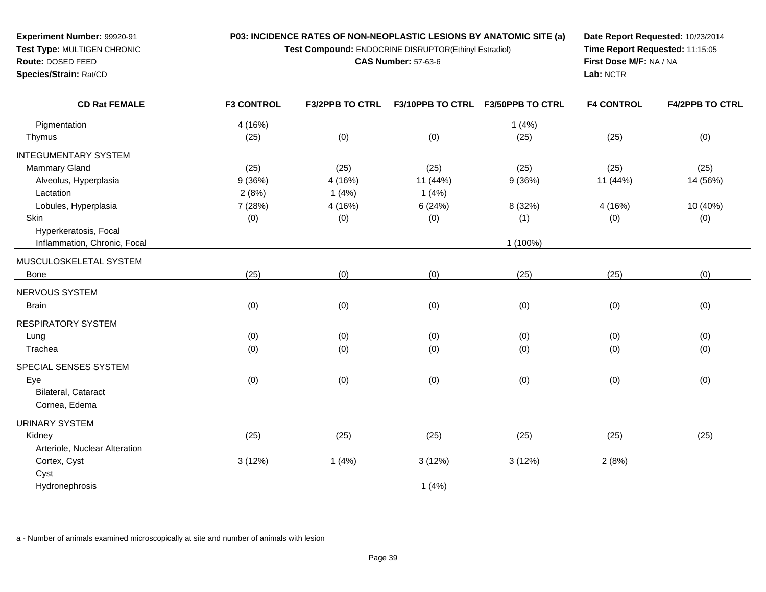**Experiment Number:** 99920-91
**Test Type:** MULTIGEN CHRONIC
**Route:** DOSED FEED
**Species/Strain:** Rat/CD

**P03: INCIDENCE RATES OF NON-NEOPLASTIC LESIONS BY ANATOMIC SITE (a)**
**Test Compound:** ENDOCRINE DISRUPTOR(Ethinyl Estradiol)
**CAS Number:** 57-63-6

**Date Report Requested:** 10/23/2014
**Time Report Requested:** 11:15:05
**First Dose M/F:** NA / NA
**Lab:** NCTR

| CD Rat FEMALE | F3 CONTROL | F3/2PPB TO CTRL | F3/10PPB TO CTRL | F3/50PPB TO CTRL | F4 CONTROL | F4/2PPB TO CTRL |
|---|---|---|---|---|---|---|
| Pigmentation | 4 (16%) | | | 1 (4%) | | |
| Thymus | (25) | (0) | (0) | (25) | (25) | (0) |
| INTEGUMENTARY SYSTEM | | | | | | |
| Mammary Gland | (25) | (25) | (25) | (25) | (25) | (25) |
| Alveolus, Hyperplasia | 9 (36%) | 4 (16%) | 11 (44%) | 9 (36%) | 11 (44%) | 14 (56%) |
| Lactation | 2 (8%) | 1 (4%) | 1 (4%) | | | |
| Lobules, Hyperplasia | 7 (28%) | 4 (16%) | 6 (24%) | 8 (32%) | 4 (16%) | 10 (40%) |
| Skin | (0) | (0) | (0) | (1) | (0) | (0) |
| Hyperkeratosis, Focal | | | | | | |
| Inflammation, Chronic, Focal | | | | 1 (100%) | | |
| MUSCULOSKELETAL SYSTEM | | | | | | |
| Bone | (25) | (0) | (0) | (25) | (25) | (0) |
| NERVOUS SYSTEM | | | | | | |
| Brain | (0) | (0) | (0) | (0) | (0) | (0) |
| RESPIRATORY SYSTEM | | | | | | |
| Lung | (0) | (0) | (0) | (0) | (0) | (0) |
| Trachea | (0) | (0) | (0) | (0) | (0) | (0) |
| SPECIAL SENSES SYSTEM | | | | | | |
| Eye | (0) | (0) | (0) | (0) | (0) | (0) |
| Bilateral, Cataract | | | | | | |
| Cornea, Edema | | | | | | |
| URINARY SYSTEM | | | | | | |
| Kidney | (25) | (25) | (25) | (25) | (25) | (25) |
| Arteriole, Nuclear Alteration | | | | | | |
| Cortex, Cyst | 3 (12%) | 1 (4%) | 3 (12%) | 3 (12%) | 2 (8%) | |
| Cyst | | | | | | |
| Hydronephrosis | | | 1 (4%) | | | |

a - Number of animals examined microscopically at site and number of animals with lesion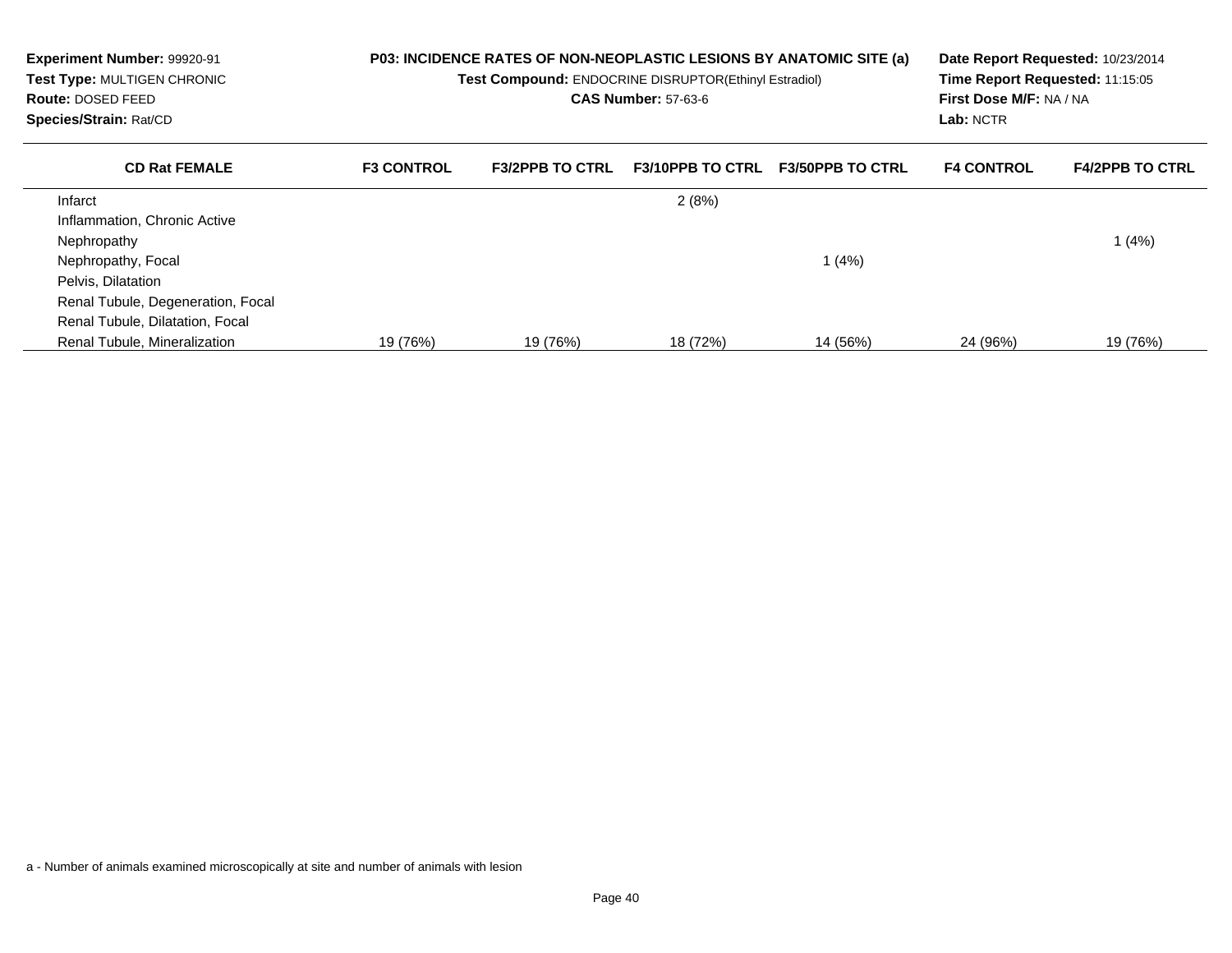**Experiment Number:** 99920-91
**Test Type:** MULTIGEN CHRONIC
**Route:** DOSED FEED
**Species/Strain:** Rat/CD

**P03: INCIDENCE RATES OF NON-NEOPLASTIC LESIONS BY ANATOMIC SITE (a)**
**Test Compound:** ENDOCRINE DISRUPTOR(Ethinyl Estradiol)
**CAS Number:** 57-63-6

**Date Report Requested:** 10/23/2014
**Time Report Requested:** 11:15:05
**First Dose M/F:** NA / NA
**Lab:** NCTR

| CD Rat FEMALE | F3 CONTROL | F3/2PPB TO CTRL | F3/10PPB TO CTRL | F3/50PPB TO CTRL | F4 CONTROL | F4/2PPB TO CTRL |
|---|---|---|---|---|---|---|
| Infarct | | | 2 (8%) | | | |
| Inflammation, Chronic Active | | | | | | |
| Nephropathy | | | | | | 1 (4%) |
| Nephropathy, Focal | | | | 1 (4%) | | |
| Pelvis, Dilatation | | | | | | |
| Renal Tubule, Degeneration, Focal | | | | | | |
| Renal Tubule, Dilatation, Focal | | | | | | |
| Renal Tubule, Mineralization | 19 (76%) | 19 (76%) | 18 (72%) | 14 (56%) | 24 (96%) | 19 (76%) |

a - Number of animals examined microscopically at site and number of animals with lesion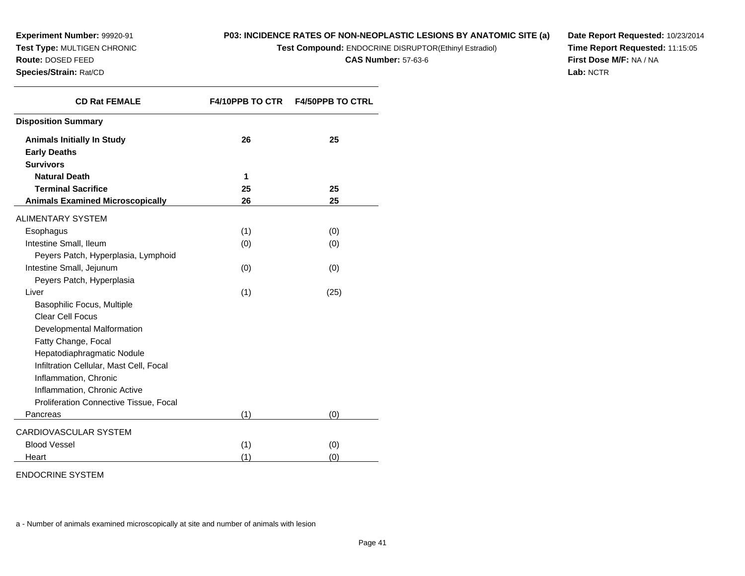**Experiment Number:** 99920-91
**Test Type:** MULTIGEN CHRONIC
**Route:** DOSED FEED
**Species/Strain:** Rat/CD

**P03: INCIDENCE RATES OF NON-NEOPLASTIC LESIONS BY ANATOMIC SITE (a)**
**Test Compound:** ENDOCRINE DISRUPTOR(Ethinyl Estradiol)
**CAS Number:** 57-63-6

**Date Report Requested:** 10/23/2014
**Time Report Requested:** 11:15:05
**First Dose M/F:** NA / NA
**Lab:** NCTR

| CD Rat FEMALE | F4/10PPB TO CTR | F4/50PPB TO CTRL |
|---|---|---|
| **Disposition Summary** | | |
| **Animals Initially In Study** | **26** | **25** |
| **Early Deaths** | | |
| **Survivors** | | |
| **Natural Death** | **1** | |
| **Terminal Sacrifice** | **25** | **25** |
| **Animals Examined Microscopically** | **26** | **25** |
| ALIMENTARY SYSTEM | | |
| Esophagus | (1) | (0) |
| Intestine Small, Ileum | (0) | (0) |
| Peyers Patch, Hyperplasia, Lymphoid | | |
| Intestine Small, Jejunum | (0) | (0) |
| Peyers Patch, Hyperplasia | | |
| Liver | (1) | (25) |
| Basophilic Focus, Multiple | | |
| Clear Cell Focus | | |
| Developmental Malformation | | |
| Fatty Change, Focal | | |
| Hepatodiaphragmatic Nodule | | |
| Infiltration Cellular, Mast Cell, Focal | | |
| Inflammation, Chronic | | |
| Inflammation, Chronic Active | | |
| Proliferation Connective Tissue, Focal | | |
| Pancreas | (1) | (0) |
| CARDIOVASCULAR SYSTEM | | |
| Blood Vessel | (1) | (0) |
| Heart | (1) | (0) |
| ENDOCRINE SYSTEM | | |

a - Number of animals examined microscopically at site and number of animals with lesion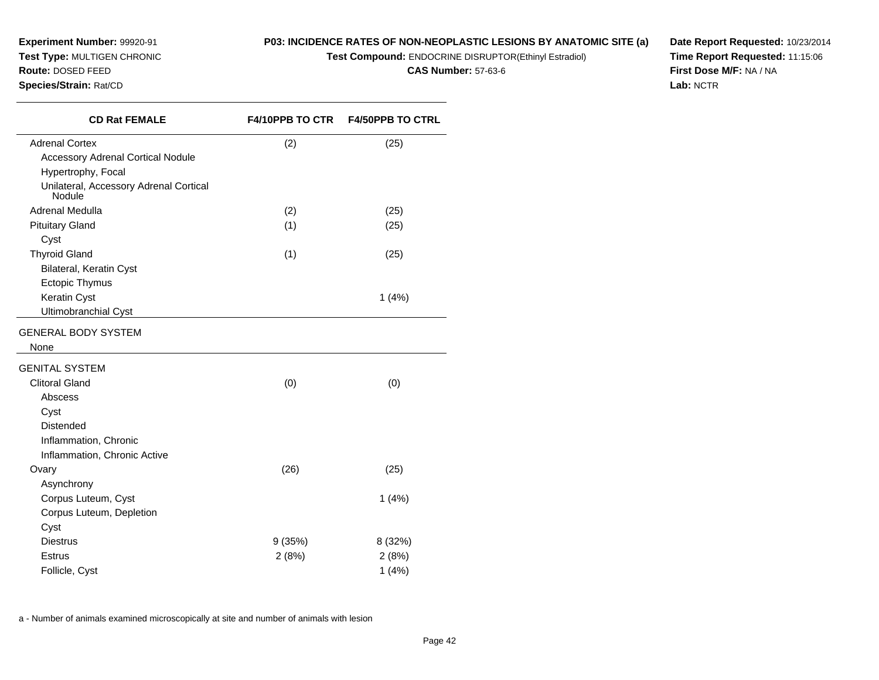**Experiment Number:** 99920-91
**Test Type:** MULTIGEN CHRONIC
**Route:** DOSED FEED
**Species/Strain:** Rat/CD

**P03: INCIDENCE RATES OF NON-NEOPLASTIC LESIONS BY ANATOMIC SITE (a)**
**Test Compound:** ENDOCRINE DISRUPTOR(Ethinyl Estradiol)
**CAS Number:** 57-63-6

**Date Report Requested:** 10/23/2014
**Time Report Requested:** 11:15:06
**First Dose M/F:** NA / NA
**Lab:** NCTR

| CD Rat FEMALE | F4/10PPB TO CTR | F4/50PPB TO CTRL |
|---|---|---|
| Adrenal Cortex | (2) | (25) |
| Accessory Adrenal Cortical Nodule | | |
| Hypertrophy, Focal | | |
| Unilateral, Accessory Adrenal Cortical Nodule | | |
| Adrenal Medulla | (2) | (25) |
| Pituitary Gland | (1) | (25) |
| Cyst | | |
| Thyroid Gland | (1) | (25) |
| Bilateral, Keratin Cyst | | |
| Ectopic Thymus | | |
| Keratin Cyst | | 1 (4%) |
| Ultimobranchial Cyst | | |
| GENERAL BODY SYSTEM | | |
| None | | |
| GENITAL SYSTEM | | |
| Clitoral Gland | (0) | (0) |
| Abscess | | |
| Cyst | | |
| Distended | | |
| Inflammation, Chronic | | |
| Inflammation, Chronic Active | | |
| Ovary | (26) | (25) |
| Asynchrony | | |
| Corpus Luteum, Cyst | | 1 (4%) |
| Corpus Luteum, Depletion | | |
| Cyst | | |
| Diestrus | 9 (35%) | 8 (32%) |
| Estrus | 2 (8%) | 2 (8%) |
| Follicle, Cyst | | 1 (4%) |

a - Number of animals examined microscopically at site and number of animals with lesion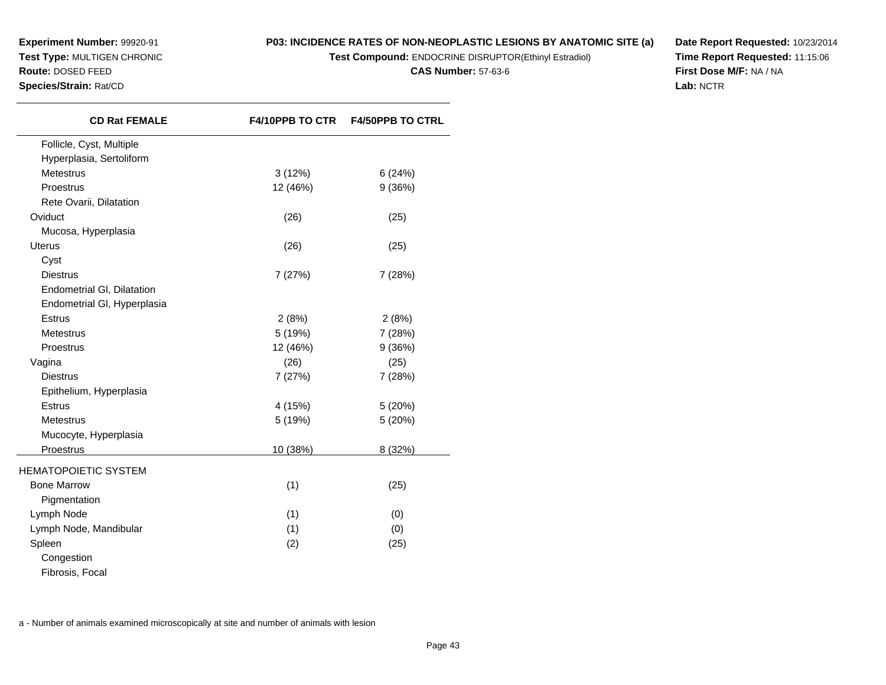**Experiment Number:** 99920-91
**Test Type:** MULTIGEN CHRONIC
**Route:** DOSED FEED
**Species/Strain:** Rat/CD

**P03: INCIDENCE RATES OF NON-NEOPLASTIC LESIONS BY ANATOMIC SITE (a)**
**Test Compound:** ENDOCRINE DISRUPTOR(Ethinyl Estradiol)
**CAS Number:** 57-63-6

**Date Report Requested:** 10/23/2014
**Time Report Requested:** 11:15:06
**First Dose M/F:** NA / NA
**Lab:** NCTR

| CD Rat FEMALE | F4/10PPB TO CTR | F4/50PPB TO CTRL |
|---|---|---|
| Follicle, Cyst, Multiple | | |
| Hyperplasia, Sertoliform | | |
| Metestrus | 3 (12%) | 6 (24%) |
| Proestrus | 12 (46%) | 9 (36%) |
| Rete Ovarii, Dilatation | | |
| Oviduct | (26) | (25) |
| Mucosa, Hyperplasia | | |
| Uterus | (26) | (25) |
| Cyst | | |
| Diestrus | 7 (27%) | 7 (28%) |
| Endometrial Gl, Dilatation | | |
| Endometrial Gl, Hyperplasia | | |
| Estrus | 2 (8%) | 2 (8%) |
| Metestrus | 5 (19%) | 7 (28%) |
| Proestrus | 12 (46%) | 9 (36%) |
| Vagina | (26) | (25) |
| Diestrus | 7 (27%) | 7 (28%) |
| Epithelium, Hyperplasia | | |
| Estrus | 4 (15%) | 5 (20%) |
| Metestrus | 5 (19%) | 5 (20%) |
| Mucocyte, Hyperplasia | | |
| Proestrus | 10 (38%) | 8 (32%) |
| HEMATOPOIETIC SYSTEM | | |
| Bone Marrow | (1) | (25) |
| Pigmentation | | |
| Lymph Node | (1) | (0) |
| Lymph Node, Mandibular | (1) | (0) |
| Spleen | (2) | (25) |
| Congestion | | |
| Fibrosis, Focal | | |

a - Number of animals examined microscopically at site and number of animals with lesion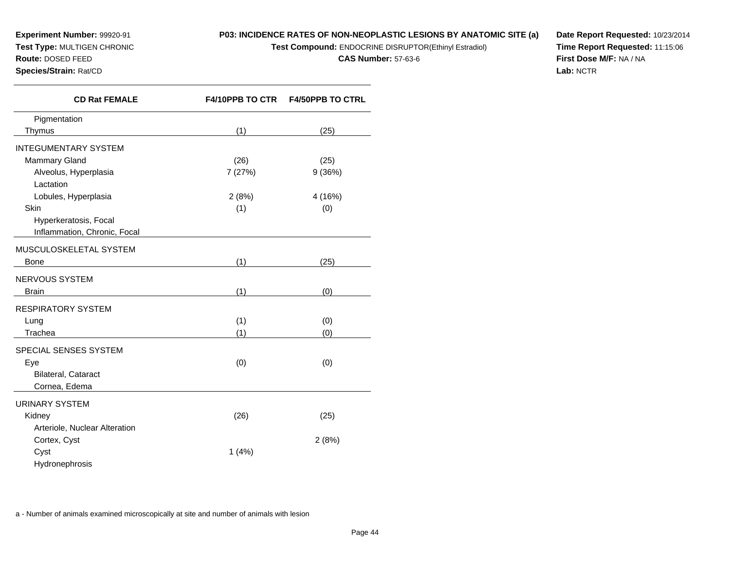**Experiment Number:** 99920-91
**Test Type:** MULTIGEN CHRONIC
**Route:** DOSED FEED
**Species/Strain:** Rat/CD

**P03: INCIDENCE RATES OF NON-NEOPLASTIC LESIONS BY ANATOMIC SITE (a)**
**Test Compound:** ENDOCRINE DISRUPTOR(Ethinyl Estradiol)
**CAS Number:** 57-63-6

**Date Report Requested:** 10/23/2014
**Time Report Requested:** 11:15:06
**First Dose M/F:** NA / NA
**Lab:** NCTR

| CD Rat FEMALE | F4/10PPB TO CTR | F4/50PPB TO CTRL |
|---|---|---|
| Pigmentation | | |
| Thymus | (1) | (25) |
| INTEGUMENTARY SYSTEM | | |
| Mammary Gland | (26) | (25) |
| Alveolus, Hyperplasia | 7 (27%) | 9 (36%) |
| Lactation | | |
| Lobules, Hyperplasia | 2 (8%) | 4 (16%) |
| Skin | (1) | (0) |
| Hyperkeratosis, Focal | | |
| Inflammation, Chronic, Focal | | |
| MUSCULOSKELETAL SYSTEM | | |
| Bone | (1) | (25) |
| NERVOUS SYSTEM | | |
| Brain | (1) | (0) |
| RESPIRATORY SYSTEM | | |
| Lung | (1) | (0) |
| Trachea | (1) | (0) |
| SPECIAL SENSES SYSTEM | | |
| Eye | (0) | (0) |
| Bilateral, Cataract | | |
| Cornea, Edema | | |
| URINARY SYSTEM | | |
| Kidney | (26) | (25) |
| Arteriole, Nuclear Alteration | | |
| Cortex, Cyst | | 2 (8%) |
| Cyst | 1 (4%) | |
| Hydronephrosis | | |

a - Number of animals examined microscopically at site and number of animals with lesion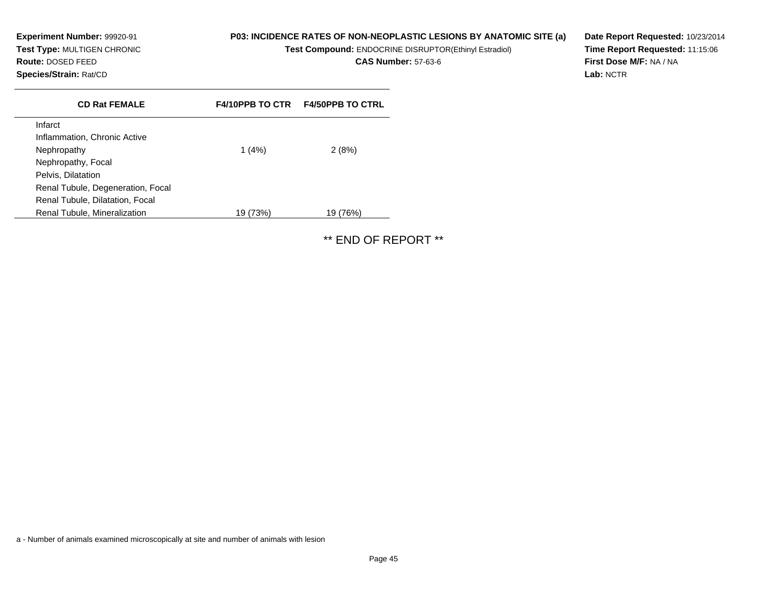**Experiment Number:** 99920-91
**Test Type:** MULTIGEN CHRONIC
**Route:** DOSED FEED
**Species/Strain:** Rat/CD

**P03: INCIDENCE RATES OF NON-NEOPLASTIC LESIONS BY ANATOMIC SITE (a)**
**Test Compound:** ENDOCRINE DISRUPTOR(Ethinyl Estradiol)
**CAS Number:** 57-63-6

**Date Report Requested:** 10/23/2014
**Time Report Requested:** 11:15:06
**First Dose M/F:** NA / NA
**Lab:** NCTR

| CD Rat FEMALE | F4/10PPB TO CTR | F4/50PPB TO CTRL |
|---|---|---|
| Infarct | | |
| Inflammation, Chronic Active | | |
| Nephropathy | 1 (4%) | 2 (8%) |
| Nephropathy, Focal | | |
| Pelvis, Dilatation | | |
| Renal Tubule, Degeneration, Focal | | |
| Renal Tubule, Dilatation, Focal | | |
| Renal Tubule, Mineralization | 19 (73%) | 19 (76%) |

** END OF REPORT **

a - Number of animals examined microscopically at site and number of animals with lesion